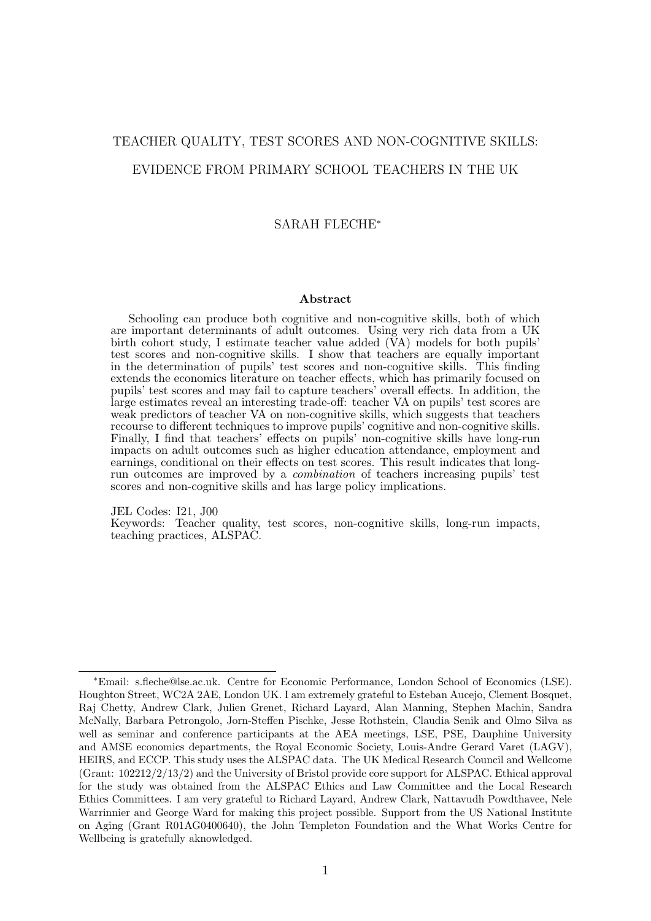# TEACHER QUALITY, TEST SCORES AND NON-COGNITIVE SKILLS: EVIDENCE FROM PRIMARY SCHOOL TEACHERS IN THE UK

SARAH FLECHE*

### Abstract

Schooling can produce both cognitive and non-cognitive skills, both of which are important determinants of adult outcomes. Using very rich data from a UK birth cohort study, I estimate teacher value added (VA) models for both pupils' test scores and non-cognitive skills. I show that teachers are equally important in the determination of pupils' test scores and non-cognitive skills. This finding extends the economics literature on teacher effects, which has primarily focused on pupils' test scores and may fail to capture teachers' overall effects. In addition, the large estimates reveal an interesting trade-off: teacher VA on pupils' test scores are weak predictors of teacher VA on non-cognitive skills, which suggests that teachers recourse to different techniques to improve pupils' cognitive and non-cognitive skills. Finally, I find that teachers' effects on pupils' non-cognitive skills have long-run impacts on adult outcomes such as higher education attendance, employment and earnings, conditional on their effects on test scores. This result indicates that long-run outcomes are improved by a *combination* of teachers increasing pupils' test scores and non-cognitive skills and has large policy implications.

JEL Codes: I21, J00

Keywords: Teacher quality, test scores, non-cognitive skills, long-run impacts, teaching practices, ALSPAC.

---

*Email: s.fleche@lse.ac.uk. Centre for Economic Performance, London School of Economics (LSE). Houghton Street, WC2A 2AE, London UK. I am extremely grateful to Esteban Aucejo, Clement Bosquet, Raj Chetty, Andrew Clark, Julien Grenet, Richard Layard, Alan Manning, Stephen Machin, Sandra McNally, Barbara Petrongolo, Jorn-Steffen Pischke, Jesse Rothstein, Claudia Senik and Olmo Silva as well as seminar and conference participants at the AEA meetings, LSE, PSE, Dauphine University and AMSE economics departments, the Royal Economic Society, Louis-Andre Gerard Varet (LAGV), HEIRS, and ECCP. This study uses the ALSPAC data. The UK Medical Research Council and Wellcome (Grant: 102212/2/13/2) and the University of Bristol provide core support for ALSPAC. Ethical approval for the study was obtained from the ALSPAC Ethics and Law Committee and the Local Research Ethics Committees. I am very grateful to Richard Layard, Andrew Clark, Nattavudh Powdthavee, Nele Warrinnier and George Ward for making this project possible. Support from the US National Institute on Aging (Grant R01AG0400640), the John Templeton Foundation and the What Works Centre for Wellbeing is gratefully aknowledged.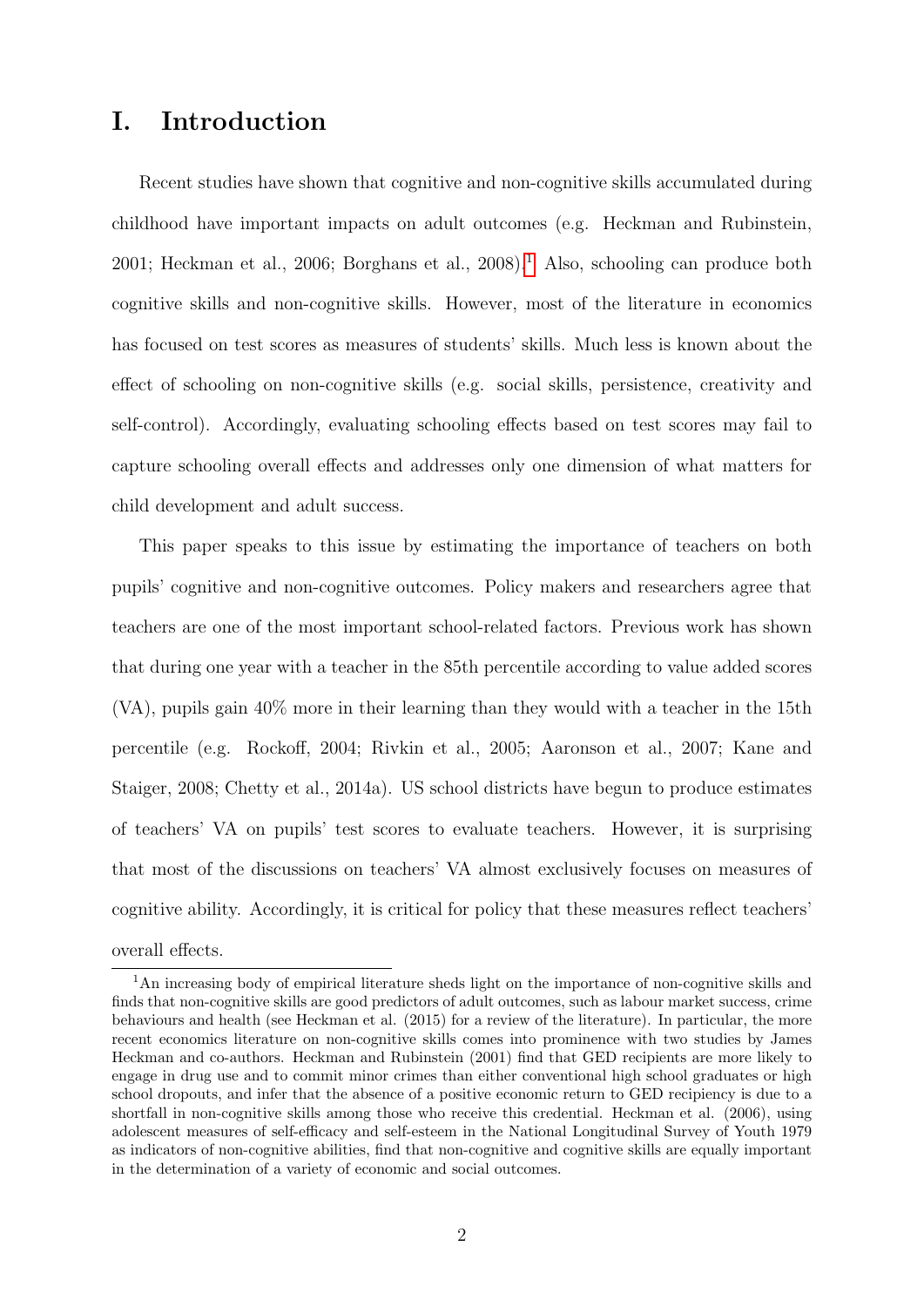# I. Introduction

Recent studies have shown that cognitive and non-cognitive skills accumulated during childhood have important impacts on adult outcomes (e.g. Heckman and Rubinstein, 2001; Heckman et al., 2006; Borghans et al., 2008).[1] Also, schooling can produce both cognitive skills and non-cognitive skills. However, most of the literature in economics has focused on test scores as measures of students' skills. Much less is known about the effect of schooling on non-cognitive skills (e.g. social skills, persistence, creativity and self-control). Accordingly, evaluating schooling effects based on test scores may fail to capture schooling overall effects and addresses only one dimension of what matters for child development and adult success.

This paper speaks to this issue by estimating the importance of teachers on both pupils' cognitive and non-cognitive outcomes. Policy makers and researchers agree that teachers are one of the most important school-related factors. Previous work has shown that during one year with a teacher in the 85th percentile according to value added scores (VA), pupils gain 40% more in their learning than they would with a teacher in the 15th percentile (e.g. Rockoff, 2004; Rivkin et al., 2005; Aaronson et al., 2007; Kane and Staiger, 2008; Chetty et al., 2014a). US school districts have begun to produce estimates of teachers' VA on pupils' test scores to evaluate teachers. However, it is surprising that most of the discussions on teachers' VA almost exclusively focuses on measures of cognitive ability. Accordingly, it is critical for policy that these measures reflect teachers' overall effects.

[1] An increasing body of empirical literature sheds light on the importance of non-cognitive skills and finds that non-cognitive skills are good predictors of adult outcomes, such as labour market success, crime behaviours and health (see Heckman et al. (2015) for a review of the literature). In particular, the more recent economics literature on non-cognitive skills comes into prominence with two studies by James Heckman and co-authors. Heckman and Rubinstein (2001) find that GED recipients are more likely to engage in drug use and to commit minor crimes than either conventional high school graduates or high school dropouts, and infer that the absence of a positive economic return to GED recipiency is due to a shortfall in non-cognitive skills among those who receive this credential. Heckman et al. (2006), using adolescent measures of self-efficacy and self-esteem in the National Longitudinal Survey of Youth 1979 as indicators of non-cognitive abilities, find that non-cognitive and cognitive skills are equally important in the determination of a variety of economic and social outcomes.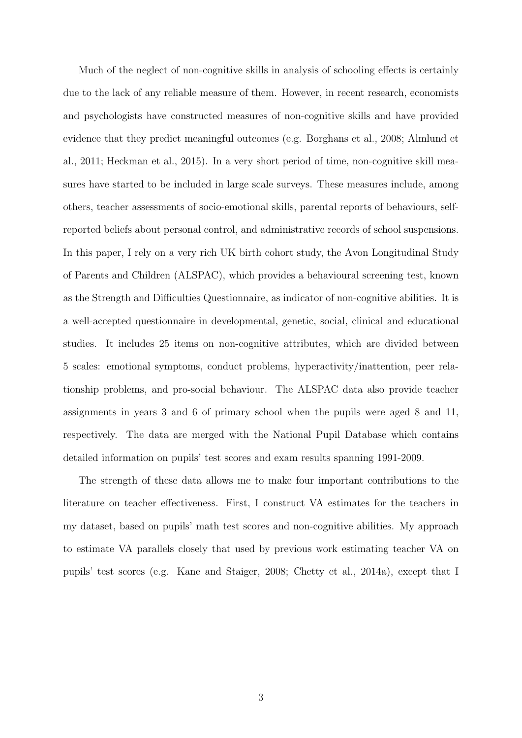Much of the neglect of non-cognitive skills in analysis of schooling effects is certainly due to the lack of any reliable measure of them. However, in recent research, economists and psychologists have constructed measures of non-cognitive skills and have provided evidence that they predict meaningful outcomes (e.g. Borghans et al., 2008; Almlund et al., 2011; Heckman et al., 2015). In a very short period of time, non-cognitive skill measures have started to be included in large scale surveys. These measures include, among others, teacher assessments of socio-emotional skills, parental reports of behaviours, self-reported beliefs about personal control, and administrative records of school suspensions. In this paper, I rely on a very rich UK birth cohort study, the Avon Longitudinal Study of Parents and Children (ALSPAC), which provides a behavioural screening test, known as the Strength and Difficulties Questionnaire, as indicator of non-cognitive abilities. It is a well-accepted questionnaire in developmental, genetic, social, clinical and educational studies. It includes 25 items on non-cognitive attributes, which are divided between 5 scales: emotional symptoms, conduct problems, hyperactivity/inattention, peer relationship problems, and pro-social behaviour. The ALSPAC data also provide teacher assignments in years 3 and 6 of primary school when the pupils were aged 8 and 11, respectively. The data are merged with the National Pupil Database which contains detailed information on pupils' test scores and exam results spanning 1991-2009.

The strength of these data allows me to make four important contributions to the literature on teacher effectiveness. First, I construct VA estimates for the teachers in my dataset, based on pupils' math test scores and non-cognitive abilities. My approach to estimate VA parallels closely that used by previous work estimating teacher VA on pupils' test scores (e.g. Kane and Staiger, 2008; Chetty et al., 2014a), except that I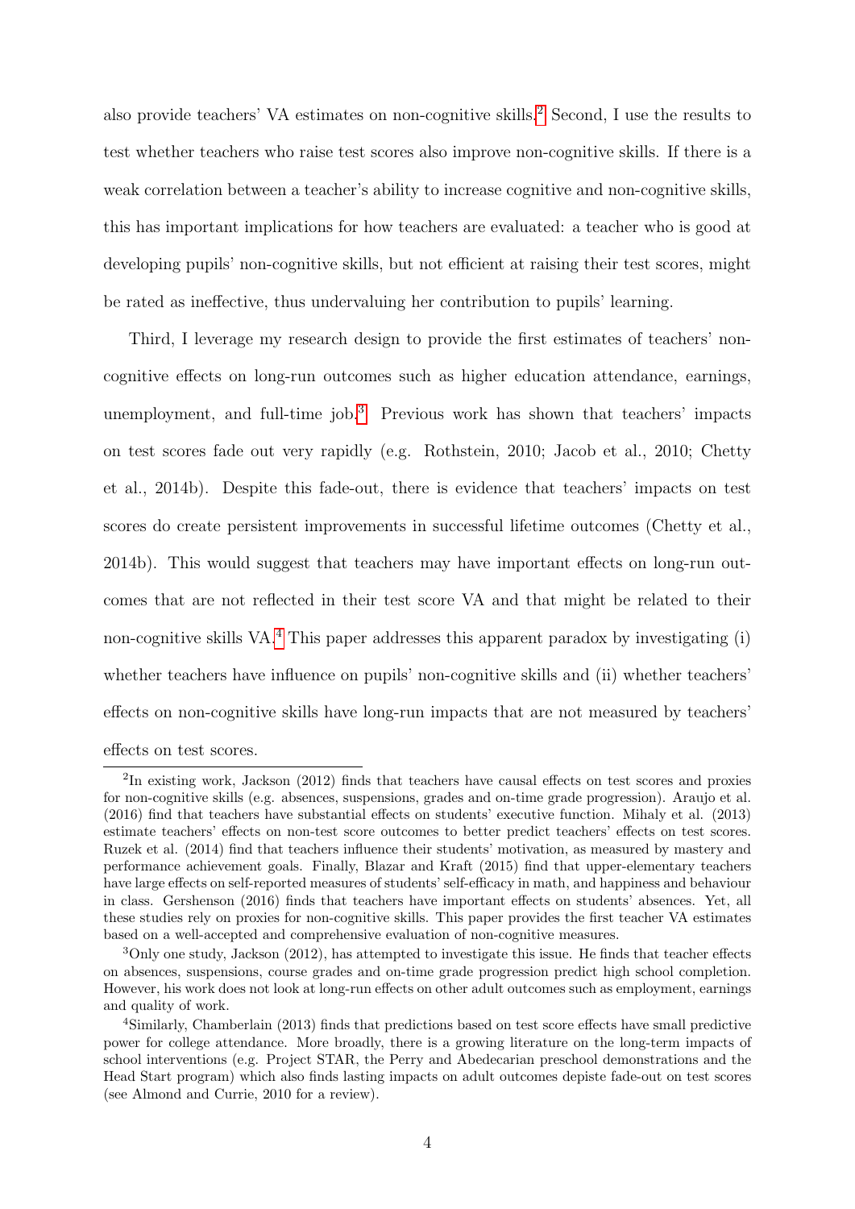also provide teachers' VA estimates on non-cognitive skills.[2] Second, I use the results to test whether teachers who raise test scores also improve non-cognitive skills. If there is a weak correlation between a teacher's ability to increase cognitive and non-cognitive skills, this has important implications for how teachers are evaluated: a teacher who is good at developing pupils' non-cognitive skills, but not efficient at raising their test scores, might be rated as ineffective, thus undervaluing her contribution to pupils' learning.

Third, I leverage my research design to provide the first estimates of teachers' non-cognitive effects on long-run outcomes such as higher education attendance, earnings, unemployment, and full-time job.[3] Previous work has shown that teachers' impacts on test scores fade out very rapidly (e.g. Rothstein, 2010; Jacob et al., 2010; Chetty et al., 2014b). Despite this fade-out, there is evidence that teachers' impacts on test scores do create persistent improvements in successful lifetime outcomes (Chetty et al., 2014b). This would suggest that teachers may have important effects on long-run outcomes that are not reflected in their test score VA and that might be related to their non-cognitive skills VA.[4] This paper addresses this apparent paradox by investigating (i) whether teachers have influence on pupils' non-cognitive skills and (ii) whether teachers' effects on non-cognitive skills have long-run impacts that are not measured by teachers' effects on test scores.

---

[2] In existing work, Jackson (2012) finds that teachers have causal effects on test scores and proxies for non-cognitive skills (e.g. absences, suspensions, grades and on-time grade progression). Araujo et al. (2016) find that teachers have substantial effects on students' executive function. Mihaly et al. (2013) estimate teachers' effects on non-test score outcomes to better predict teachers' effects on test scores. Ruzek et al. (2014) find that teachers influence their students' motivation, as measured by mastery and performance achievement goals. Finally, Blazar and Kraft (2015) find that upper-elementary teachers have large effects on self-reported measures of students' self-efficacy in math, and happiness and behaviour in class. Gershenson (2016) finds that teachers have important effects on students' absences. Yet, all these studies rely on proxies for non-cognitive skills. This paper provides the first teacher VA estimates based on a well-accepted and comprehensive evaluation of non-cognitive measures.

[3] Only one study, Jackson (2012), has attempted to investigate this issue. He finds that teacher effects on absences, suspensions, course grades and on-time grade progression predict high school completion. However, his work does not look at long-run effects on other adult outcomes such as employment, earnings and quality of work.

[4] Similarly, Chamberlain (2013) finds that predictions based on test score effects have small predictive power for college attendance. More broadly, there is a growing literature on the long-term impacts of school interventions (e.g. Project STAR, the Perry and Abedecarian preschool demonstrations and the Head Start program) which also finds lasting impacts on adult outcomes depiste fade-out on test scores (see Almond and Currie, 2010 for a review).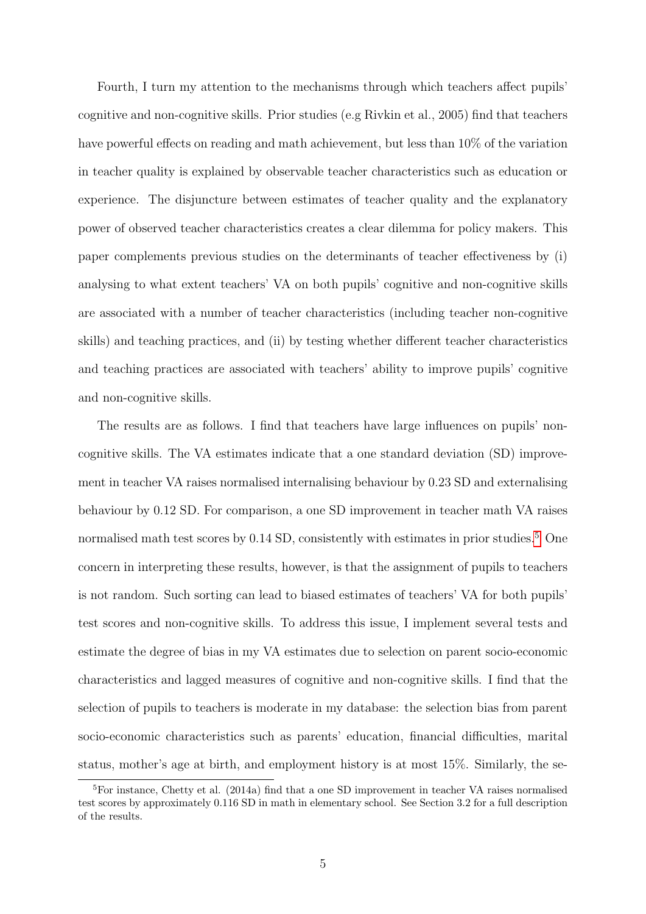Fourth, I turn my attention to the mechanisms through which teachers affect pupils' cognitive and non-cognitive skills. Prior studies (e.g Rivkin et al., 2005) find that teachers have powerful effects on reading and math achievement, but less than 10% of the variation in teacher quality is explained by observable teacher characteristics such as education or experience. The disjuncture between estimates of teacher quality and the explanatory power of observed teacher characteristics creates a clear dilemma for policy makers. This paper complements previous studies on the determinants of teacher effectiveness by (i) analysing to what extent teachers' VA on both pupils' cognitive and non-cognitive skills are associated with a number of teacher characteristics (including teacher non-cognitive skills) and teaching practices, and (ii) by testing whether different teacher characteristics and teaching practices are associated with teachers' ability to improve pupils' cognitive and non-cognitive skills.

The results are as follows. I find that teachers have large influences on pupils' non-cognitive skills. The VA estimates indicate that a one standard deviation (SD) improvement in teacher VA raises normalised internalising behaviour by 0.23 SD and externalising behaviour by 0.12 SD. For comparison, a one SD improvement in teacher math VA raises normalised math test scores by 0.14 SD, consistently with estimates in prior studies.[5] One concern in interpreting these results, however, is that the assignment of pupils to teachers is not random. Such sorting can lead to biased estimates of teachers' VA for both pupils' test scores and non-cognitive skills. To address this issue, I implement several tests and estimate the degree of bias in my VA estimates due to selection on parent socio-economic characteristics and lagged measures of cognitive and non-cognitive skills. I find that the selection of pupils to teachers is moderate in my database: the selection bias from parent socio-economic characteristics such as parents' education, financial difficulties, marital status, mother's age at birth, and employment history is at most 15%. Similarly, the se-

[5] For instance, Chetty et al. (2014a) find that a one SD improvement in teacher VA raises normalised test scores by approximately 0.116 SD in math in elementary school. See Section 3.2 for a full description of the results.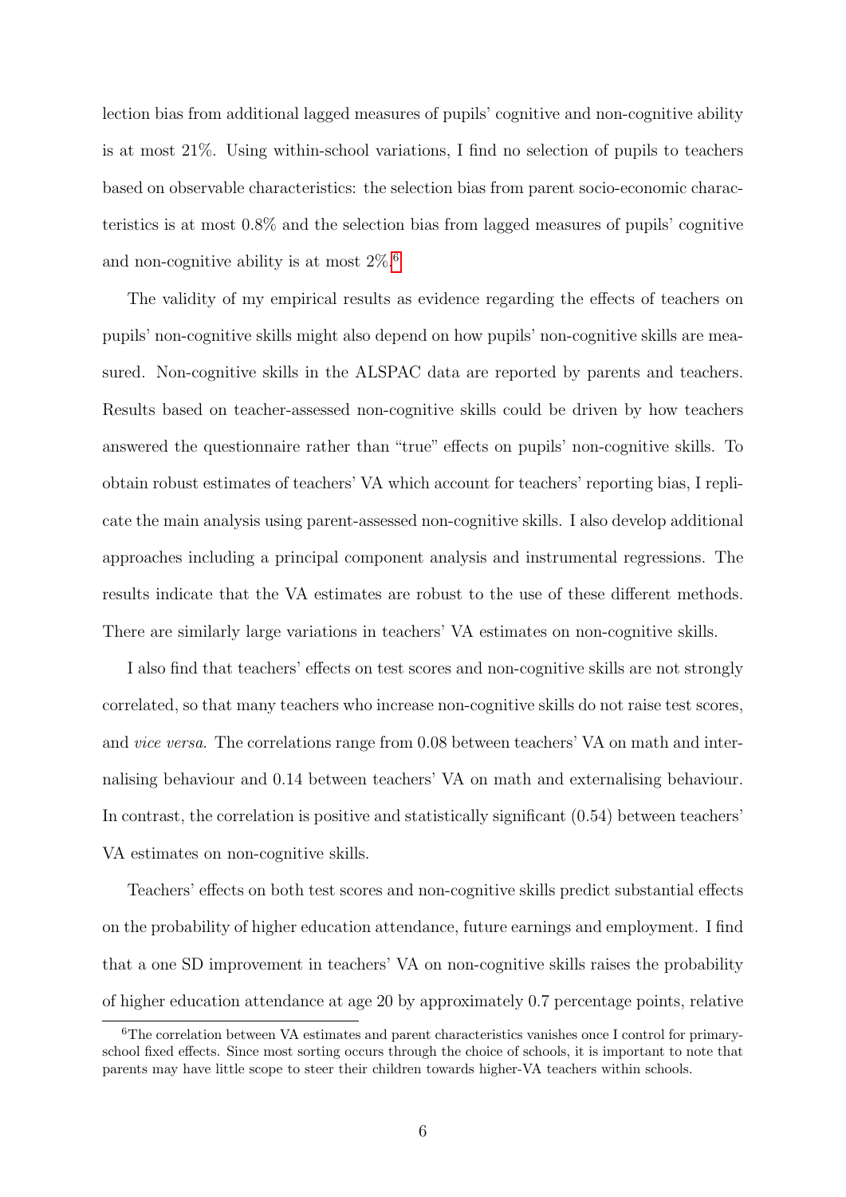lection bias from additional lagged measures of pupils' cognitive and non-cognitive ability is at most 21%. Using within-school variations, I find no selection of pupils to teachers based on observable characteristics: the selection bias from parent socio-economic characteristics is at most 0.8% and the selection bias from lagged measures of pupils' cognitive and non-cognitive ability is at most 2%.[6]

The validity of my empirical results as evidence regarding the effects of teachers on pupils' non-cognitive skills might also depend on how pupils' non-cognitive skills are measured. Non-cognitive skills in the ALSPAC data are reported by parents and teachers. Results based on teacher-assessed non-cognitive skills could be driven by how teachers answered the questionnaire rather than "true" effects on pupils' non-cognitive skills. To obtain robust estimates of teachers' VA which account for teachers' reporting bias, I replicate the main analysis using parent-assessed non-cognitive skills. I also develop additional approaches including a principal component analysis and instrumental regressions. The results indicate that the VA estimates are robust to the use of these different methods. There are similarly large variations in teachers' VA estimates on non-cognitive skills.

I also find that teachers' effects on test scores and non-cognitive skills are not strongly correlated, so that many teachers who increase non-cognitive skills do not raise test scores, and *vice versa*. The correlations range from 0.08 between teachers' VA on math and internalising behaviour and 0.14 between teachers' VA on math and externalising behaviour. In contrast, the correlation is positive and statistically significant (0.54) between teachers' VA estimates on non-cognitive skills.

Teachers' effects on both test scores and non-cognitive skills predict substantial effects on the probability of higher education attendance, future earnings and employment. I find that a one SD improvement in teachers' VA on non-cognitive skills raises the probability of higher education attendance at age 20 by approximately 0.7 percentage points, relative

[6] The correlation between VA estimates and parent characteristics vanishes once I control for primary-school fixed effects. Since most sorting occurs through the choice of schools, it is important to note that parents may have little scope to steer their children towards higher-VA teachers within schools.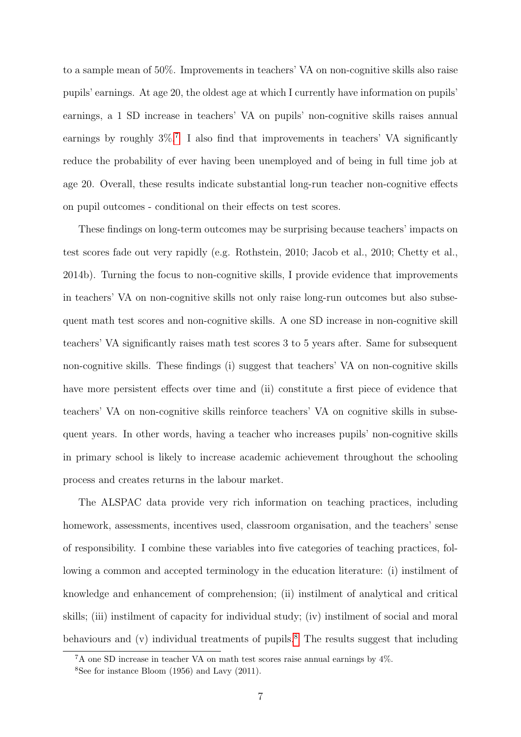to a sample mean of 50%. Improvements in teachers' VA on non-cognitive skills also raise pupils' earnings. At age 20, the oldest age at which I currently have information on pupils' earnings, a 1 SD increase in teachers' VA on pupils' non-cognitive skills raises annual earnings by roughly 3%.[7] I also find that improvements in teachers' VA significantly reduce the probability of ever having been unemployed and of being in full time job at age 20. Overall, these results indicate substantial long-run teacher non-cognitive effects on pupil outcomes - conditional on their effects on test scores.

These findings on long-term outcomes may be surprising because teachers' impacts on test scores fade out very rapidly (e.g. Rothstein, 2010; Jacob et al., 2010; Chetty et al., 2014b). Turning the focus to non-cognitive skills, I provide evidence that improvements in teachers' VA on non-cognitive skills not only raise long-run outcomes but also subsequent math test scores and non-cognitive skills. A one SD increase in non-cognitive skill teachers' VA significantly raises math test scores 3 to 5 years after. Same for subsequent non-cognitive skills. These findings (i) suggest that teachers' VA on non-cognitive skills have more persistent effects over time and (ii) constitute a first piece of evidence that teachers' VA on non-cognitive skills reinforce teachers' VA on cognitive skills in subsequent years. In other words, having a teacher who increases pupils' non-cognitive skills in primary school is likely to increase academic achievement throughout the schooling process and creates returns in the labour market.

The ALSPAC data provide very rich information on teaching practices, including homework, assessments, incentives used, classroom organisation, and the teachers' sense of responsibility. I combine these variables into five categories of teaching practices, following a common and accepted terminology in the education literature: (i) instilment of knowledge and enhancement of comprehension; (ii) instilment of analytical and critical skills; (iii) instilment of capacity for individual study; (iv) instilment of social and moral behaviours and (v) individual treatments of pupils.[8] The results suggest that including

[7] A one SD increase in teacher VA on math test scores raise annual earnings by 4%.

[8] See for instance Bloom (1956) and Lavy (2011).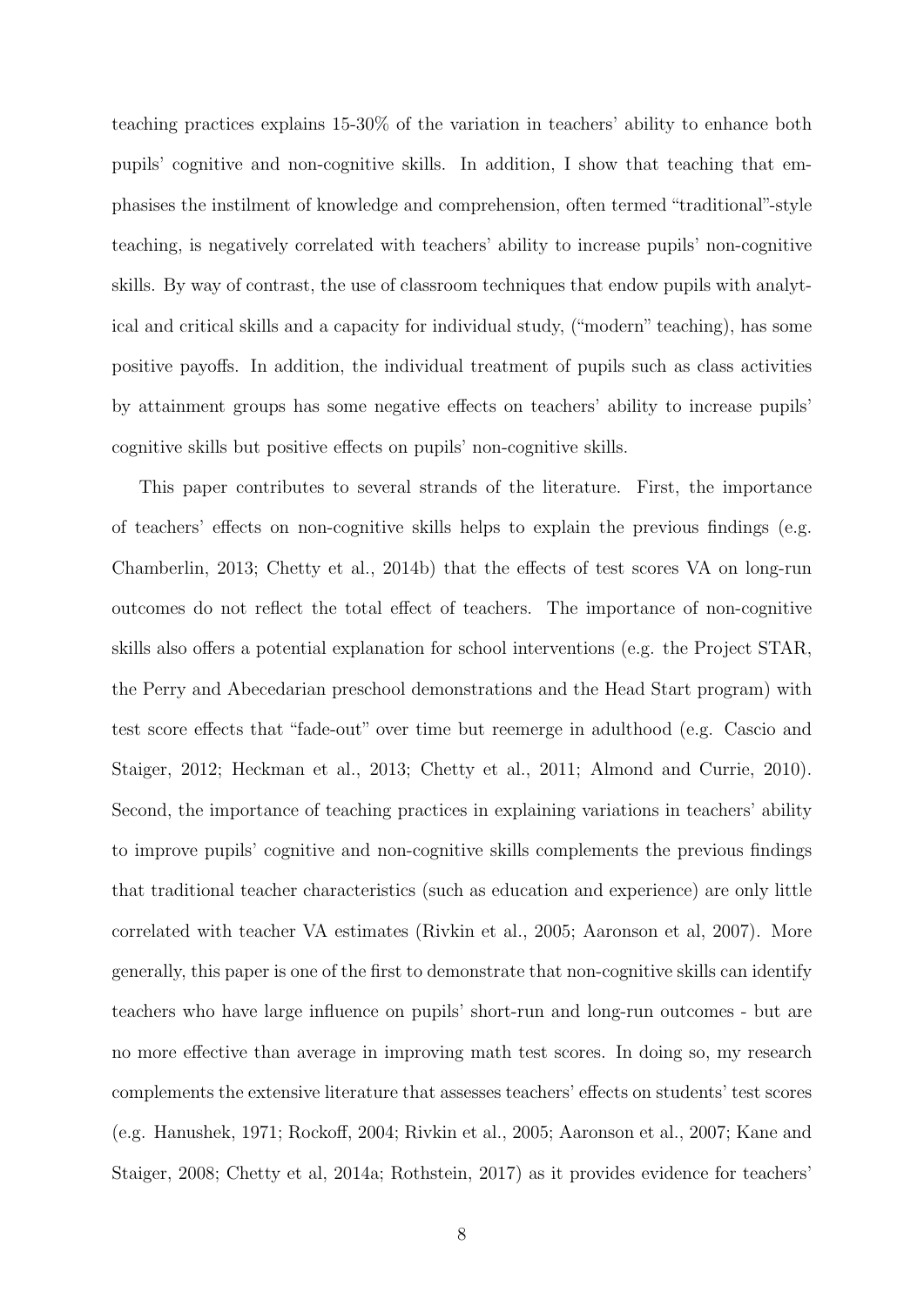teaching practices explains 15-30% of the variation in teachers' ability to enhance both pupils' cognitive and non-cognitive skills. In addition, I show that teaching that emphasises the instilment of knowledge and comprehension, often termed "traditional"-style teaching, is negatively correlated with teachers' ability to increase pupils' non-cognitive skills. By way of contrast, the use of classroom techniques that endow pupils with analytical and critical skills and a capacity for individual study, ("modern" teaching), has some positive payoffs. In addition, the individual treatment of pupils such as class activities by attainment groups has some negative effects on teachers' ability to increase pupils' cognitive skills but positive effects on pupils' non-cognitive skills.

This paper contributes to several strands of the literature. First, the importance of teachers' effects on non-cognitive skills helps to explain the previous findings (e.g. Chamberlin, 2013; Chetty et al., 2014b) that the effects of test scores VA on long-run outcomes do not reflect the total effect of teachers. The importance of non-cognitive skills also offers a potential explanation for school interventions (e.g. the Project STAR, the Perry and Abecedarian preschool demonstrations and the Head Start program) with test score effects that "fade-out" over time but reemerge in adulthood (e.g. Cascio and Staiger, 2012; Heckman et al., 2013; Chetty et al., 2011; Almond and Currie, 2010). Second, the importance of teaching practices in explaining variations in teachers' ability to improve pupils' cognitive and non-cognitive skills complements the previous findings that traditional teacher characteristics (such as education and experience) are only little correlated with teacher VA estimates (Rivkin et al., 2005; Aaronson et al, 2007). More generally, this paper is one of the first to demonstrate that non-cognitive skills can identify teachers who have large influence on pupils' short-run and long-run outcomes - but are no more effective than average in improving math test scores. In doing so, my research complements the extensive literature that assesses teachers' effects on students' test scores (e.g. Hanushek, 1971; Rockoff, 2004; Rivkin et al., 2005; Aaronson et al., 2007; Kane and Staiger, 2008; Chetty et al, 2014a; Rothstein, 2017) as it provides evidence for teachers'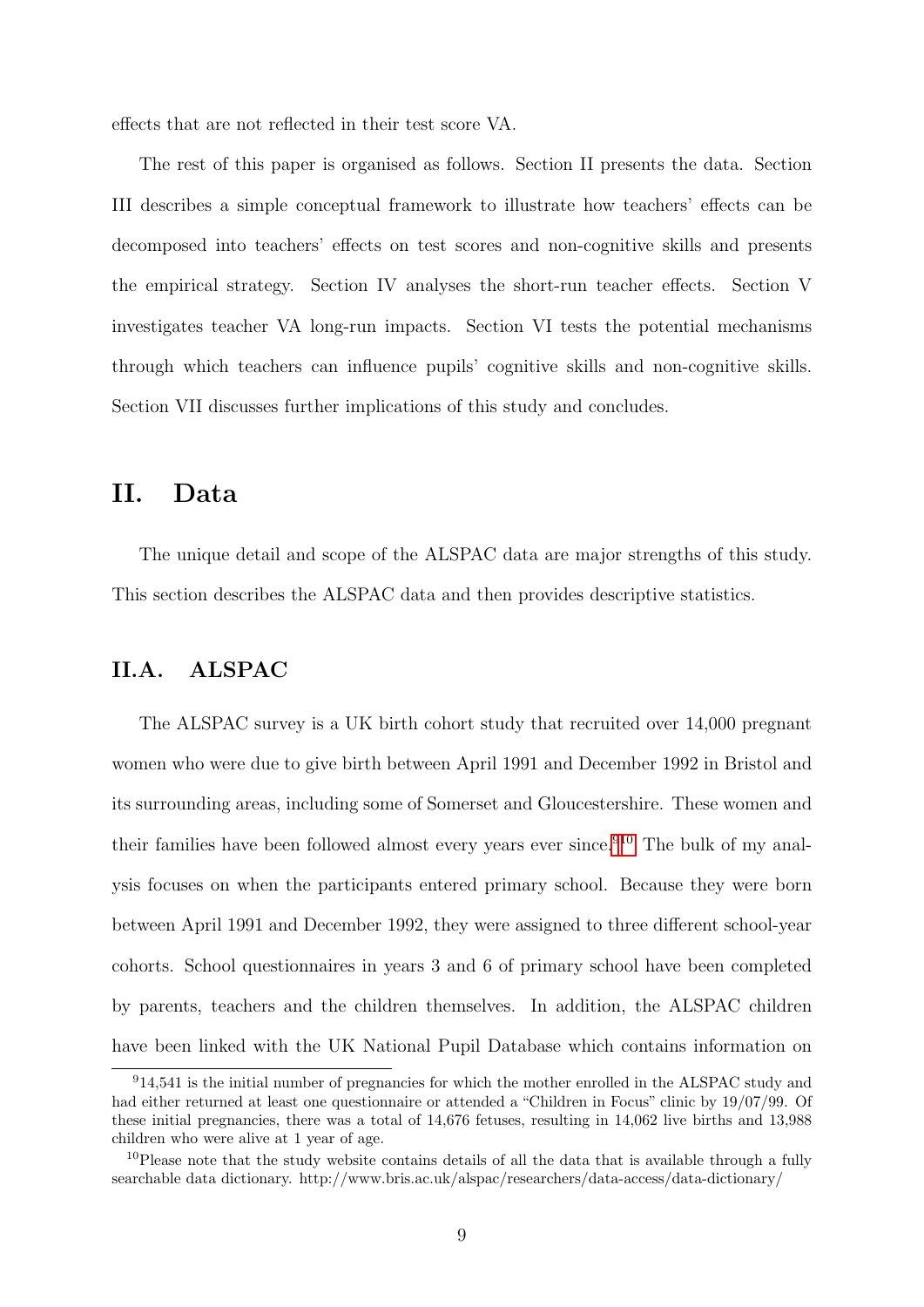effects that are not reflected in their test score VA.

The rest of this paper is organised as follows. Section II presents the data. Section III describes a simple conceptual framework to illustrate how teachers' effects can be decomposed into teachers' effects on test scores and non-cognitive skills and presents the empirical strategy. Section IV analyses the short-run teacher effects. Section V investigates teacher VA long-run impacts. Section VI tests the potential mechanisms through which teachers can influence pupils' cognitive skills and non-cognitive skills. Section VII discusses further implications of this study and concludes.

# II. Data

The unique detail and scope of the ALSPAC data are major strengths of this study. This section describes the ALSPAC data and then provides descriptive statistics.

## II.A. ALSPAC

The ALSPAC survey is a UK birth cohort study that recruited over 14,000 pregnant women who were due to give birth between April 1991 and December 1992 in Bristol and its surrounding areas, including some of Somerset and Gloucestershire. These women and their families have been followed almost every years ever since.[9][10] The bulk of my analysis focuses on when the participants entered primary school. Because they were born between April 1991 and December 1992, they were assigned to three different school-year cohorts. School questionnaires in years 3 and 6 of primary school have been completed by parents, teachers and the children themselves. In addition, the ALSPAC children have been linked with the UK National Pupil Database which contains information on

[9] 14,541 is the initial number of pregnancies for which the mother enrolled in the ALSPAC study and had either returned at least one questionnaire or attended a "Children in Focus" clinic by 19/07/99. Of these initial pregnancies, there was a total of 14,676 fetuses, resulting in 14,062 live births and 13,988 children who were alive at 1 year of age.

[10] Please note that the study website contains details of all the data that is available through a fully searchable data dictionary. http://www.bris.ac.uk/alspac/researchers/data-access/data-dictionary/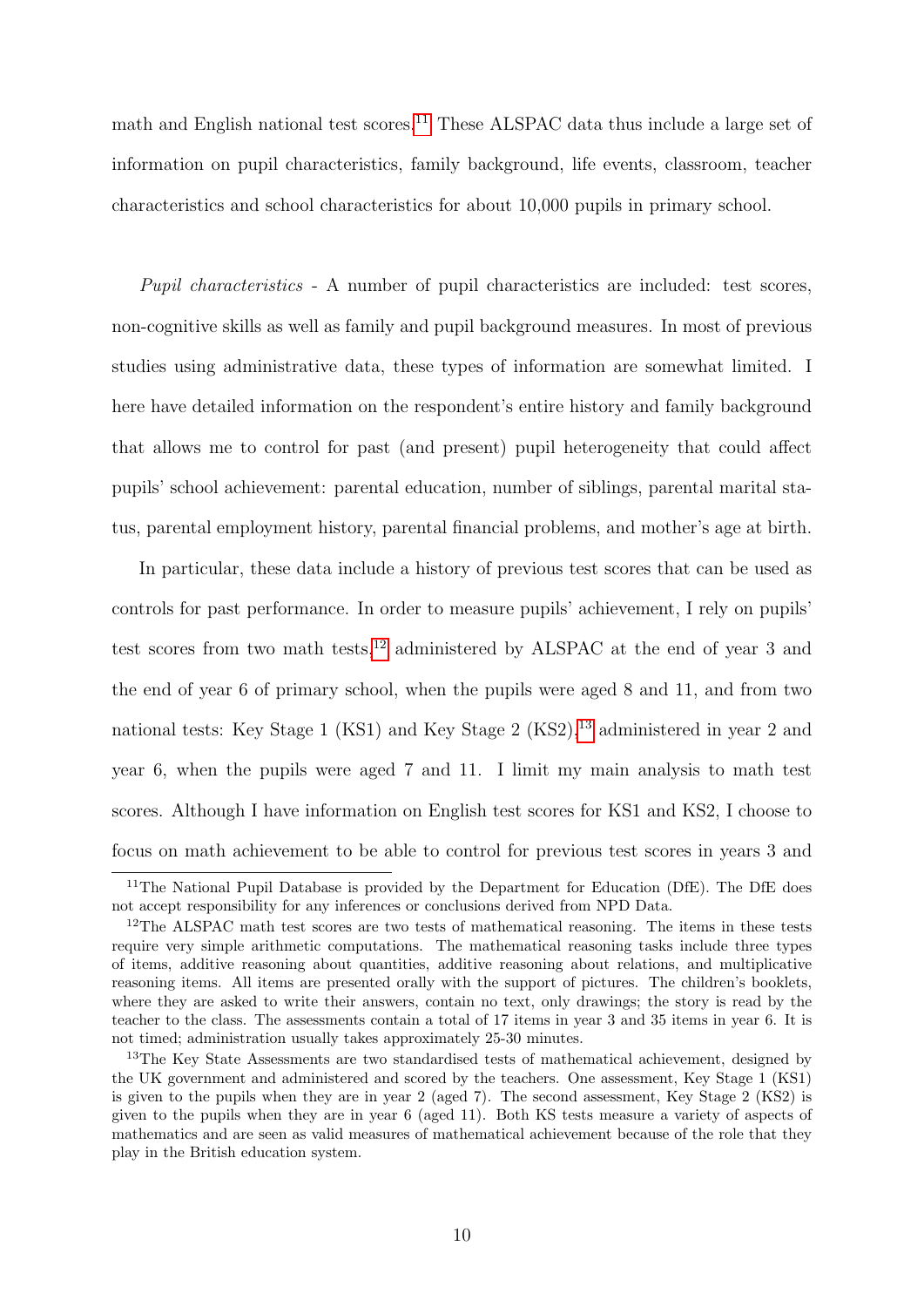math and English national test scores.[11] These ALSPAC data thus include a large set of information on pupil characteristics, family background, life events, classroom, teacher characteristics and school characteristics for about 10,000 pupils in primary school.

*Pupil characteristics* - A number of pupil characteristics are included: test scores, non-cognitive skills as well as family and pupil background measures. In most of previous studies using administrative data, these types of information are somewhat limited. I here have detailed information on the respondent's entire history and family background that allows me to control for past (and present) pupil heterogeneity that could affect pupils' school achievement: parental education, number of siblings, parental marital status, parental employment history, parental financial problems, and mother's age at birth.

In particular, these data include a history of previous test scores that can be used as controls for past performance. In order to measure pupils' achievement, I rely on pupils' test scores from two math tests,[12] administered by ALSPAC at the end of year 3 and the end of year 6 of primary school, when the pupils were aged 8 and 11, and from two national tests: Key Stage 1 (KS1) and Key Stage 2 (KS2),[13] administered in year 2 and year 6, when the pupils were aged 7 and 11. I limit my main analysis to math test scores. Although I have information on English test scores for KS1 and KS2, I choose to focus on math achievement to be able to control for previous test scores in years 3 and

---

[11] The National Pupil Database is provided by the Department for Education (DfE). The DfE does not accept responsibility for any inferences or conclusions derived from NPD Data.

[12] The ALSPAC math test scores are two tests of mathematical reasoning. The items in these tests require very simple arithmetic computations. The mathematical reasoning tasks include three types of items, additive reasoning about quantities, additive reasoning about relations, and multiplicative reasoning items. All items are presented orally with the support of pictures. The children's booklets, where they are asked to write their answers, contain no text, only drawings; the story is read by the teacher to the class. The assessments contain a total of 17 items in year 3 and 35 items in year 6. It is not timed; administration usually takes approximately 25-30 minutes.

[13] The Key State Assessments are two standardised tests of mathematical achievement, designed by the UK government and administered and scored by the teachers. One assessment, Key Stage 1 (KS1) is given to the pupils when they are in year 2 (aged 7). The second assessment, Key Stage 2 (KS2) is given to the pupils when they are in year 6 (aged 11). Both KS tests measure a variety of aspects of mathematics and are seen as valid measures of mathematical achievement because of the role that they play in the British education system.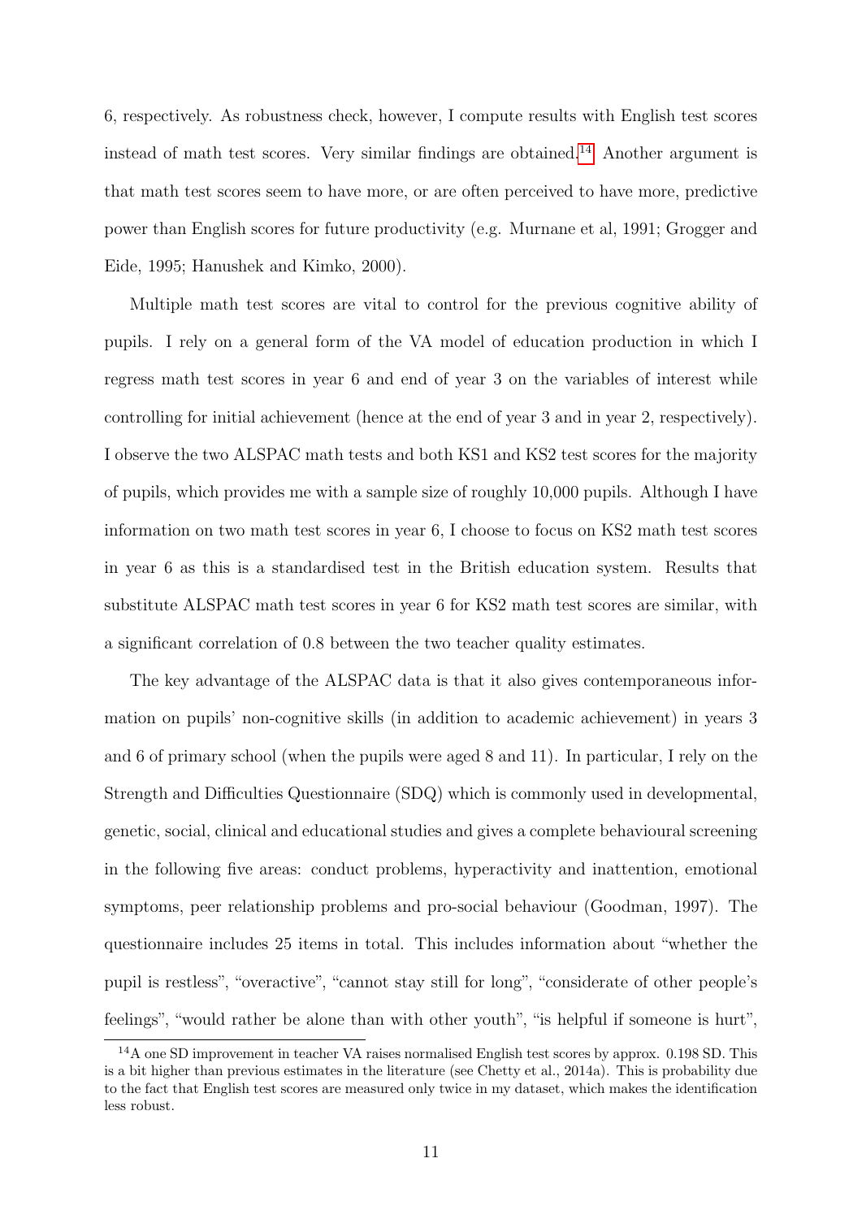6, respectively. As robustness check, however, I compute results with English test scores instead of math test scores. Very similar findings are obtained.[14] Another argument is that math test scores seem to have more, or are often perceived to have more, predictive power than English scores for future productivity (e.g. Murnane et al, 1991; Grogger and Eide, 1995; Hanushek and Kimko, 2000).

Multiple math test scores are vital to control for the previous cognitive ability of pupils. I rely on a general form of the VA model of education production in which I regress math test scores in year 6 and end of year 3 on the variables of interest while controlling for initial achievement (hence at the end of year 3 and in year 2, respectively). I observe the two ALSPAC math tests and both KS1 and KS2 test scores for the majority of pupils, which provides me with a sample size of roughly 10,000 pupils. Although I have information on two math test scores in year 6, I choose to focus on KS2 math test scores in year 6 as this is a standardised test in the British education system. Results that substitute ALSPAC math test scores in year 6 for KS2 math test scores are similar, with a significant correlation of 0.8 between the two teacher quality estimates.

The key advantage of the ALSPAC data is that it also gives contemporaneous information on pupils' non-cognitive skills (in addition to academic achievement) in years 3 and 6 of primary school (when the pupils were aged 8 and 11). In particular, I rely on the Strength and Difficulties Questionnaire (SDQ) which is commonly used in developmental, genetic, social, clinical and educational studies and gives a complete behavioural screening in the following five areas: conduct problems, hyperactivity and inattention, emotional symptoms, peer relationship problems and pro-social behaviour (Goodman, 1997). The questionnaire includes 25 items in total. This includes information about "whether the pupil is restless", "overactive", "cannot stay still for long", "considerate of other people's feelings", "would rather be alone than with other youth", "is helpful if someone is hurt",

[14] A one SD improvement in teacher VA raises normalised English test scores by approx. 0.198 SD. This is a bit higher than previous estimates in the literature (see Chetty et al., 2014a). This is probability due to the fact that English test scores are measured only twice in my dataset, which makes the identification less robust.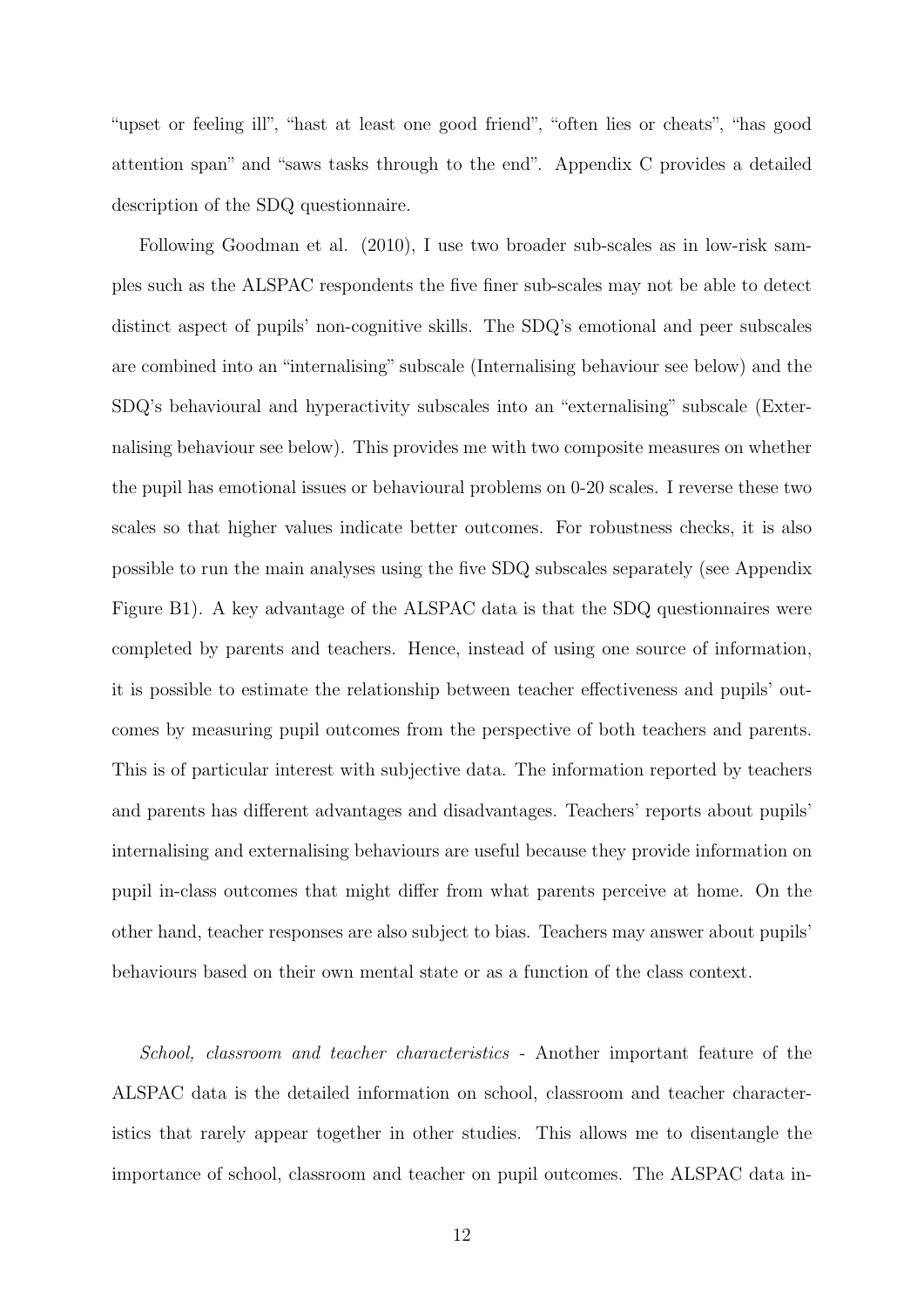"upset or feeling ill", "hast at least one good friend", "often lies or cheats", "has good attention span" and "saws tasks through to the end". Appendix C provides a detailed description of the SDQ questionnaire.

Following Goodman et al. (2010), I use two broader sub-scales as in low-risk samples such as the ALSPAC respondents the five finer sub-scales may not be able to detect distinct aspect of pupils' non-cognitive skills. The SDQ's emotional and peer subscales are combined into an "internalising" subscale (Internalising behaviour see below) and the SDQ's behavioural and hyperactivity subscales into an "externalising" subscale (Externalising behaviour see below). This provides me with two composite measures on whether the pupil has emotional issues or behavioural problems on 0-20 scales. I reverse these two scales so that higher values indicate better outcomes. For robustness checks, it is also possible to run the main analyses using the five SDQ subscales separately (see Appendix Figure B1). A key advantage of the ALSPAC data is that the SDQ questionnaires were completed by parents and teachers. Hence, instead of using one source of information, it is possible to estimate the relationship between teacher effectiveness and pupils' outcomes by measuring pupil outcomes from the perspective of both teachers and parents. This is of particular interest with subjective data. The information reported by teachers and parents has different advantages and disadvantages. Teachers' reports about pupils' internalising and externalising behaviours are useful because they provide information on pupil in-class outcomes that might differ from what parents perceive at home. On the other hand, teacher responses are also subject to bias. Teachers may answer about pupils' behaviours based on their own mental state or as a function of the class context.

*School, classroom and teacher characteristics* - Another important feature of the ALSPAC data is the detailed information on school, classroom and teacher characteristics that rarely appear together in other studies. This allows me to disentangle the importance of school, classroom and teacher on pupil outcomes. The ALSPAC data in-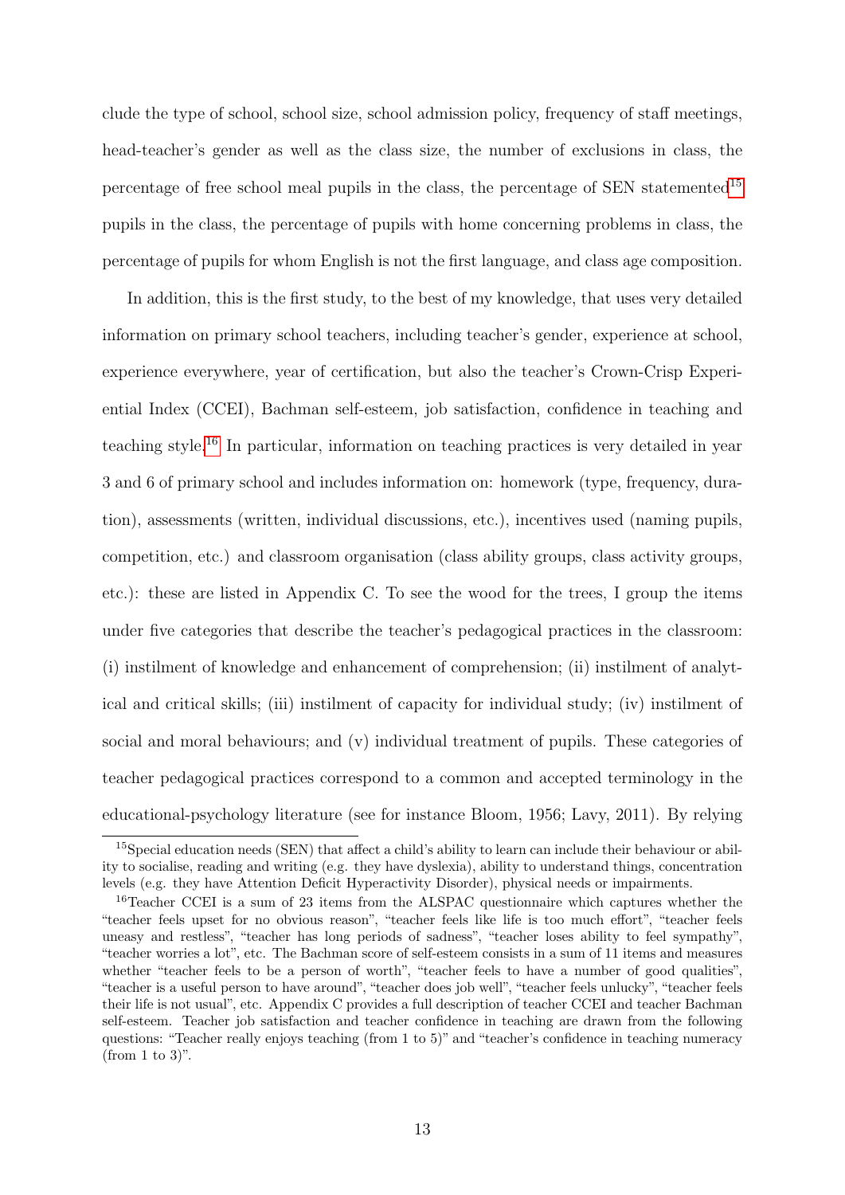clude the type of school, school size, school admission policy, frequency of staff meetings, head-teacher's gender as well as the class size, the number of exclusions in class, the percentage of free school meal pupils in the class, the percentage of SEN statemented[15] pupils in the class, the percentage of pupils with home concerning problems in class, the percentage of pupils for whom English is not the first language, and class age composition.

In addition, this is the first study, to the best of my knowledge, that uses very detailed information on primary school teachers, including teacher's gender, experience at school, experience everywhere, year of certification, but also the teacher's Crown-Crisp Experiential Index (CCEI), Bachman self-esteem, job satisfaction, confidence in teaching and teaching style.[16] In particular, information on teaching practices is very detailed in year 3 and 6 of primary school and includes information on: homework (type, frequency, duration), assessments (written, individual discussions, etc.), incentives used (naming pupils, competition, etc.) and classroom organisation (class ability groups, class activity groups, etc.): these are listed in Appendix C. To see the wood for the trees, I group the items under five categories that describe the teacher's pedagogical practices in the classroom: (i) instilment of knowledge and enhancement of comprehension; (ii) instilment of analytical and critical skills; (iii) instilment of capacity for individual study; (iv) instilment of social and moral behaviours; and (v) individual treatment of pupils. These categories of teacher pedagogical practices correspond to a common and accepted terminology in the educational-psychology literature (see for instance Bloom, 1956; Lavy, 2011). By relying

[15] Special education needs (SEN) that affect a child's ability to learn can include their behaviour or ability to socialise, reading and writing (e.g. they have dyslexia), ability to understand things, concentration levels (e.g. they have Attention Deficit Hyperactivity Disorder), physical needs or impairments.

[16] Teacher CCEI is a sum of 23 items from the ALSPAC questionnaire which captures whether the "teacher feels upset for no obvious reason", "teacher feels like life is too much effort", "teacher feels uneasy and restless", "teacher has long periods of sadness", "teacher loses ability to feel sympathy", "teacher worries a lot", etc. The Bachman score of self-esteem consists in a sum of 11 items and measures whether "teacher feels to be a person of worth", "teacher feels to have a number of good qualities", "teacher is a useful person to have around", "teacher does job well", "teacher feels unlucky", "teacher feels their life is not usual", etc. Appendix C provides a full description of teacher CCEI and teacher Bachman self-esteem. Teacher job satisfaction and teacher confidence in teaching are drawn from the following questions: "Teacher really enjoys teaching (from 1 to 5)" and "teacher's confidence in teaching numeracy (from 1 to 3)".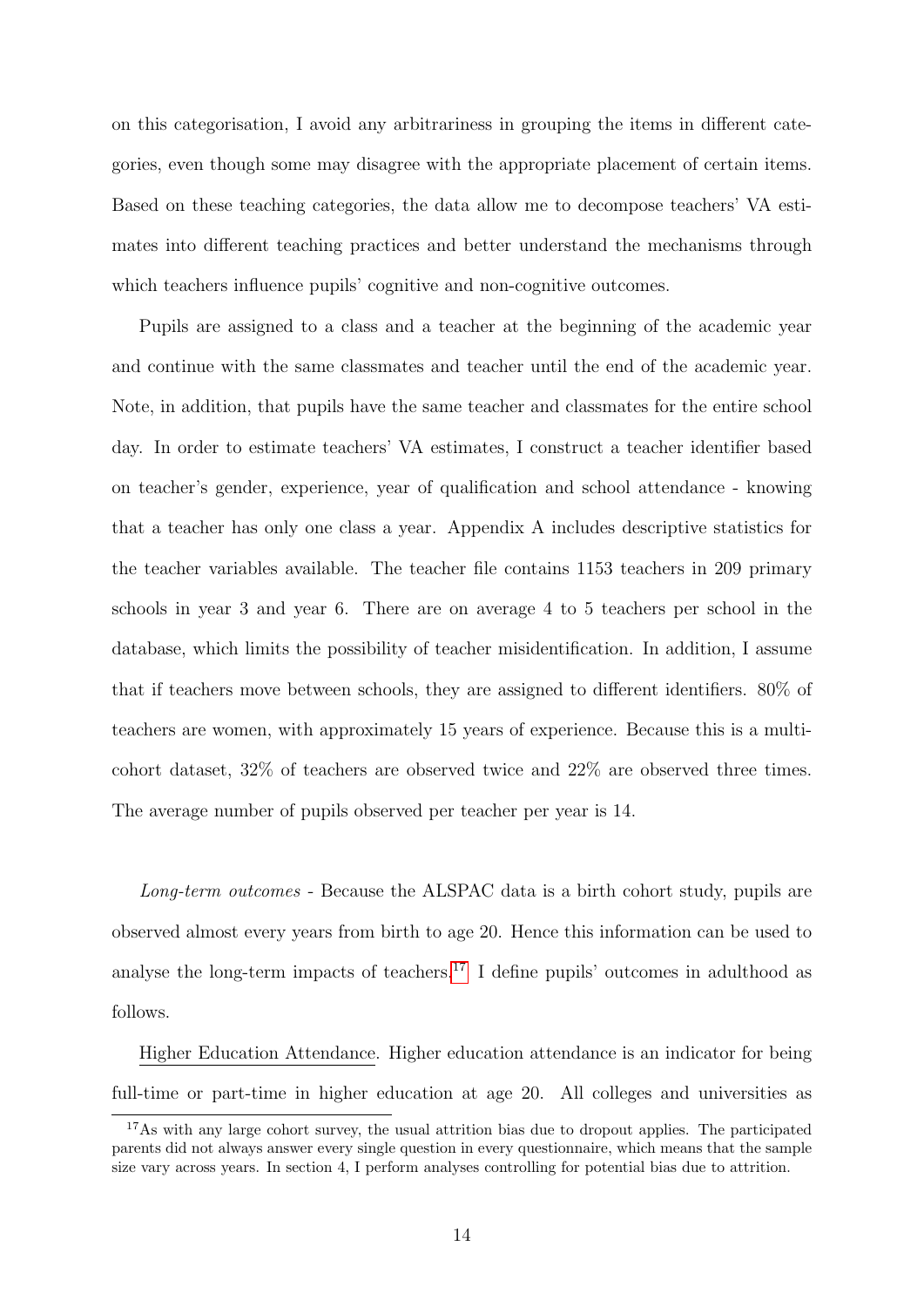on this categorisation, I avoid any arbitrariness in grouping the items in different categories, even though some may disagree with the appropriate placement of certain items. Based on these teaching categories, the data allow me to decompose teachers' VA estimates into different teaching practices and better understand the mechanisms through which teachers influence pupils' cognitive and non-cognitive outcomes.

Pupils are assigned to a class and a teacher at the beginning of the academic year and continue with the same classmates and teacher until the end of the academic year. Note, in addition, that pupils have the same teacher and classmates for the entire school day. In order to estimate teachers' VA estimates, I construct a teacher identifier based on teacher's gender, experience, year of qualification and school attendance - knowing that a teacher has only one class a year. Appendix A includes descriptive statistics for the teacher variables available. The teacher file contains 1153 teachers in 209 primary schools in year 3 and year 6. There are on average 4 to 5 teachers per school in the database, which limits the possibility of teacher misidentification. In addition, I assume that if teachers move between schools, they are assigned to different identifiers. 80% of teachers are women, with approximately 15 years of experience. Because this is a multi-cohort dataset, 32% of teachers are observed twice and 22% are observed three times. The average number of pupils observed per teacher per year is 14.

*Long-term outcomes* - Because the ALSPAC data is a birth cohort study, pupils are observed almost every years from birth to age 20. Hence this information can be used to analyse the long-term impacts of teachers.[17] I define pupils' outcomes in adulthood as follows.

Higher Education Attendance. Higher education attendance is an indicator for being full-time or part-time in higher education at age 20. All colleges and universities as

[17] As with any large cohort survey, the usual attrition bias due to dropout applies. The participated parents did not always answer every single question in every questionnaire, which means that the sample size vary across years. In section 4, I perform analyses controlling for potential bias due to attrition.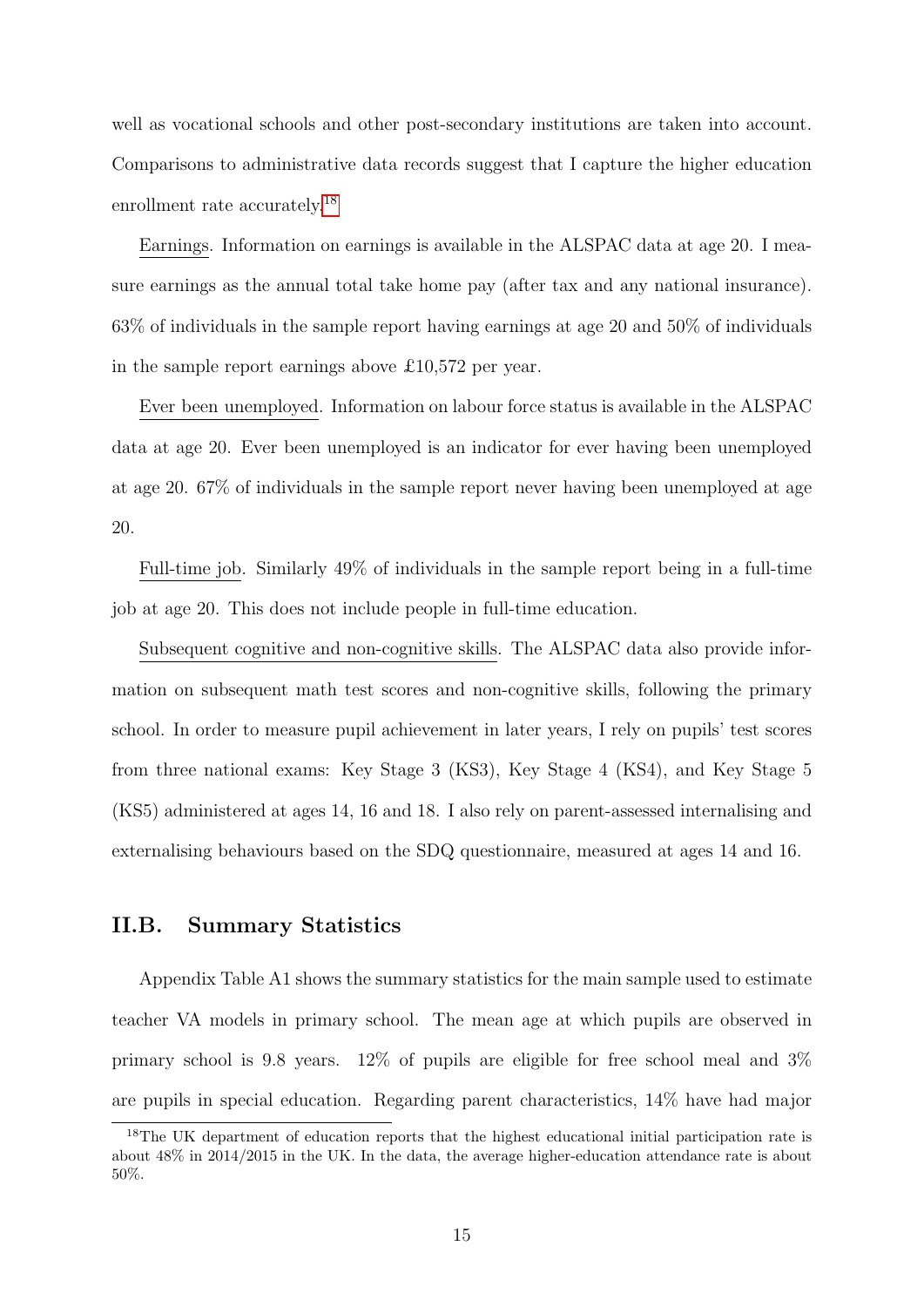well as vocational schools and other post-secondary institutions are taken into account. Comparisons to administrative data records suggest that I capture the higher education enrollment rate accurately.[18]

Earnings. Information on earnings is available in the ALSPAC data at age 20. I measure earnings as the annual total take home pay (after tax and any national insurance). 63% of individuals in the sample report having earnings at age 20 and 50% of individuals in the sample report earnings above £10,572 per year.

Ever been unemployed. Information on labour force status is available in the ALSPAC data at age 20. Ever been unemployed is an indicator for ever having been unemployed at age 20. 67% of individuals in the sample report never having been unemployed at age 20.

Full-time job. Similarly 49% of individuals in the sample report being in a full-time job at age 20. This does not include people in full-time education.

Subsequent cognitive and non-cognitive skills. The ALSPAC data also provide information on subsequent math test scores and non-cognitive skills, following the primary school. In order to measure pupil achievement in later years, I rely on pupils' test scores from three national exams: Key Stage 3 (KS3), Key Stage 4 (KS4), and Key Stage 5 (KS5) administered at ages 14, 16 and 18. I also rely on parent-assessed internalising and externalising behaviours based on the SDQ questionnaire, measured at ages 14 and 16.

## II.B. Summary Statistics

Appendix Table A1 shows the summary statistics for the main sample used to estimate teacher VA models in primary school. The mean age at which pupils are observed in primary school is 9.8 years. 12% of pupils are eligible for free school meal and 3% are pupils in special education. Regarding parent characteristics, 14% have had major

[18] The UK department of education reports that the highest educational initial participation rate is about 48% in 2014/2015 in the UK. In the data, the average higher-education attendance rate is about 50%.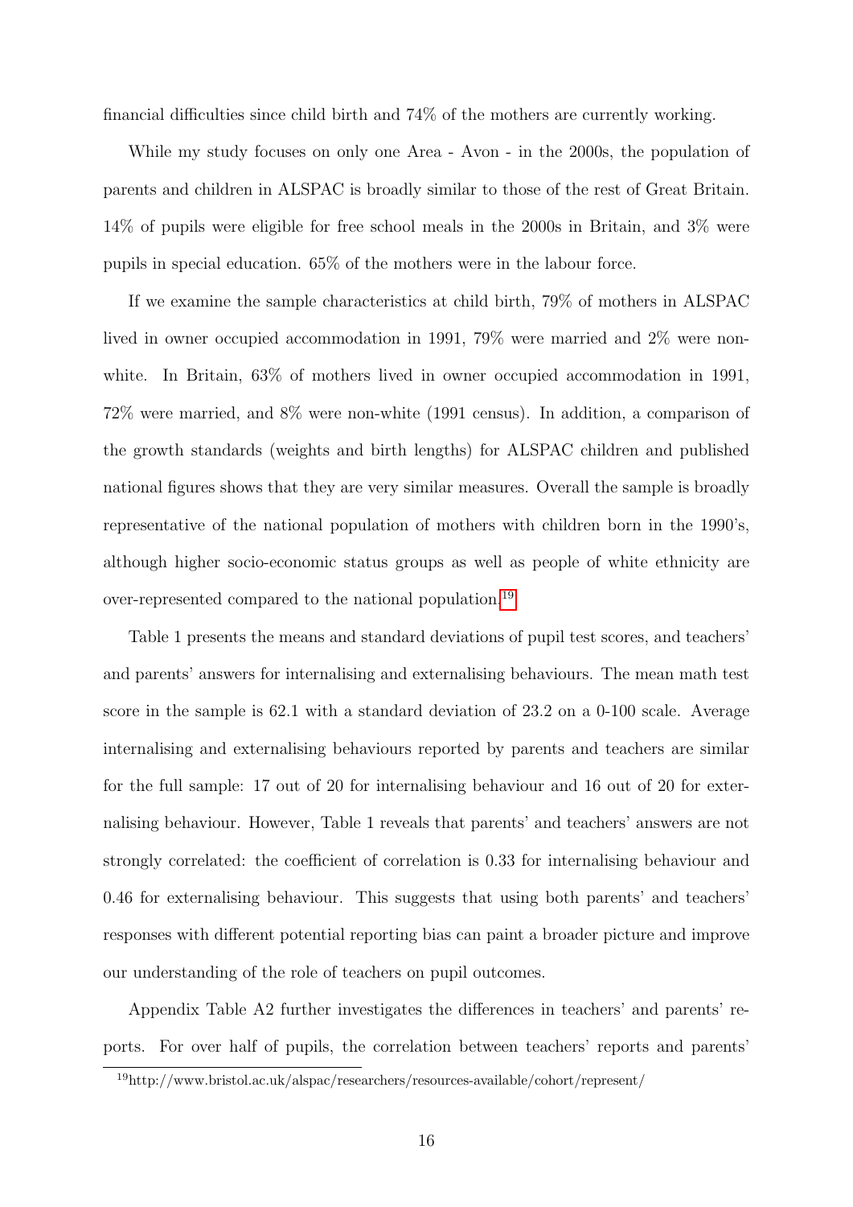financial difficulties since child birth and 74% of the mothers are currently working.

While my study focuses on only one Area - Avon - in the 2000s, the population of parents and children in ALSPAC is broadly similar to those of the rest of Great Britain. 14% of pupils were eligible for free school meals in the 2000s in Britain, and 3% were pupils in special education. 65% of the mothers were in the labour force.

If we examine the sample characteristics at child birth, 79% of mothers in ALSPAC lived in owner occupied accommodation in 1991, 79% were married and 2% were non-white. In Britain, 63% of mothers lived in owner occupied accommodation in 1991, 72% were married, and 8% were non-white (1991 census). In addition, a comparison of the growth standards (weights and birth lengths) for ALSPAC children and published national figures shows that they are very similar measures. Overall the sample is broadly representative of the national population of mothers with children born in the 1990's, although higher socio-economic status groups as well as people of white ethnicity are over-represented compared to the national population.[19]

Table 1 presents the means and standard deviations of pupil test scores, and teachers' and parents' answers for internalising and externalising behaviours. The mean math test score in the sample is 62.1 with a standard deviation of 23.2 on a 0-100 scale. Average internalising and externalising behaviours reported by parents and teachers are similar for the full sample: 17 out of 20 for internalising behaviour and 16 out of 20 for externalising behaviour. However, Table 1 reveals that parents' and teachers' answers are not strongly correlated: the coefficient of correlation is 0.33 for internalising behaviour and 0.46 for externalising behaviour. This suggests that using both parents' and teachers' responses with different potential reporting bias can paint a broader picture and improve our understanding of the role of teachers on pupil outcomes.

Appendix Table A2 further investigates the differences in teachers' and parents' reports. For over half of pupils, the correlation between teachers' reports and parents'

[19] http://www.bristol.ac.uk/alspac/researchers/resources-available/cohort/represent/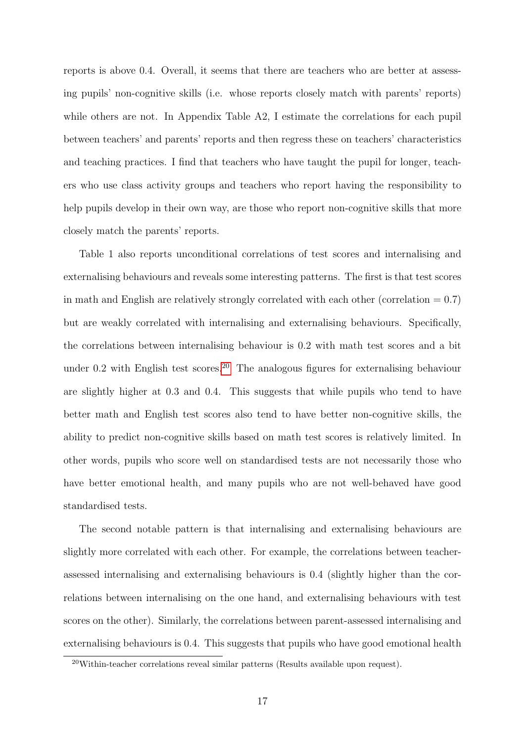reports is above 0.4. Overall, it seems that there are teachers who are better at assessing pupils' non-cognitive skills (i.e. whose reports closely match with parents' reports) while others are not. In Appendix Table A2, I estimate the correlations for each pupil between teachers' and parents' reports and then regress these on teachers' characteristics and teaching practices. I find that teachers who have taught the pupil for longer, teachers who use class activity groups and teachers who report having the responsibility to help pupils develop in their own way, are those who report non-cognitive skills that more closely match the parents' reports.

Table 1 also reports unconditional correlations of test scores and internalising and externalising behaviours and reveals some interesting patterns. The first is that test scores in math and English are relatively strongly correlated with each other (correlation = 0.7) but are weakly correlated with internalising and externalising behaviours. Specifically, the correlations between internalising behaviour is 0.2 with math test scores and a bit under 0.2 with English test scores.[20] The analogous figures for externalising behaviour are slightly higher at 0.3 and 0.4. This suggests that while pupils who tend to have better math and English test scores also tend to have better non-cognitive skills, the ability to predict non-cognitive skills based on math test scores is relatively limited. In other words, pupils who score well on standardised tests are not necessarily those who have better emotional health, and many pupils who are not well-behaved have good standardised tests.

The second notable pattern is that internalising and externalising behaviours are slightly more correlated with each other. For example, the correlations between teacher-assessed internalising and externalising behaviours is 0.4 (slightly higher than the correlations between internalising on the one hand, and externalising behaviours with test scores on the other). Similarly, the correlations between parent-assessed internalising and externalising behaviours is 0.4. This suggests that pupils who have good emotional health

[20] Within-teacher correlations reveal similar patterns (Results available upon request).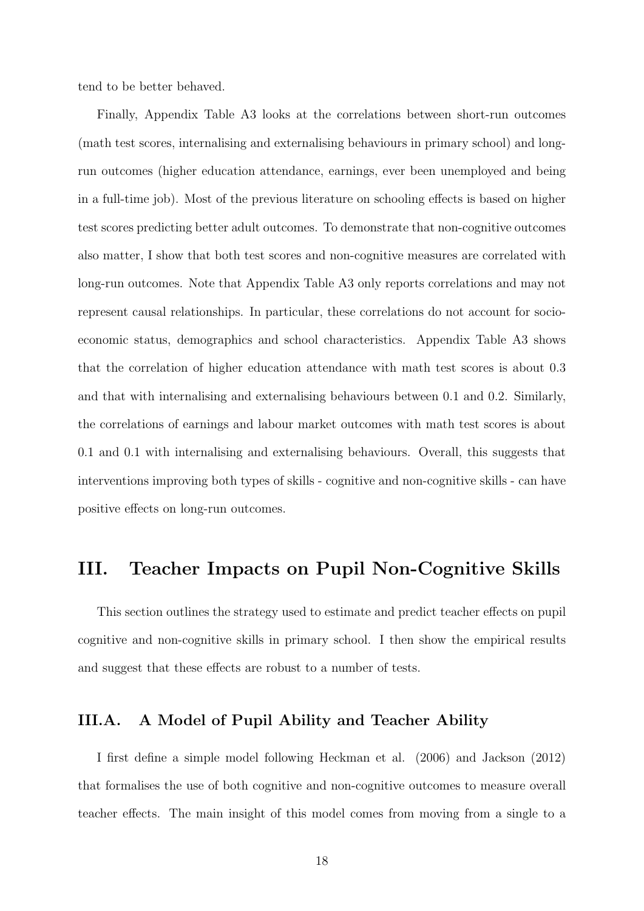tend to be better behaved.

Finally, Appendix Table A3 looks at the correlations between short-run outcomes (math test scores, internalising and externalising behaviours in primary school) and long-run outcomes (higher education attendance, earnings, ever been unemployed and being in a full-time job). Most of the previous literature on schooling effects is based on higher test scores predicting better adult outcomes. To demonstrate that non-cognitive outcomes also matter, I show that both test scores and non-cognitive measures are correlated with long-run outcomes. Note that Appendix Table A3 only reports correlations and may not represent causal relationships. In particular, these correlations do not account for socio-economic status, demographics and school characteristics. Appendix Table A3 shows that the correlation of higher education attendance with math test scores is about 0.3 and that with internalising and externalising behaviours between 0.1 and 0.2. Similarly, the correlations of earnings and labour market outcomes with math test scores is about 0.1 and 0.1 with internalising and externalising behaviours. Overall, this suggests that interventions improving both types of skills - cognitive and non-cognitive skills - can have positive effects on long-run outcomes.

## III. Teacher Impacts on Pupil Non-Cognitive Skills

This section outlines the strategy used to estimate and predict teacher effects on pupil cognitive and non-cognitive skills in primary school. I then show the empirical results and suggest that these effects are robust to a number of tests.

### III.A. A Model of Pupil Ability and Teacher Ability

I first define a simple model following Heckman et al. (2006) and Jackson (2012) that formalises the use of both cognitive and non-cognitive outcomes to measure overall teacher effects. The main insight of this model comes from moving from a single to a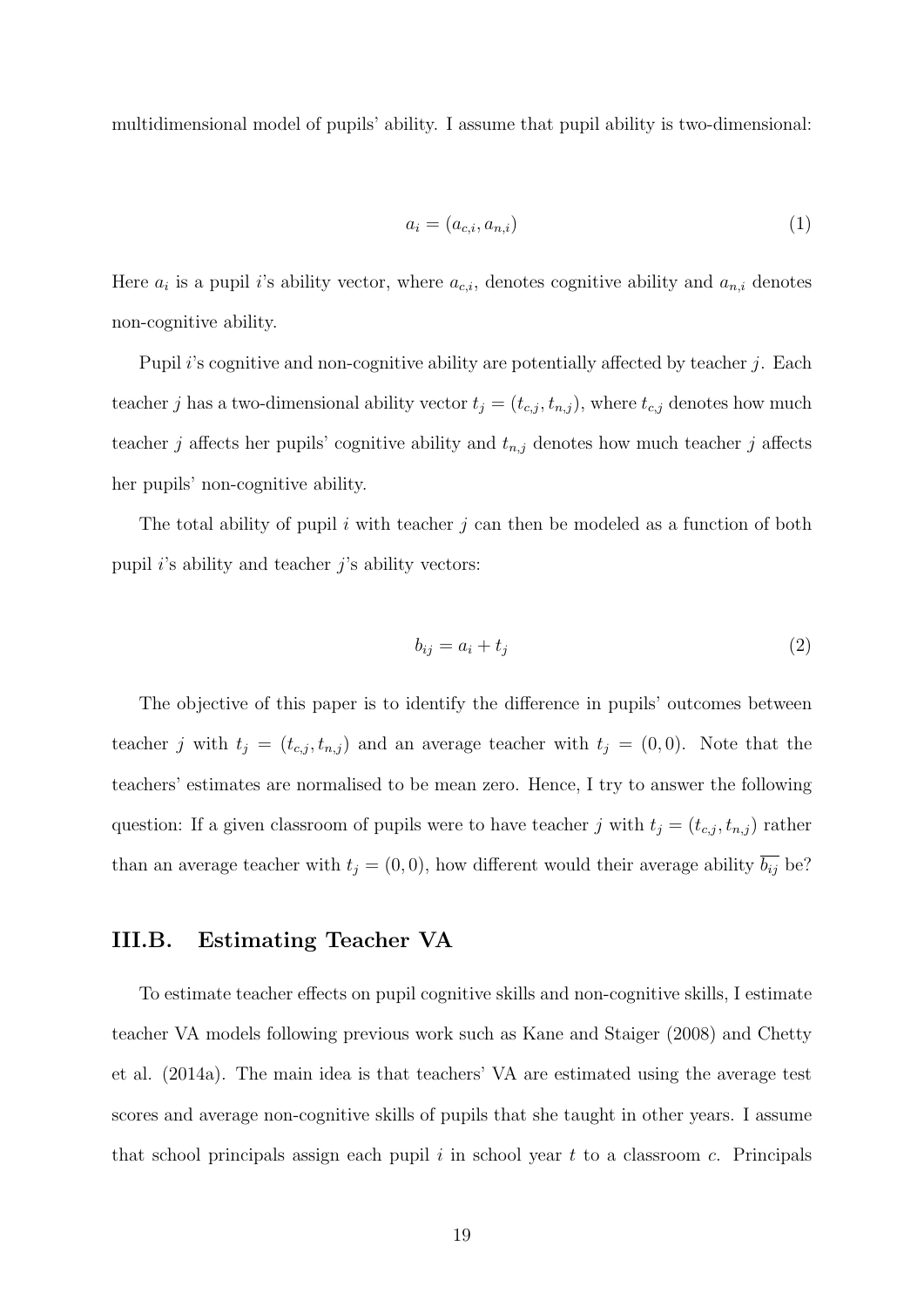multidimensional model of pupils' ability. I assume that pupil ability is two-dimensional:

$$a_i = (a_{c,i}, a_{n,i}) \tag{1}$$

Here $a_i$ is a pupil $i$'s ability vector, where $a_{c,i}$, denotes cognitive ability and $a_{n,i}$ denotes non-cognitive ability.

Pupil $i$'s cognitive and non-cognitive ability are potentially affected by teacher $j$. Each teacher $j$ has a two-dimensional ability vector $t_j = (t_{c,j}, t_{n,j})$, where $t_{c,j}$ denotes how much teacher $j$ affects her pupils' cognitive ability and $t_{n,j}$ denotes how much teacher $j$ affects her pupils' non-cognitive ability.

The total ability of pupil $i$ with teacher $j$ can then be modeled as a function of both pupil $i$'s ability and teacher $j$'s ability vectors:

$$b_{ij} = a_i + t_j \tag{2}$$

The objective of this paper is to identify the difference in pupils' outcomes between teacher $j$ with $t_j = (t_{c,j}, t_{n,j})$ and an average teacher with $t_j = (0, 0)$. Note that the teachers' estimates are normalised to be mean zero. Hence, I try to answer the following question: If a given classroom of pupils were to have teacher $j$ with $t_j = (t_{c,j}, t_{n,j})$ rather than an average teacher with $t_j = (0, 0)$, how different would their average ability $\overline{b_{ij}}$ be?

### III.B. Estimating Teacher VA

To estimate teacher effects on pupil cognitive skills and non-cognitive skills, I estimate teacher VA models following previous work such as Kane and Staiger (2008) and Chetty et al. (2014a). The main idea is that teachers' VA are estimated using the average test scores and average non-cognitive skills of pupils that she taught in other years. I assume that school principals assign each pupil $i$ in school year $t$ to a classroom $c$. Principals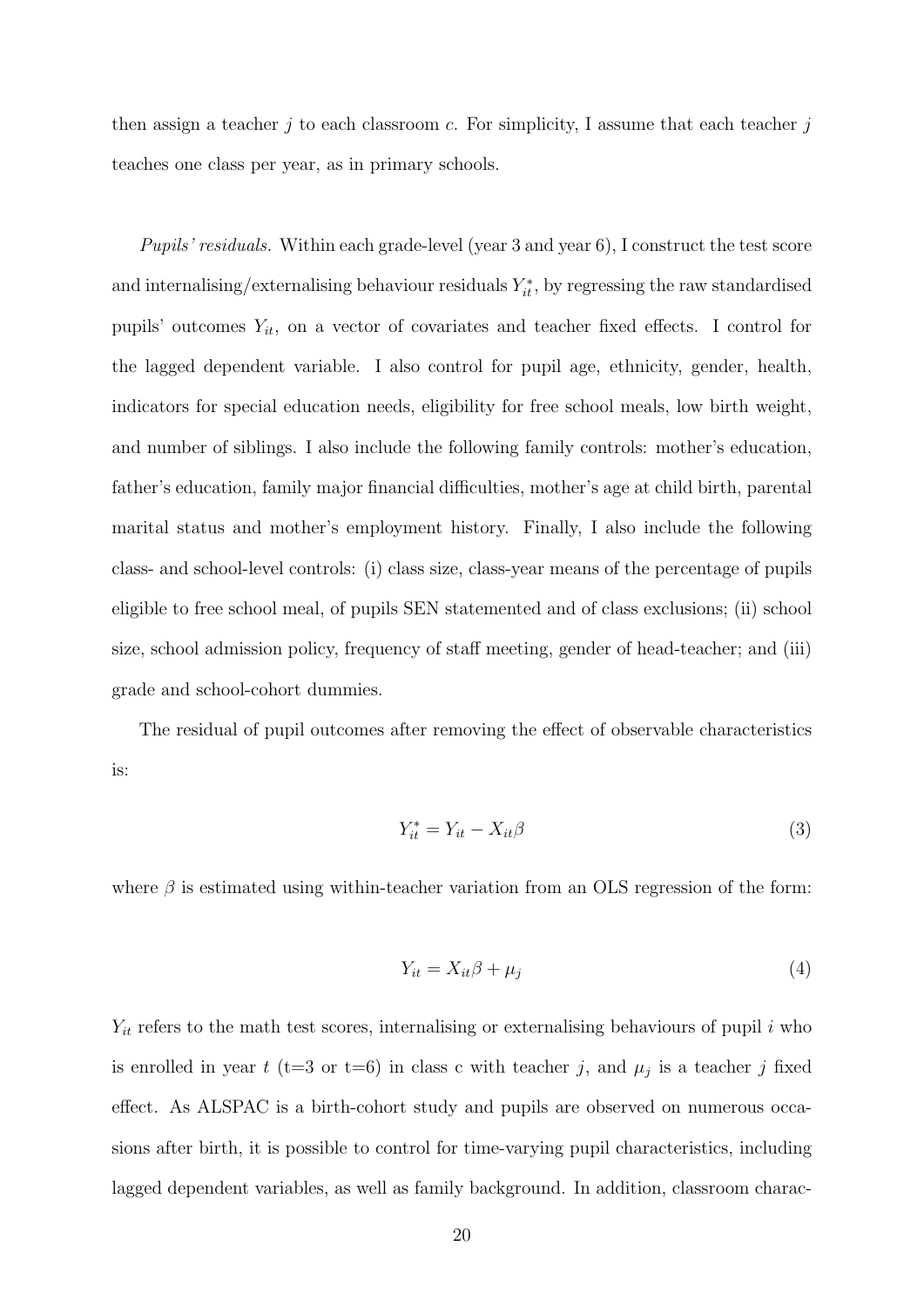then assign a teacher $j$ to each classroom $c$. For simplicity, I assume that each teacher $j$ teaches one class per year, as in primary schools.

*Pupils' residuals.* Within each grade-level (year 3 and year 6), I construct the test score and internalising/externalising behaviour residuals $Y_{it}^{*}$, by regressing the raw standardised pupils' outcomes $Y_{it}$, on a vector of covariates and teacher fixed effects. I control for the lagged dependent variable. I also control for pupil age, ethnicity, gender, health, indicators for special education needs, eligibility for free school meals, low birth weight, and number of siblings. I also include the following family controls: mother's education, father's education, family major financial difficulties, mother's age at child birth, parental marital status and mother's employment history. Finally, I also include the following class- and school-level controls: (i) class size, class-year means of the percentage of pupils eligible to free school meal, of pupils SEN statemented and of class exclusions; (ii) school size, school admission policy, frequency of staff meeting, gender of head-teacher; and (iii) grade and school-cohort dummies.

The residual of pupil outcomes after removing the effect of observable characteristics is:

$$Y_{it}^{*} = Y_{it} - X_{it}\beta \tag{3}$$

where $\beta$ is estimated using within-teacher variation from an OLS regression of the form:

$$Y_{it} = X_{it}\beta + \mu_j \tag{4}$$

$Y_{it}$ refers to the math test scores, internalising or externalising behaviours of pupil $i$ who is enrolled in year $t$ (t=3 or t=6) in class c with teacher $j$, and $\mu_j$ is a teacher $j$ fixed effect. As ALSPAC is a birth-cohort study and pupils are observed on numerous occasions after birth, it is possible to control for time-varying pupil characteristics, including lagged dependent variables, as well as family background. In addition, classroom charac-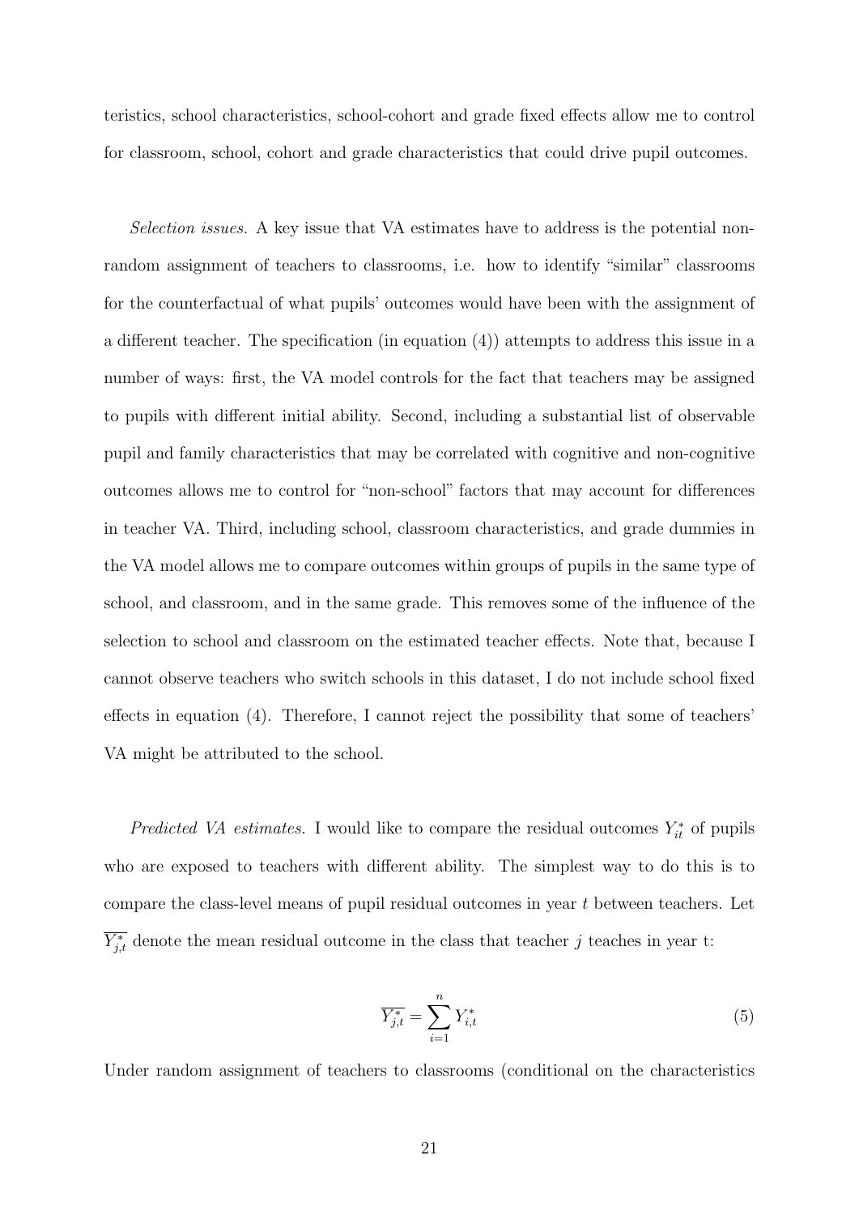teristics, school characteristics, school-cohort and grade fixed effects allow me to control for classroom, school, cohort and grade characteristics that could drive pupil outcomes.

*Selection issues.* A key issue that VA estimates have to address is the potential non-random assignment of teachers to classrooms, i.e. how to identify "similar" classrooms for the counterfactual of what pupils' outcomes would have been with the assignment of a different teacher. The specification (in equation (4)) attempts to address this issue in a number of ways: first, the VA model controls for the fact that teachers may be assigned to pupils with different initial ability. Second, including a substantial list of observable pupil and family characteristics that may be correlated with cognitive and non-cognitive outcomes allows me to control for "non-school" factors that may account for differences in teacher VA. Third, including school, classroom characteristics, and grade dummies in the VA model allows me to compare outcomes within groups of pupils in the same type of school, and classroom, and in the same grade. This removes some of the influence of the selection to school and classroom on the estimated teacher effects. Note that, because I cannot observe teachers who switch schools in this dataset, I do not include school fixed effects in equation (4). Therefore, I cannot reject the possibility that some of teachers' VA might be attributed to the school.

*Predicted VA estimates.* I would like to compare the residual outcomes $Y^*_{it}$ of pupils who are exposed to teachers with different ability. The simplest way to do this is to compare the class-level means of pupil residual outcomes in year $t$ between teachers. Let $\overline{Y^*_{j,t}}$ denote the mean residual outcome in the class that teacher $j$ teaches in year t:

$$\overline{Y^*_{j,t}} = \sum_{i=1}^{n} Y^*_{i,t} \tag{5}$$

Under random assignment of teachers to classrooms (conditional on the characteristics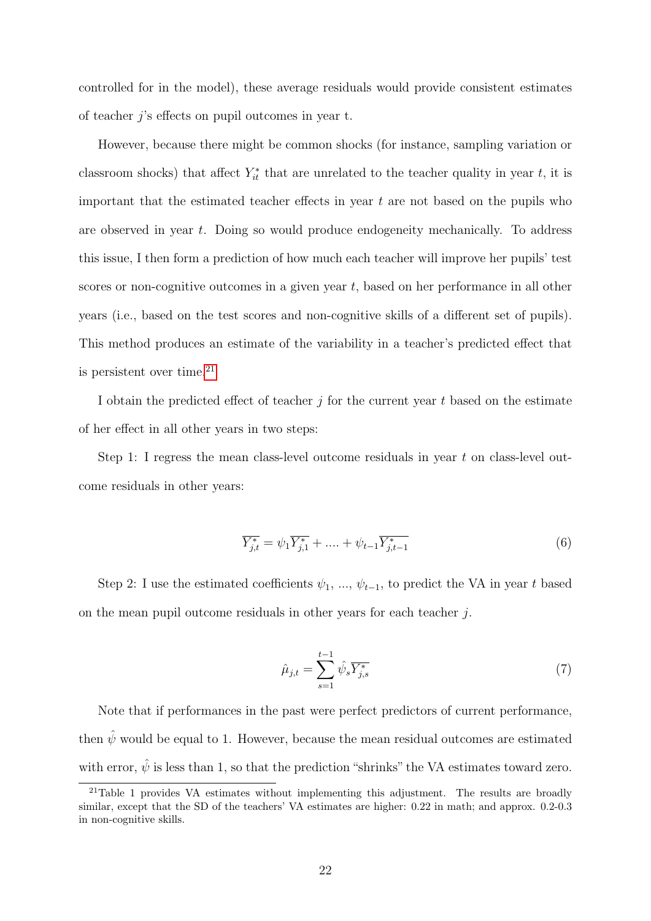controlled for in the model), these average residuals would provide consistent estimates of teacher $j$'s effects on pupil outcomes in year t.

However, because there might be common shocks (for instance, sampling variation or classroom shocks) that affect $Y^*_{it}$ that are unrelated to the teacher quality in year $t$, it is important that the estimated teacher effects in year $t$ are not based on the pupils who are observed in year $t$. Doing so would produce endogeneity mechanically. To address this issue, I then form a prediction of how much each teacher will improve her pupils' test scores or non-cognitive outcomes in a given year $t$, based on her performance in all other years (i.e., based on the test scores and non-cognitive skills of a different set of pupils). This method produces an estimate of the variability in a teacher's predicted effect that is persistent over time.[21]

I obtain the predicted effect of teacher $j$ for the current year $t$ based on the estimate of her effect in all other years in two steps:

Step 1: I regress the mean class-level outcome residuals in year $t$ on class-level outcome residuals in other years:

$$\overline{Y^*_{j,t}} = \psi_1 \overline{Y^*_{j,1}} + .... + \psi_{t-1} \overline{Y^*_{j,t-1}} \tag{6}$$

Step 2: I use the estimated coefficients $\psi_1$, ..., $\psi_{t-1}$, to predict the VA in year $t$ based on the mean pupil outcome residuals in other years for each teacher $j$.

$$\hat{\mu}_{j,t} = \sum_{s=1}^{t-1} \hat{\psi}_s \overline{Y^*_{j,s}} \tag{7}$$

Note that if performances in the past were perfect predictors of current performance, then $\hat{\psi}$ would be equal to 1. However, because the mean residual outcomes are estimated with error, $\hat{\psi}$ is less than 1, so that the prediction "shrinks" the VA estimates toward zero.

[21] Table 1 provides VA estimates without implementing this adjustment. The results are broadly similar, except that the SD of the teachers' VA estimates are higher: 0.22 in math; and approx. 0.2-0.3 in non-cognitive skills.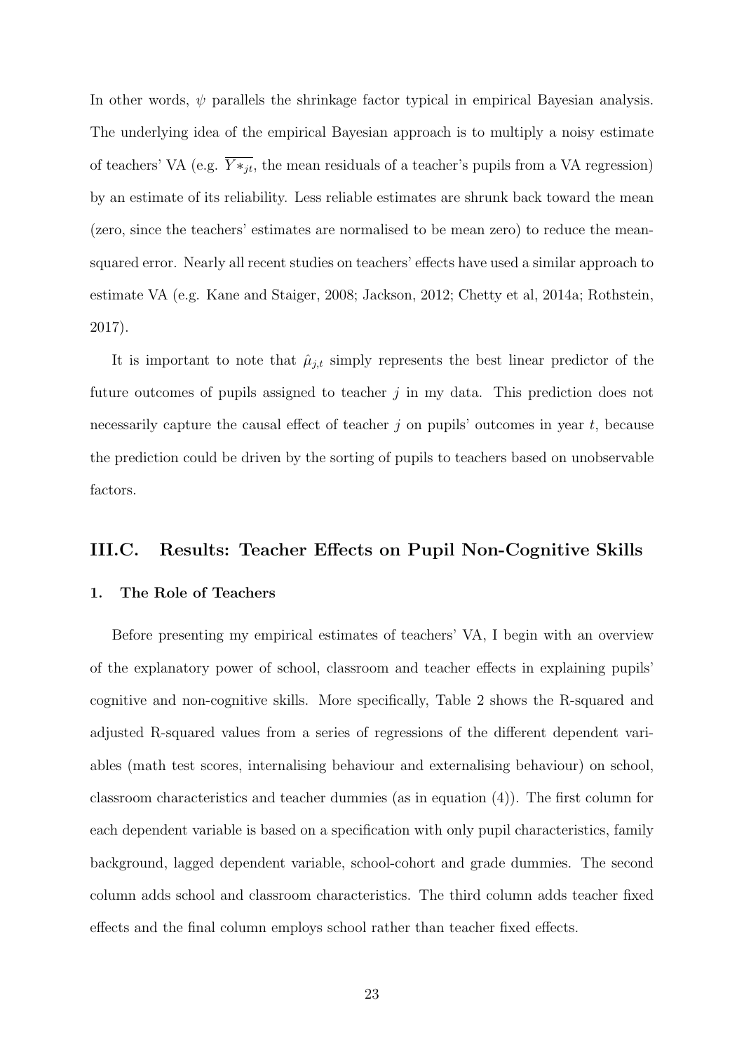In other words, $\psi$ parallels the shrinkage factor typical in empirical Bayesian analysis. The underlying idea of the empirical Bayesian approach is to multiply a noisy estimate of teachers' VA (e.g. $\overline{Y*_{jt}}$, the mean residuals of a teacher's pupils from a VA regression) by an estimate of its reliability. Less reliable estimates are shrunk back toward the mean (zero, since the teachers' estimates are normalised to be mean zero) to reduce the mean-squared error. Nearly all recent studies on teachers' effects have used a similar approach to estimate VA (e.g. Kane and Staiger, 2008; Jackson, 2012; Chetty et al, 2014a; Rothstein, 2017).

It is important to note that $\hat{\mu}_{j,t}$ simply represents the best linear predictor of the future outcomes of pupils assigned to teacher $j$ in my data. This prediction does not necessarily capture the causal effect of teacher $j$ on pupils' outcomes in year $t$, because the prediction could be driven by the sorting of pupils to teachers based on unobservable factors.

## III.C. Results: Teacher Effects on Pupil Non-Cognitive Skills

### 1. The Role of Teachers

Before presenting my empirical estimates of teachers' VA, I begin with an overview of the explanatory power of school, classroom and teacher effects in explaining pupils' cognitive and non-cognitive skills. More specifically, Table 2 shows the R-squared and adjusted R-squared values from a series of regressions of the different dependent variables (math test scores, internalising behaviour and externalising behaviour) on school, classroom characteristics and teacher dummies (as in equation (4)). The first column for each dependent variable is based on a specification with only pupil characteristics, family background, lagged dependent variable, school-cohort and grade dummies. The second column adds school and classroom characteristics. The third column adds teacher fixed effects and the final column employs school rather than teacher fixed effects.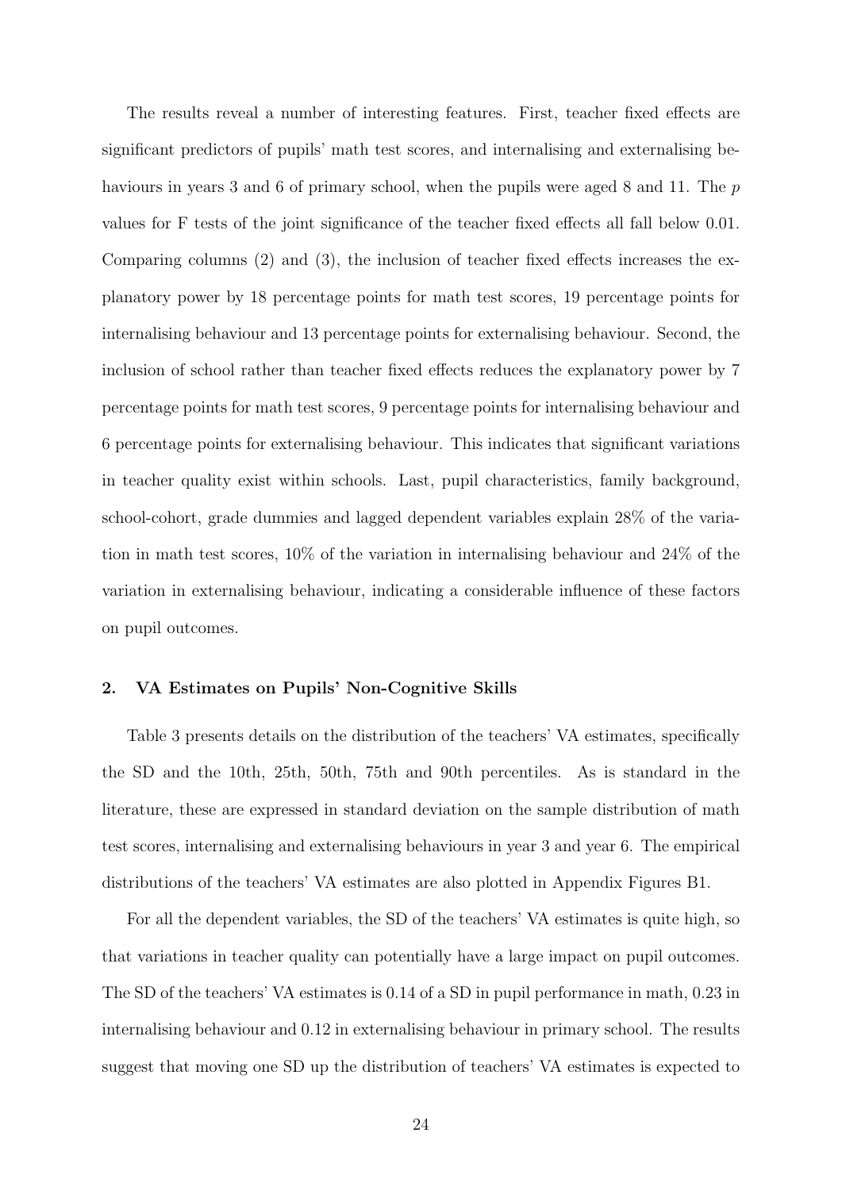The results reveal a number of interesting features. First, teacher fixed effects are significant predictors of pupils' math test scores, and internalising and externalising behaviours in years 3 and 6 of primary school, when the pupils were aged 8 and 11. The $p$ values for F tests of the joint significance of the teacher fixed effects all fall below 0.01. Comparing columns (2) and (3), the inclusion of teacher fixed effects increases the explanatory power by 18 percentage points for math test scores, 19 percentage points for internalising behaviour and 13 percentage points for externalising behaviour. Second, the inclusion of school rather than teacher fixed effects reduces the explanatory power by 7 percentage points for math test scores, 9 percentage points for internalising behaviour and 6 percentage points for externalising behaviour. This indicates that significant variations in teacher quality exist within schools. Last, pupil characteristics, family background, school-cohort, grade dummies and lagged dependent variables explain 28% of the variation in math test scores, 10% of the variation in internalising behaviour and 24% of the variation in externalising behaviour, indicating a considerable influence of these factors on pupil outcomes.

### 2. VA Estimates on Pupils' Non-Cognitive Skills

Table 3 presents details on the distribution of the teachers' VA estimates, specifically the SD and the 10th, 25th, 50th, 75th and 90th percentiles. As is standard in the literature, these are expressed in standard deviation on the sample distribution of math test scores, internalising and externalising behaviours in year 3 and year 6. The empirical distributions of the teachers' VA estimates are also plotted in Appendix Figures B1.

For all the dependent variables, the SD of the teachers' VA estimates is quite high, so that variations in teacher quality can potentially have a large impact on pupil outcomes. The SD of the teachers' VA estimates is 0.14 of a SD in pupil performance in math, 0.23 in internalising behaviour and 0.12 in externalising behaviour in primary school. The results suggest that moving one SD up the distribution of teachers' VA estimates is expected to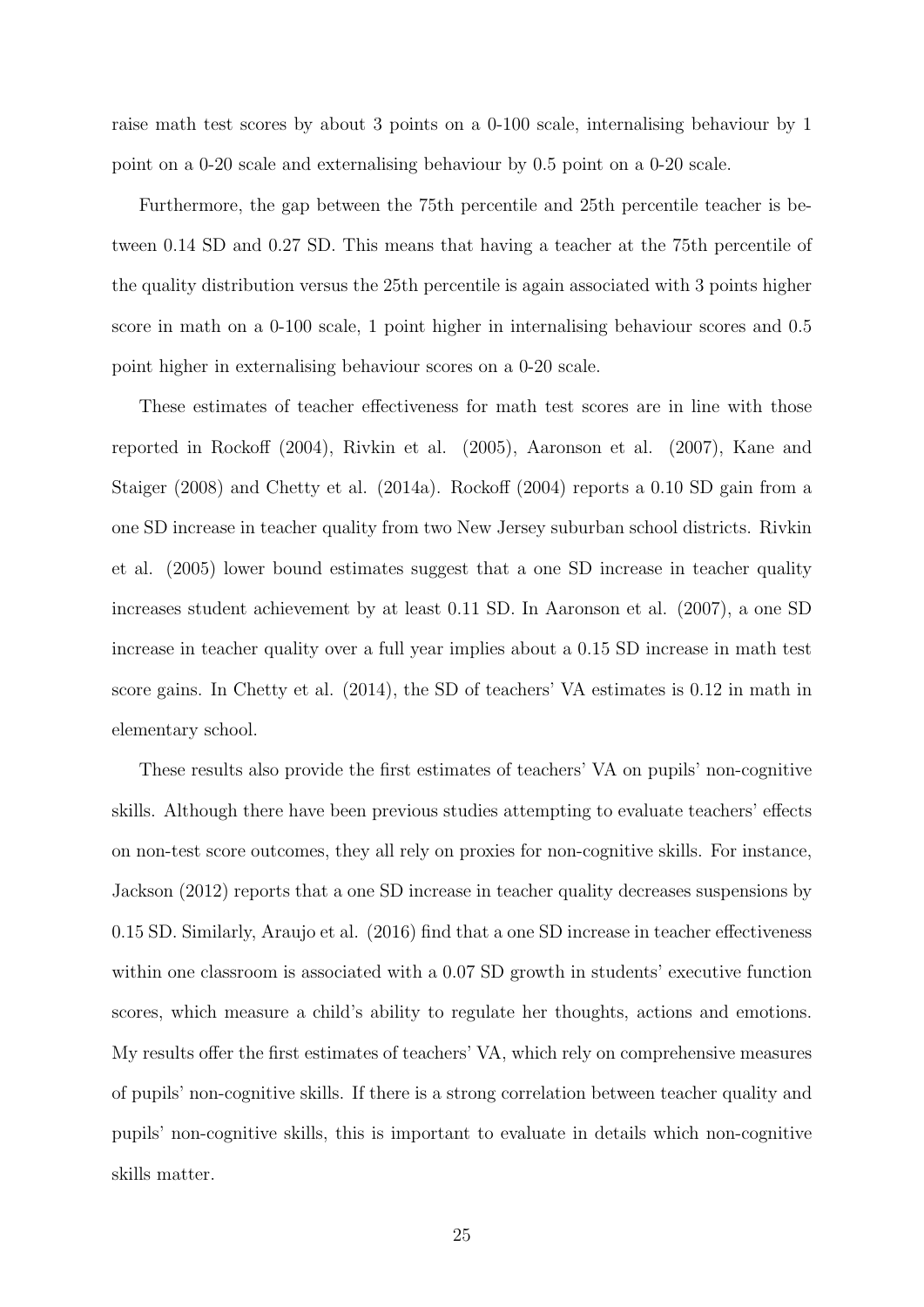raise math test scores by about 3 points on a 0-100 scale, internalising behaviour by 1 point on a 0-20 scale and externalising behaviour by 0.5 point on a 0-20 scale.

Furthermore, the gap between the 75th percentile and 25th percentile teacher is between 0.14 SD and 0.27 SD. This means that having a teacher at the 75th percentile of the quality distribution versus the 25th percentile is again associated with 3 points higher score in math on a 0-100 scale, 1 point higher in internalising behaviour scores and 0.5 point higher in externalising behaviour scores on a 0-20 scale.

These estimates of teacher effectiveness for math test scores are in line with those reported in Rockoff (2004), Rivkin et al. (2005), Aaronson et al. (2007), Kane and Staiger (2008) and Chetty et al. (2014a). Rockoff (2004) reports a 0.10 SD gain from a one SD increase in teacher quality from two New Jersey suburban school districts. Rivkin et al. (2005) lower bound estimates suggest that a one SD increase in teacher quality increases student achievement by at least 0.11 SD. In Aaronson et al. (2007), a one SD increase in teacher quality over a full year implies about a 0.15 SD increase in math test score gains. In Chetty et al. (2014), the SD of teachers' VA estimates is 0.12 in math in elementary school.

These results also provide the first estimates of teachers' VA on pupils' non-cognitive skills. Although there have been previous studies attempting to evaluate teachers' effects on non-test score outcomes, they all rely on proxies for non-cognitive skills. For instance, Jackson (2012) reports that a one SD increase in teacher quality decreases suspensions by 0.15 SD. Similarly, Araujo et al. (2016) find that a one SD increase in teacher effectiveness within one classroom is associated with a 0.07 SD growth in students' executive function scores, which measure a child's ability to regulate her thoughts, actions and emotions. My results offer the first estimates of teachers' VA, which rely on comprehensive measures of pupils' non-cognitive skills. If there is a strong correlation between teacher quality and pupils' non-cognitive skills, this is important to evaluate in details which non-cognitive skills matter.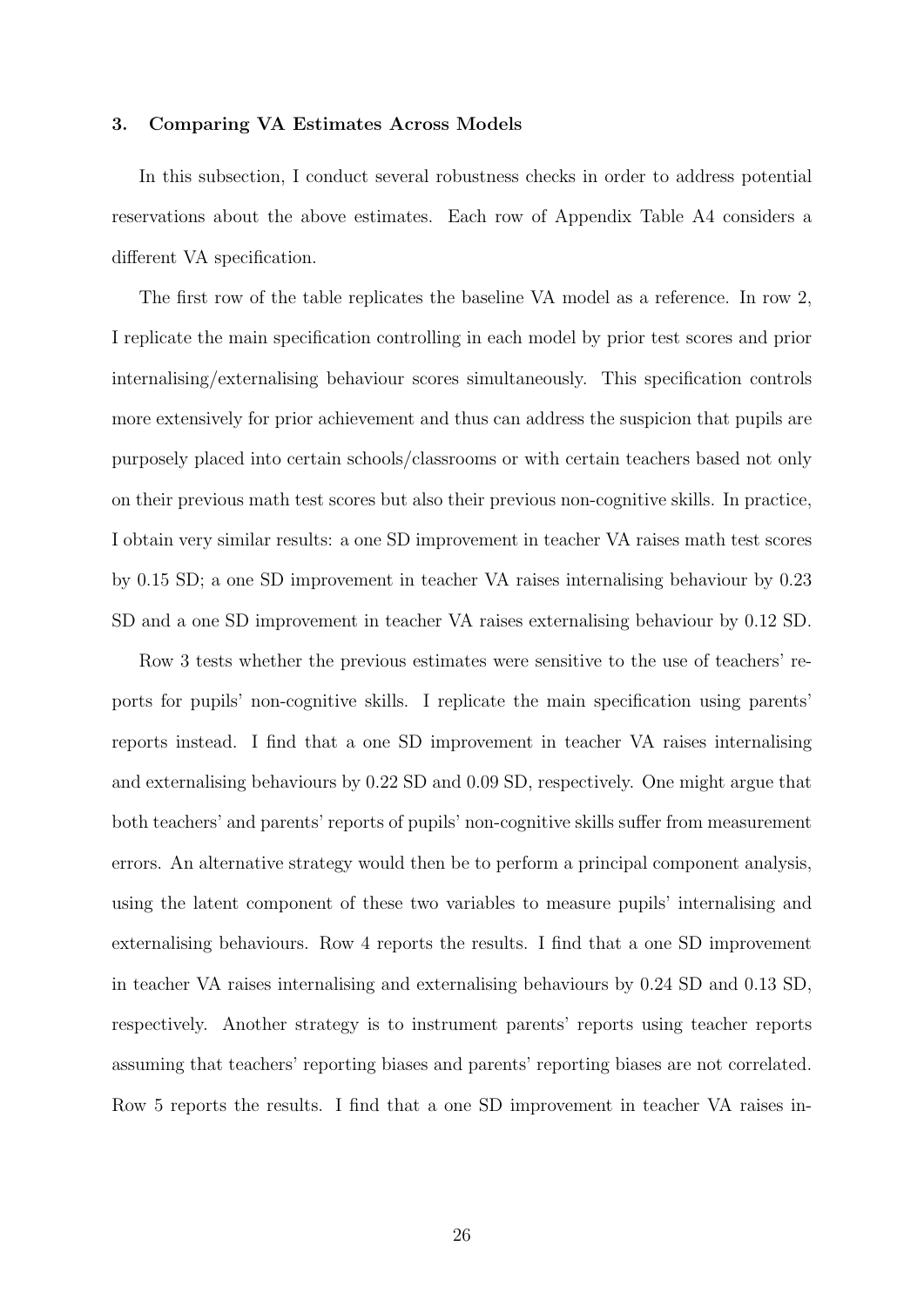### 3. Comparing VA Estimates Across Models

In this subsection, I conduct several robustness checks in order to address potential reservations about the above estimates. Each row of Appendix Table A4 considers a different VA specification.

The first row of the table replicates the baseline VA model as a reference. In row 2, I replicate the main specification controlling in each model by prior test scores and prior internalising/externalising behaviour scores simultaneously. This specification controls more extensively for prior achievement and thus can address the suspicion that pupils are purposely placed into certain schools/classrooms or with certain teachers based not only on their previous math test scores but also their previous non-cognitive skills. In practice, I obtain very similar results: a one SD improvement in teacher VA raises math test scores by 0.15 SD; a one SD improvement in teacher VA raises internalising behaviour by 0.23 SD and a one SD improvement in teacher VA raises externalising behaviour by 0.12 SD.

Row 3 tests whether the previous estimates were sensitive to the use of teachers' reports for pupils' non-cognitive skills. I replicate the main specification using parents' reports instead. I find that a one SD improvement in teacher VA raises internalising and externalising behaviours by 0.22 SD and 0.09 SD, respectively. One might argue that both teachers' and parents' reports of pupils' non-cognitive skills suffer from measurement errors. An alternative strategy would then be to perform a principal component analysis, using the latent component of these two variables to measure pupils' internalising and externalising behaviours. Row 4 reports the results. I find that a one SD improvement in teacher VA raises internalising and externalising behaviours by 0.24 SD and 0.13 SD, respectively. Another strategy is to instrument parents' reports using teacher reports assuming that teachers' reporting biases and parents' reporting biases are not correlated. Row 5 reports the results. I find that a one SD improvement in teacher VA raises in-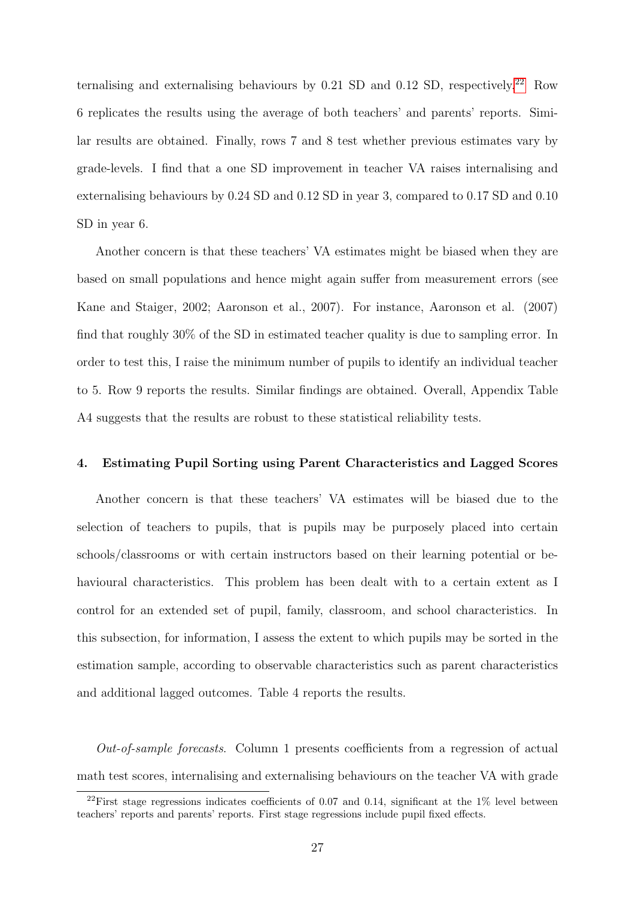ternalising and externalising behaviours by 0.21 SD and 0.12 SD, respectively.[22] Row 6 replicates the results using the average of both teachers' and parents' reports. Similar results are obtained. Finally, rows 7 and 8 test whether previous estimates vary by grade-levels. I find that a one SD improvement in teacher VA raises internalising and externalising behaviours by 0.24 SD and 0.12 SD in year 3, compared to 0.17 SD and 0.10 SD in year 6.

Another concern is that these teachers' VA estimates might be biased when they are based on small populations and hence might again suffer from measurement errors (see Kane and Staiger, 2002; Aaronson et al., 2007). For instance, Aaronson et al. (2007) find that roughly 30% of the SD in estimated teacher quality is due to sampling error. In order to test this, I raise the minimum number of pupils to identify an individual teacher to 5. Row 9 reports the results. Similar findings are obtained. Overall, Appendix Table A4 suggests that the results are robust to these statistical reliability tests.

#### 4. Estimating Pupil Sorting using Parent Characteristics and Lagged Scores

Another concern is that these teachers' VA estimates will be biased due to the selection of teachers to pupils, that is pupils may be purposely placed into certain schools/classrooms or with certain instructors based on their learning potential or behavioural characteristics. This problem has been dealt with to a certain extent as I control for an extended set of pupil, family, classroom, and school characteristics. In this subsection, for information, I assess the extent to which pupils may be sorted in the estimation sample, according to observable characteristics such as parent characteristics and additional lagged outcomes. Table 4 reports the results.

*Out-of-sample forecasts*. Column 1 presents coefficients from a regression of actual math test scores, internalising and externalising behaviours on the teacher VA with grade

[22] First stage regressions indicates coefficients of 0.07 and 0.14, significant at the 1% level between teachers' reports and parents' reports. First stage regressions include pupil fixed effects.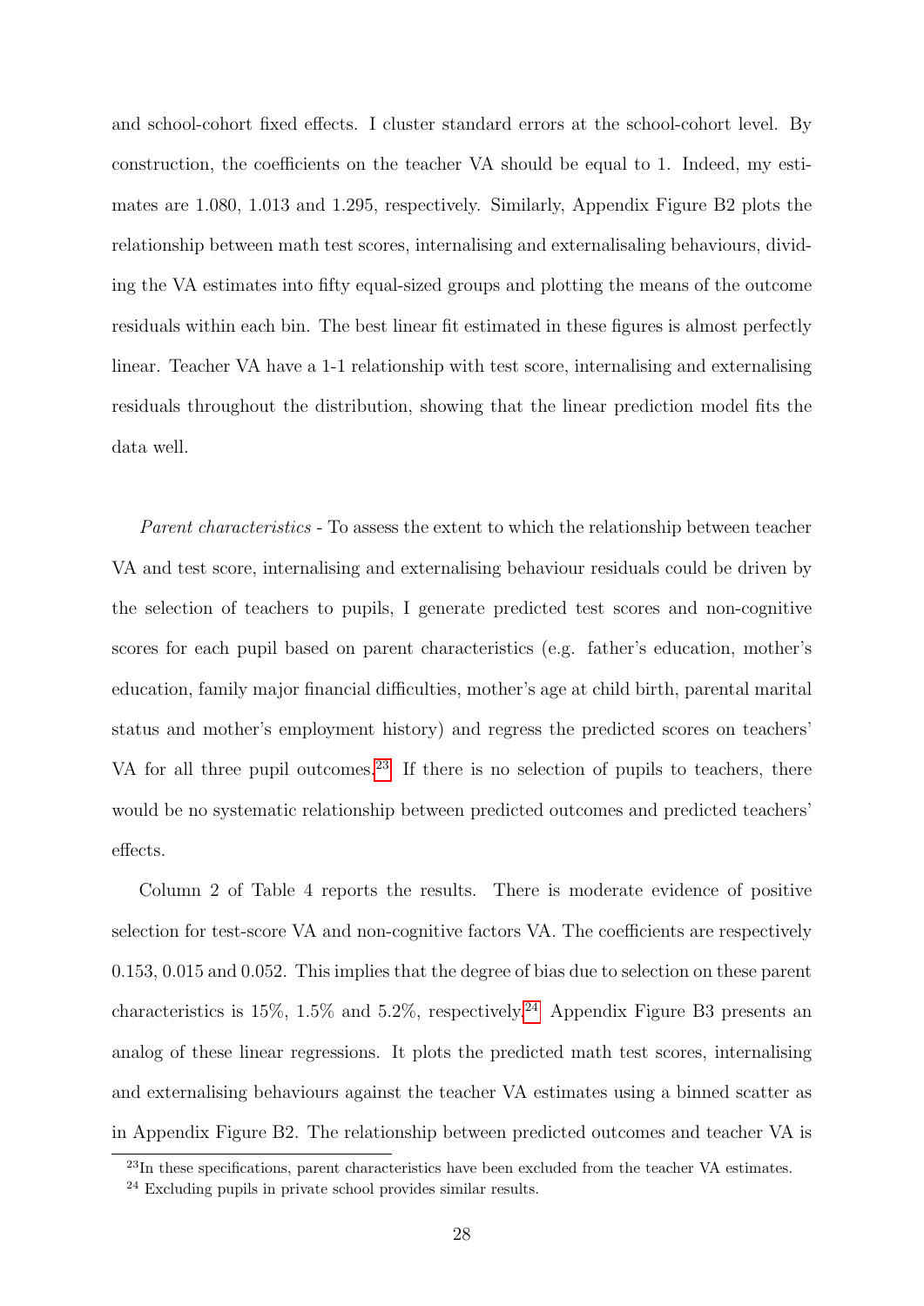and school-cohort fixed effects. I cluster standard errors at the school-cohort level. By construction, the coefficients on the teacher VA should be equal to 1. Indeed, my estimates are 1.080, 1.013 and 1.295, respectively. Similarly, Appendix Figure B2 plots the relationship between math test scores, internalising and externalisaling behaviours, dividing the VA estimates into fifty equal-sized groups and plotting the means of the outcome residuals within each bin. The best linear fit estimated in these figures is almost perfectly linear. Teacher VA have a 1-1 relationship with test score, internalising and externalising residuals throughout the distribution, showing that the linear prediction model fits the data well.

*Parent characteristics* - To assess the extent to which the relationship between teacher VA and test score, internalising and externalising behaviour residuals could be driven by the selection of teachers to pupils, I generate predicted test scores and non-cognitive scores for each pupil based on parent characteristics (e.g. father's education, mother's education, family major financial difficulties, mother's age at child birth, parental marital status and mother's employment history) and regress the predicted scores on teachers' VA for all three pupil outcomes.[23] If there is no selection of pupils to teachers, there would be no systematic relationship between predicted outcomes and predicted teachers' effects.

Column 2 of Table 4 reports the results. There is moderate evidence of positive selection for test-score VA and non-cognitive factors VA. The coefficients are respectively 0.153, 0.015 and 0.052. This implies that the degree of bias due to selection on these parent characteristics is 15%, 1.5% and 5.2%, respectively.[24] Appendix Figure B3 presents an analog of these linear regressions. It plots the predicted math test scores, internalising and externalising behaviours against the teacher VA estimates using a binned scatter as in Appendix Figure B2. The relationship between predicted outcomes and teacher VA is

[23] In these specifications, parent characteristics have been excluded from the teacher VA estimates.

[24] Excluding pupils in private school provides similar results.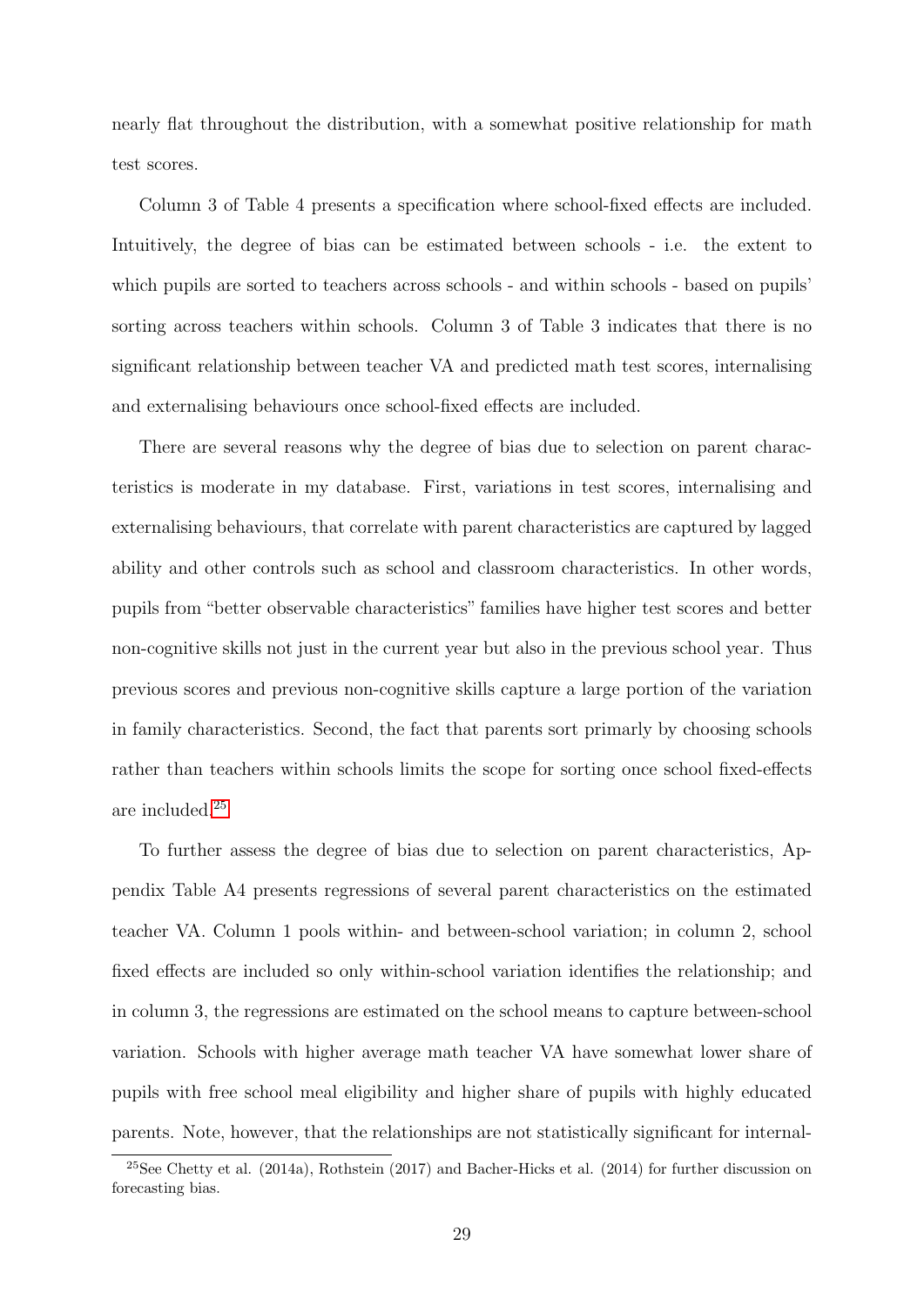nearly flat throughout the distribution, with a somewhat positive relationship for math test scores.

Column 3 of Table 4 presents a specification where school-fixed effects are included. Intuitively, the degree of bias can be estimated between schools - i.e. the extent to which pupils are sorted to teachers across schools - and within schools - based on pupils' sorting across teachers within schools. Column 3 of Table 3 indicates that there is no significant relationship between teacher VA and predicted math test scores, internalising and externalising behaviours once school-fixed effects are included.

There are several reasons why the degree of bias due to selection on parent characteristics is moderate in my database. First, variations in test scores, internalising and externalising behaviours, that correlate with parent characteristics are captured by lagged ability and other controls such as school and classroom characteristics. In other words, pupils from "better observable characteristics" families have higher test scores and better non-cognitive skills not just in the current year but also in the previous school year. Thus previous scores and previous non-cognitive skills capture a large portion of the variation in family characteristics. Second, the fact that parents sort primarily by choosing schools rather than teachers within schools limits the scope for sorting once school fixed-effects are included.[25]

To further assess the degree of bias due to selection on parent characteristics, Appendix Table A4 presents regressions of several parent characteristics on the estimated teacher VA. Column 1 pools within- and between-school variation; in column 2, school fixed effects are included so only within-school variation identifies the relationship; and in column 3, the regressions are estimated on the school means to capture between-school variation. Schools with higher average math teacher VA have somewhat lower share of pupils with free school meal eligibility and higher share of pupils with highly educated parents. Note, however, that the relationships are not statistically significant for internal-

[25]See Chetty et al. (2014a), Rothstein (2017) and Bacher-Hicks et al. (2014) for further discussion on forecasting bias.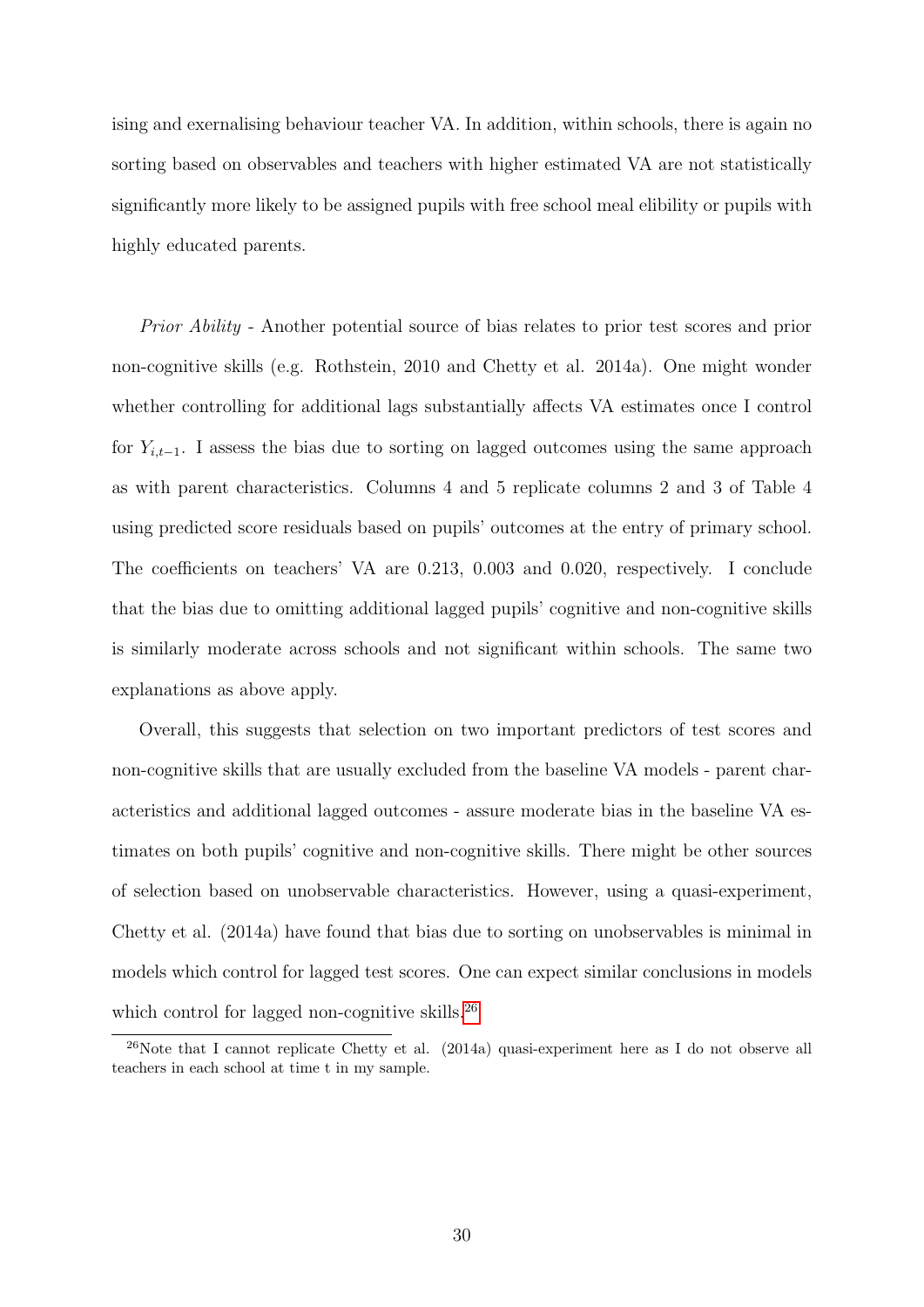ising and exernalising behaviour teacher VA. In addition, within schools, there is again no sorting based on observables and teachers with higher estimated VA are not statistically significantly more likely to be assigned pupils with free school meal elibility or pupils with highly educated parents.

*Prior Ability* - Another potential source of bias relates to prior test scores and prior non-cognitive skills (e.g. Rothstein, 2010 and Chetty et al. 2014a). One might wonder whether controlling for additional lags substantially affects VA estimates once I control for $Y_{i,t-1}$. I assess the bias due to sorting on lagged outcomes using the same approach as with parent characteristics. Columns 4 and 5 replicate columns 2 and 3 of Table 4 using predicted score residuals based on pupils' outcomes at the entry of primary school. The coefficients on teachers' VA are 0.213, 0.003 and 0.020, respectively. I conclude that the bias due to omitting additional lagged pupils' cognitive and non-cognitive skills is similarly moderate across schools and not significant within schools. The same two explanations as above apply.

Overall, this suggests that selection on two important predictors of test scores and non-cognitive skills that are usually excluded from the baseline VA models - parent characteristics and additional lagged outcomes - assure moderate bias in the baseline VA estimates on both pupils' cognitive and non-cognitive skills. There might be other sources of selection based on unobservable characteristics. However, using a quasi-experiment, Chetty et al. (2014a) have found that bias due to sorting on unobservables is minimal in models which control for lagged test scores. One can expect similar conclusions in models which control for lagged non-cognitive skills.[26]

[26] Note that I cannot replicate Chetty et al. (2014a) quasi-experiment here as I do not observe all teachers in each school at time t in my sample.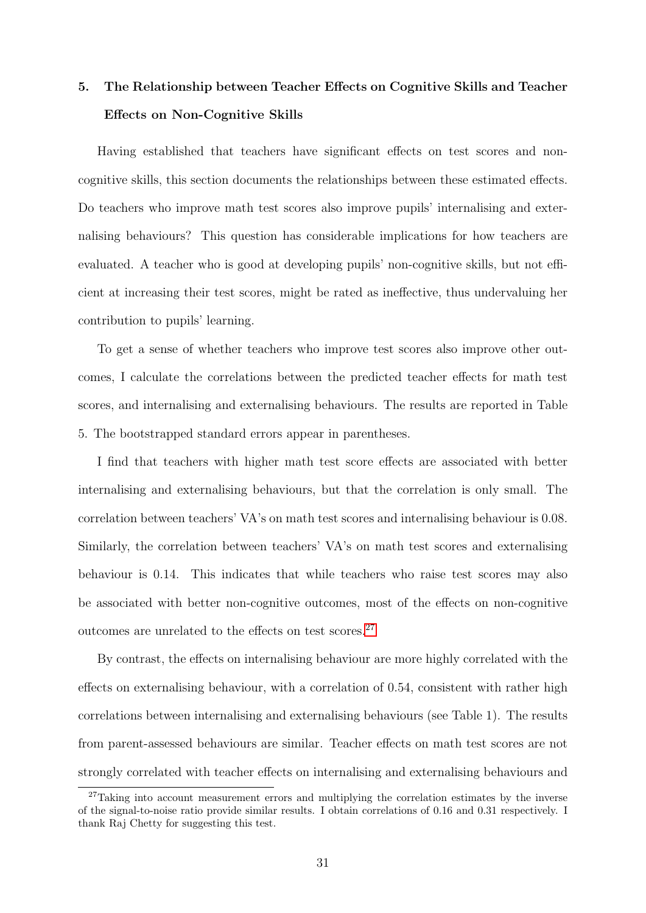## 5. The Relationship between Teacher Effects on Cognitive Skills and Teacher Effects on Non-Cognitive Skills

Having established that teachers have significant effects on test scores and non-cognitive skills, this section documents the relationships between these estimated effects. Do teachers who improve math test scores also improve pupils' internalising and externalising behaviours? This question has considerable implications for how teachers are evaluated. A teacher who is good at developing pupils' non-cognitive skills, but not efficient at increasing their test scores, might be rated as ineffective, thus undervaluing her contribution to pupils' learning.

To get a sense of whether teachers who improve test scores also improve other outcomes, I calculate the correlations between the predicted teacher effects for math test scores, and internalising and externalising behaviours. The results are reported in Table 5. The bootstrapped standard errors appear in parentheses.

I find that teachers with higher math test score effects are associated with better internalising and externalising behaviours, but that the correlation is only small. The correlation between teachers' VA's on math test scores and internalising behaviour is 0.08. Similarly, the correlation between teachers' VA's on math test scores and externalising behaviour is 0.14. This indicates that while teachers who raise test scores may also be associated with better non-cognitive outcomes, most of the effects on non-cognitive outcomes are unrelated to the effects on test scores.[27]

By contrast, the effects on internalising behaviour are more highly correlated with the effects on externalising behaviour, with a correlation of 0.54, consistent with rather high correlations between internalising and externalising behaviours (see Table 1). The results from parent-assessed behaviours are similar. Teacher effects on math test scores are not strongly correlated with teacher effects on internalising and externalising behaviours and

[27] Taking into account measurement errors and multiplying the correlation estimates by the inverse of the signal-to-noise ratio provide similar results. I obtain correlations of 0.16 and 0.31 respectively. I thank Raj Chetty for suggesting this test.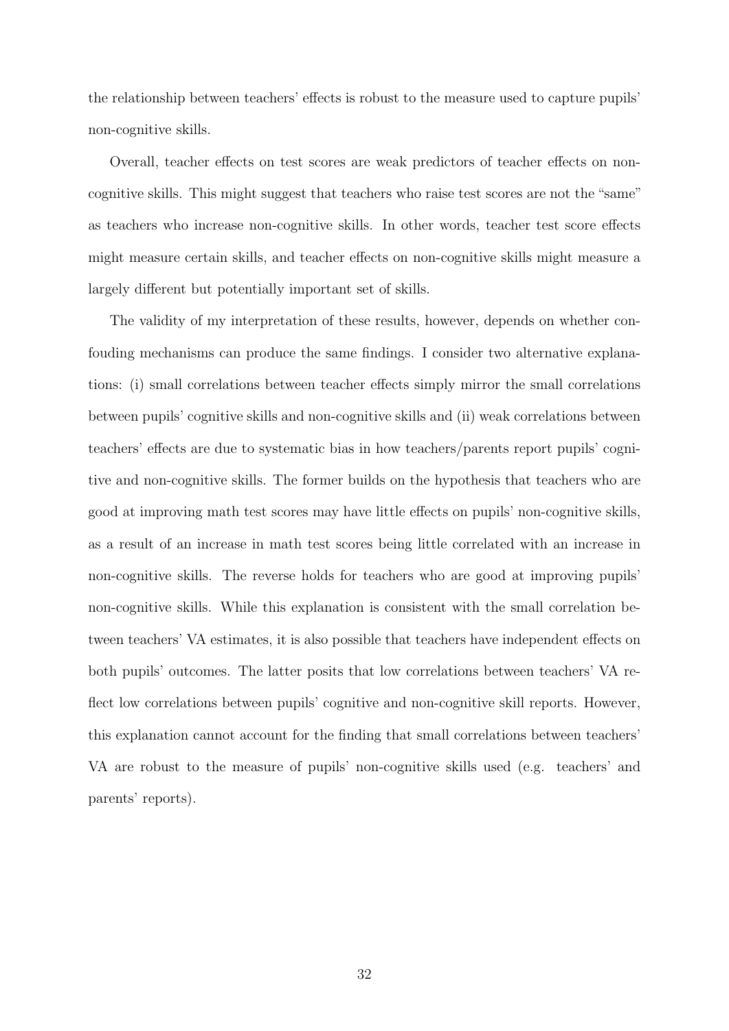the relationship between teachers' effects is robust to the measure used to capture pupils' non-cognitive skills.

Overall, teacher effects on test scores are weak predictors of teacher effects on non-cognitive skills. This might suggest that teachers who raise test scores are not the "same" as teachers who increase non-cognitive skills. In other words, teacher test score effects might measure certain skills, and teacher effects on non-cognitive skills might measure a largely different but potentially important set of skills.

The validity of my interpretation of these results, however, depends on whether confouding mechanisms can produce the same findings. I consider two alternative explanations: (i) small correlations between teacher effects simply mirror the small correlations between pupils' cognitive skills and non-cognitive skills and (ii) weak correlations between teachers' effects are due to systematic bias in how teachers/parents report pupils' cognitive and non-cognitive skills. The former builds on the hypothesis that teachers who are good at improving math test scores may have little effects on pupils' non-cognitive skills, as a result of an increase in math test scores being little correlated with an increase in non-cognitive skills. The reverse holds for teachers who are good at improving pupils' non-cognitive skills. While this explanation is consistent with the small correlation between teachers' VA estimates, it is also possible that teachers have independent effects on both pupils' outcomes. The latter posits that low correlations between teachers' VA reflect low correlations between pupils' cognitive and non-cognitive skill reports. However, this explanation cannot account for the finding that small correlations between teachers' VA are robust to the measure of pupils' non-cognitive skills used (e.g. teachers' and parents' reports).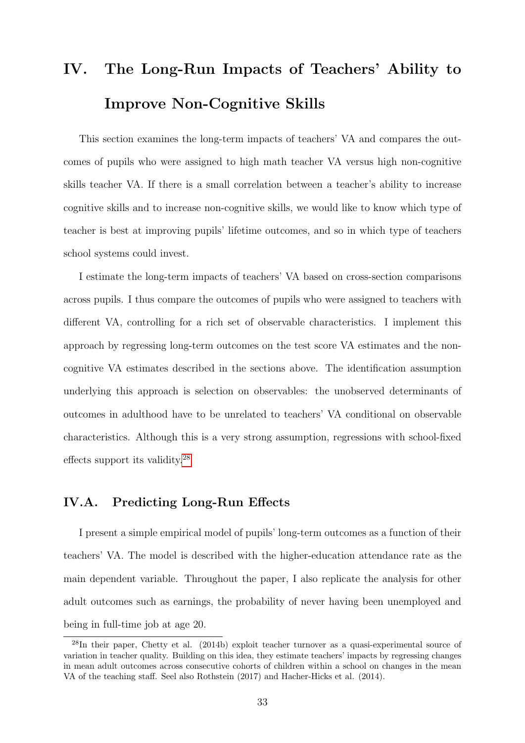# IV. The Long-Run Impacts of Teachers' Ability to Improve Non-Cognitive Skills

This section examines the long-term impacts of teachers' VA and compares the outcomes of pupils who were assigned to high math teacher VA versus high non-cognitive skills teacher VA. If there is a small correlation between a teacher's ability to increase cognitive skills and to increase non-cognitive skills, we would like to know which type of teacher is best at improving pupils' lifetime outcomes, and so in which type of teachers school systems could invest.

I estimate the long-term impacts of teachers' VA based on cross-section comparisons across pupils. I thus compare the outcomes of pupils who were assigned to teachers with different VA, controlling for a rich set of observable characteristics. I implement this approach by regressing long-term outcomes on the test score VA estimates and the non-cognitive VA estimates described in the sections above. The identification assumption underlying this approach is selection on observables: the unobserved determinants of outcomes in adulthood have to be unrelated to teachers' VA conditional on observable characteristics. Although this is a very strong assumption, regressions with school-fixed effects support its validity.[28]

## IV.A. Predicting Long-Run Effects

I present a simple empirical model of pupils' long-term outcomes as a function of their teachers' VA. The model is described with the higher-education attendance rate as the main dependent variable. Throughout the paper, I also replicate the analysis for other adult outcomes such as earnings, the probability of never having been unemployed and being in full-time job at age 20.

[28] In their paper, Chetty et al. (2014b) exploit teacher turnover as a quasi-experimental source of variation in teacher quality. Building on this idea, they estimate teachers' impacts by regressing changes in mean adult outcomes across consecutive cohorts of children within a school on changes in the mean VA of the teaching staff. Seel also Rothstein (2017) and Hacher-Hicks et al. (2014).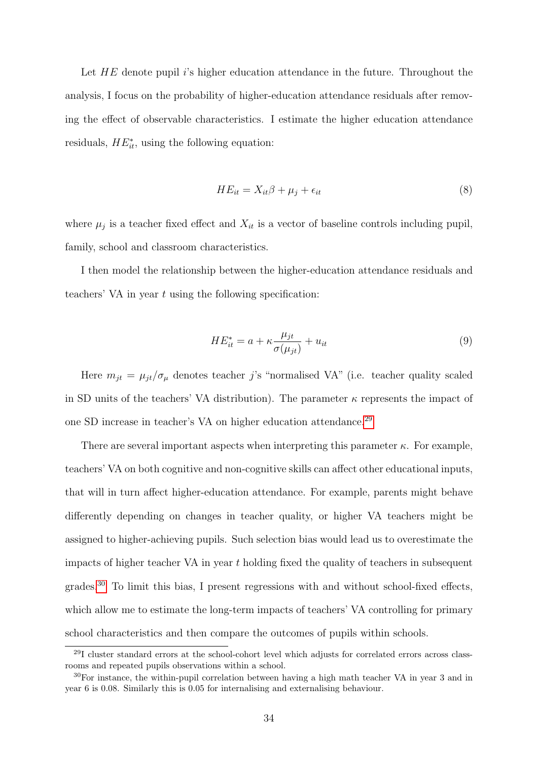Let $HE$ denote pupil $i$'s higher education attendance in the future. Throughout the analysis, I focus on the probability of higher-education attendance residuals after removing the effect of observable characteristics. I estimate the higher education attendance residuals, $HE^*_{it}$, using the following equation:

$$HE_{it} = X_{it}\beta + \mu_j + \epsilon_{it} \tag{8}$$

where $\mu_j$ is a teacher fixed effect and $X_{it}$ is a vector of baseline controls including pupil, family, school and classroom characteristics.

I then model the relationship between the higher-education attendance residuals and teachers' VA in year $t$ using the following specification:

$$HE^*_{it} = a + \kappa \frac{\mu_{jt}}{\sigma(\mu_{jt})} + u_{it} \tag{9}$$

Here $m_{jt} = \mu_{jt}/\sigma_\mu$ denotes teacher $j$'s "normalised VA" (i.e. teacher quality scaled in SD units of the teachers' VA distribution). The parameter $\kappa$ represents the impact of one SD increase in teacher's VA on higher education attendance.[29]

There are several important aspects when interpreting this parameter $\kappa$. For example, teachers' VA on both cognitive and non-cognitive skills can affect other educational inputs, that will in turn affect higher-education attendance. For example, parents might behave differently depending on changes in teacher quality, or higher VA teachers might be assigned to higher-achieving pupils. Such selection bias would lead us to overestimate the impacts of higher teacher VA in year $t$ holding fixed the quality of teachers in subsequent grades.[30] To limit this bias, I present regressions with and without school-fixed effects, which allow me to estimate the long-term impacts of teachers' VA controlling for primary school characteristics and then compare the outcomes of pupils within schools.

[29] I cluster standard errors at the school-cohort level which adjusts for correlated errors across classrooms and repeated pupils observations within a school.

[30] For instance, the within-pupil correlation between having a high math teacher VA in year 3 and in year 6 is 0.08. Similarly this is 0.05 for internalising and externalising behaviour.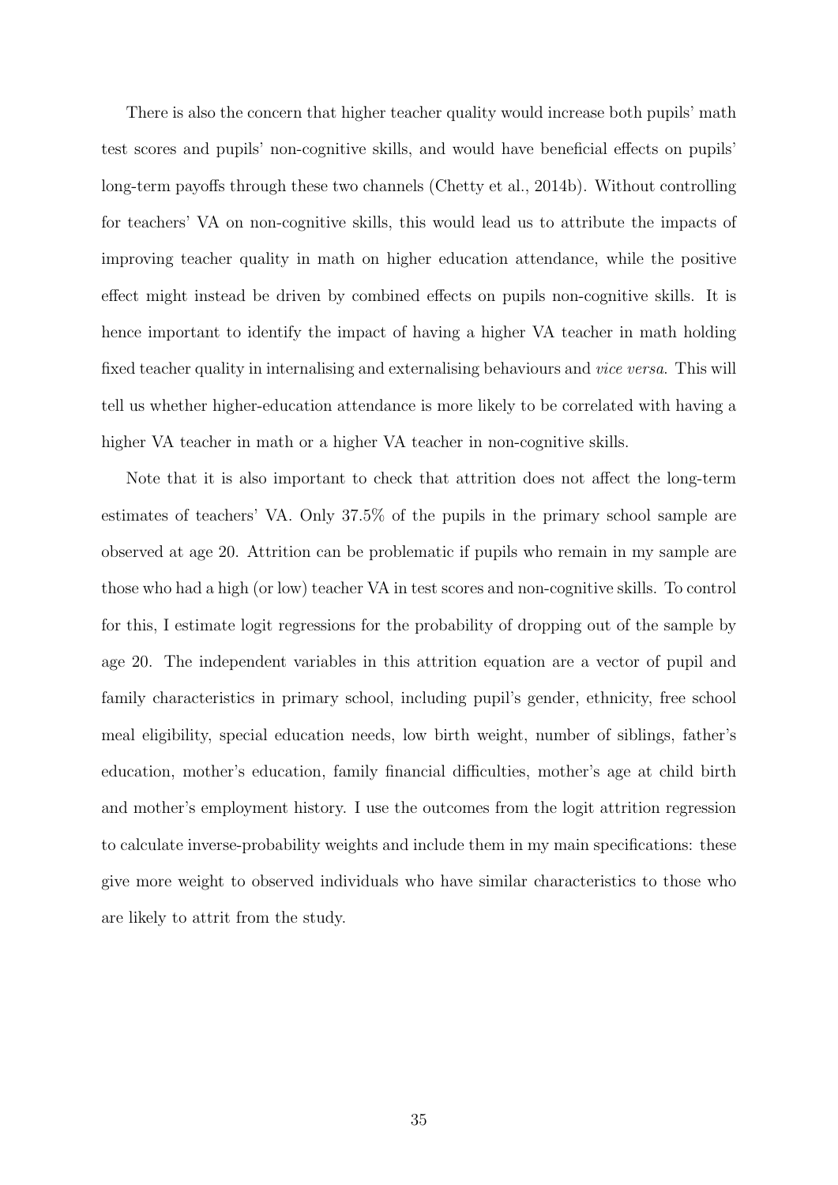There is also the concern that higher teacher quality would increase both pupils' math test scores and pupils' non-cognitive skills, and would have beneficial effects on pupils' long-term payoffs through these two channels (Chetty et al., 2014b). Without controlling for teachers' VA on non-cognitive skills, this would lead us to attribute the impacts of improving teacher quality in math on higher education attendance, while the positive effect might instead be driven by combined effects on pupils non-cognitive skills. It is hence important to identify the impact of having a higher VA teacher in math holding fixed teacher quality in internalising and externalising behaviours and *vice versa*. This will tell us whether higher-education attendance is more likely to be correlated with having a higher VA teacher in math or a higher VA teacher in non-cognitive skills.

Note that it is also important to check that attrition does not affect the long-term estimates of teachers' VA. Only 37.5% of the pupils in the primary school sample are observed at age 20. Attrition can be problematic if pupils who remain in my sample are those who had a high (or low) teacher VA in test scores and non-cognitive skills. To control for this, I estimate logit regressions for the probability of dropping out of the sample by age 20. The independent variables in this attrition equation are a vector of pupil and family characteristics in primary school, including pupil's gender, ethnicity, free school meal eligibility, special education needs, low birth weight, number of siblings, father's education, mother's education, family financial difficulties, mother's age at child birth and mother's employment history. I use the outcomes from the logit attrition regression to calculate inverse-probability weights and include them in my main specifications: these give more weight to observed individuals who have similar characteristics to those who are likely to attrit from the study.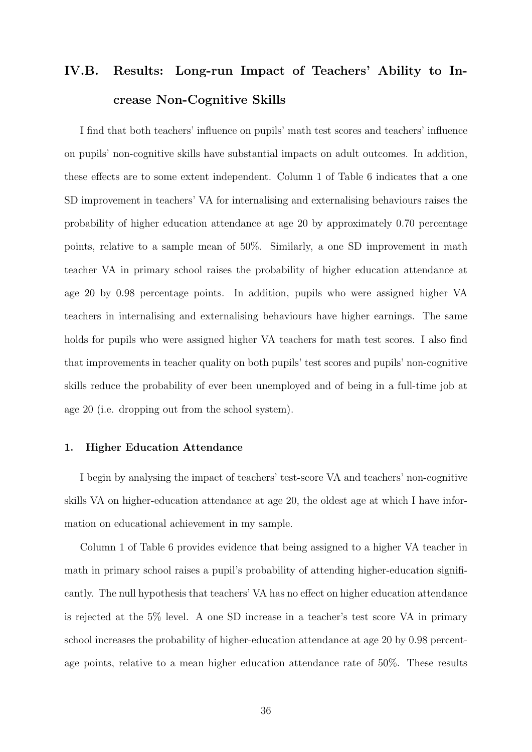## IV.B. Results: Long-run Impact of Teachers' Ability to Increase Non-Cognitive Skills

I find that both teachers' influence on pupils' math test scores and teachers' influence on pupils' non-cognitive skills have substantial impacts on adult outcomes. In addition, these effects are to some extent independent. Column 1 of Table 6 indicates that a one SD improvement in teachers' VA for internalising and externalising behaviours raises the probability of higher education attendance at age 20 by approximately 0.70 percentage points, relative to a sample mean of 50%. Similarly, a one SD improvement in math teacher VA in primary school raises the probability of higher education attendance at age 20 by 0.98 percentage points. In addition, pupils who were assigned higher VA teachers in internalising and externalising behaviours have higher earnings. The same holds for pupils who were assigned higher VA teachers for math test scores. I also find that improvements in teacher quality on both pupils' test scores and pupils' non-cognitive skills reduce the probability of ever been unemployed and of being in a full-time job at age 20 (i.e. dropping out from the school system).

#### 1. Higher Education Attendance

I begin by analysing the impact of teachers' test-score VA and teachers' non-cognitive skills VA on higher-education attendance at age 20, the oldest age at which I have information on educational achievement in my sample.

Column 1 of Table 6 provides evidence that being assigned to a higher VA teacher in math in primary school raises a pupil's probability of attending higher-education significantly. The null hypothesis that teachers' VA has no effect on higher education attendance is rejected at the 5% level. A one SD increase in a teacher's test score VA in primary school increases the probability of higher-education attendance at age 20 by 0.98 percentage points, relative to a mean higher education attendance rate of 50%. These results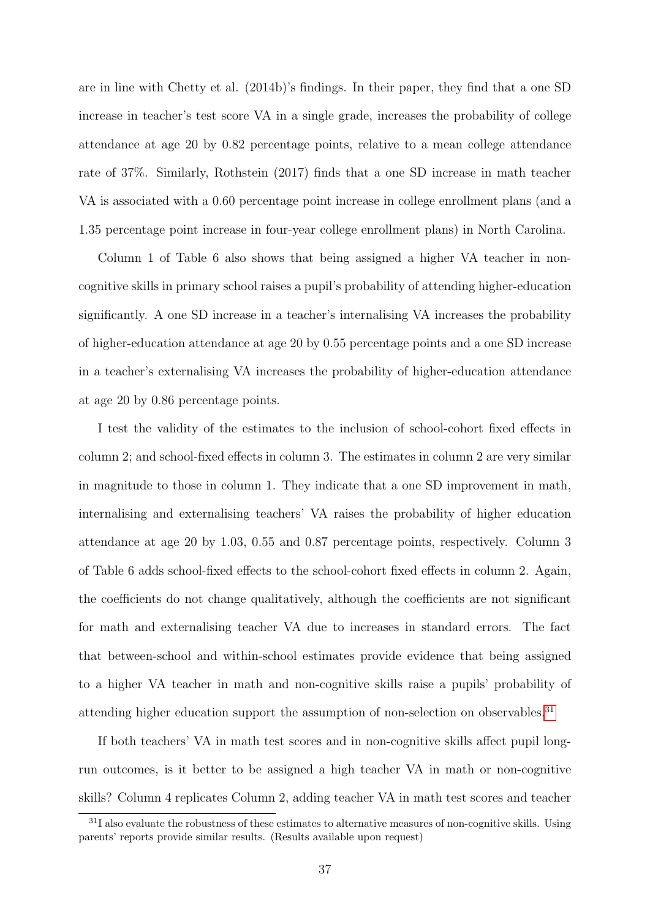are in line with Chetty et al. (2014b)'s findings. In their paper, they find that a one SD increase in teacher's test score VA in a single grade, increases the probability of college attendance at age 20 by 0.82 percentage points, relative to a mean college attendance rate of 37%. Similarly, Rothstein (2017) finds that a one SD increase in math teacher VA is associated with a 0.60 percentage point increase in college enrollment plans (and a 1.35 percentage point increase in four-year college enrollment plans) in North Carolina.

Column 1 of Table 6 also shows that being assigned a higher VA teacher in non-cognitive skills in primary school raises a pupil's probability of attending higher-education significantly. A one SD increase in a teacher's internalising VA increases the probability of higher-education attendance at age 20 by 0.55 percentage points and a one SD increase in a teacher's externalising VA increases the probability of higher-education attendance at age 20 by 0.86 percentage points.

I test the validity of the estimates to the inclusion of school-cohort fixed effects in column 2; and school-fixed effects in column 3. The estimates in column 2 are very similar in magnitude to those in column 1. They indicate that a one SD improvement in math, internalising and externalising teachers' VA raises the probability of higher education attendance at age 20 by 1.03, 0.55 and 0.87 percentage points, respectively. Column 3 of Table 6 adds school-fixed effects to the school-cohort fixed effects in column 2. Again, the coefficients do not change qualitatively, although the coefficients are not significant for math and externalising teacher VA due to increases in standard errors. The fact that between-school and within-school estimates provide evidence that being assigned to a higher VA teacher in math and non-cognitive skills raise a pupils' probability of attending higher education support the assumption of non-selection on observables.[31]

If both teachers' VA in math test scores and in non-cognitive skills affect pupil long-run outcomes, is it better to be assigned a high teacher VA in math or non-cognitive skills? Column 4 replicates Column 2, adding teacher VA in math test scores and teacher

[31] I also evaluate the robustness of these estimates to alternative measures of non-cognitive skills. Using parents' reports provide similar results. (Results available upon request)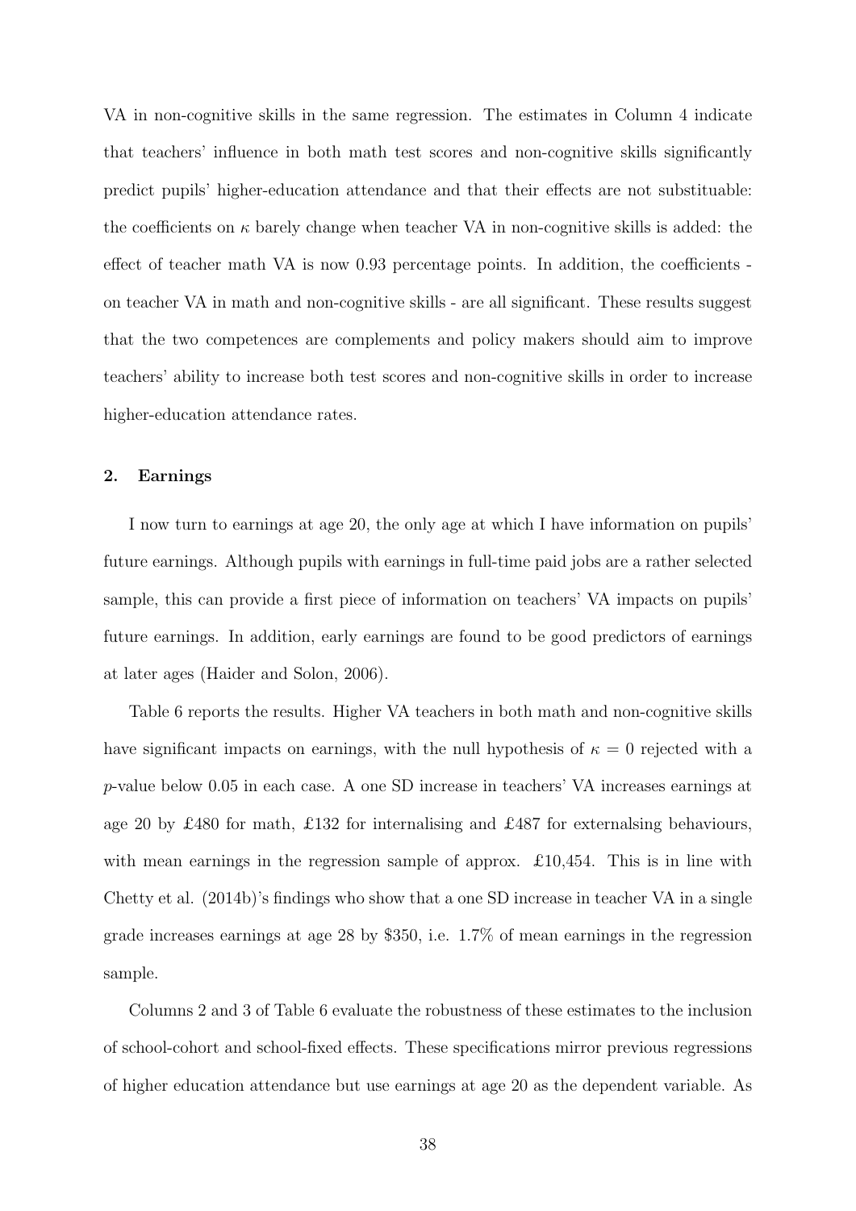VA in non-cognitive skills in the same regression. The estimates in Column 4 indicate that teachers' influence in both math test scores and non-cognitive skills significantly predict pupils' higher-education attendance and that their effects are not substituable: the coefficients on $\kappa$ barely change when teacher VA in non-cognitive skills is added: the effect of teacher math VA is now 0.93 percentage points. In addition, the coefficients - on teacher VA in math and non-cognitive skills - are all significant. These results suggest that the two competences are complements and policy makers should aim to improve teachers' ability to increase both test scores and non-cognitive skills in order to increase higher-education attendance rates.

### 2. Earnings

I now turn to earnings at age 20, the only age at which I have information on pupils' future earnings. Although pupils with earnings in full-time paid jobs are a rather selected sample, this can provide a first piece of information on teachers' VA impacts on pupils' future earnings. In addition, early earnings are found to be good predictors of earnings at later ages (Haider and Solon, 2006).

Table 6 reports the results. Higher VA teachers in both math and non-cognitive skills have significant impacts on earnings, with the null hypothesis of $\kappa = 0$ rejected with a $p$-value below 0.05 in each case. A one SD increase in teachers' VA increases earnings at age 20 by £480 for math, £132 for internalising and £487 for externalsing behaviours, with mean earnings in the regression sample of approx. £10,454. This is in line with Chetty et al. (2014b)'s findings who show that a one SD increase in teacher VA in a single grade increases earnings at age 28 by \$350, i.e. 1.7% of mean earnings in the regression sample.

Columns 2 and 3 of Table 6 evaluate the robustness of these estimates to the inclusion of school-cohort and school-fixed effects. These specifications mirror previous regressions of higher education attendance but use earnings at age 20 as the dependent variable. As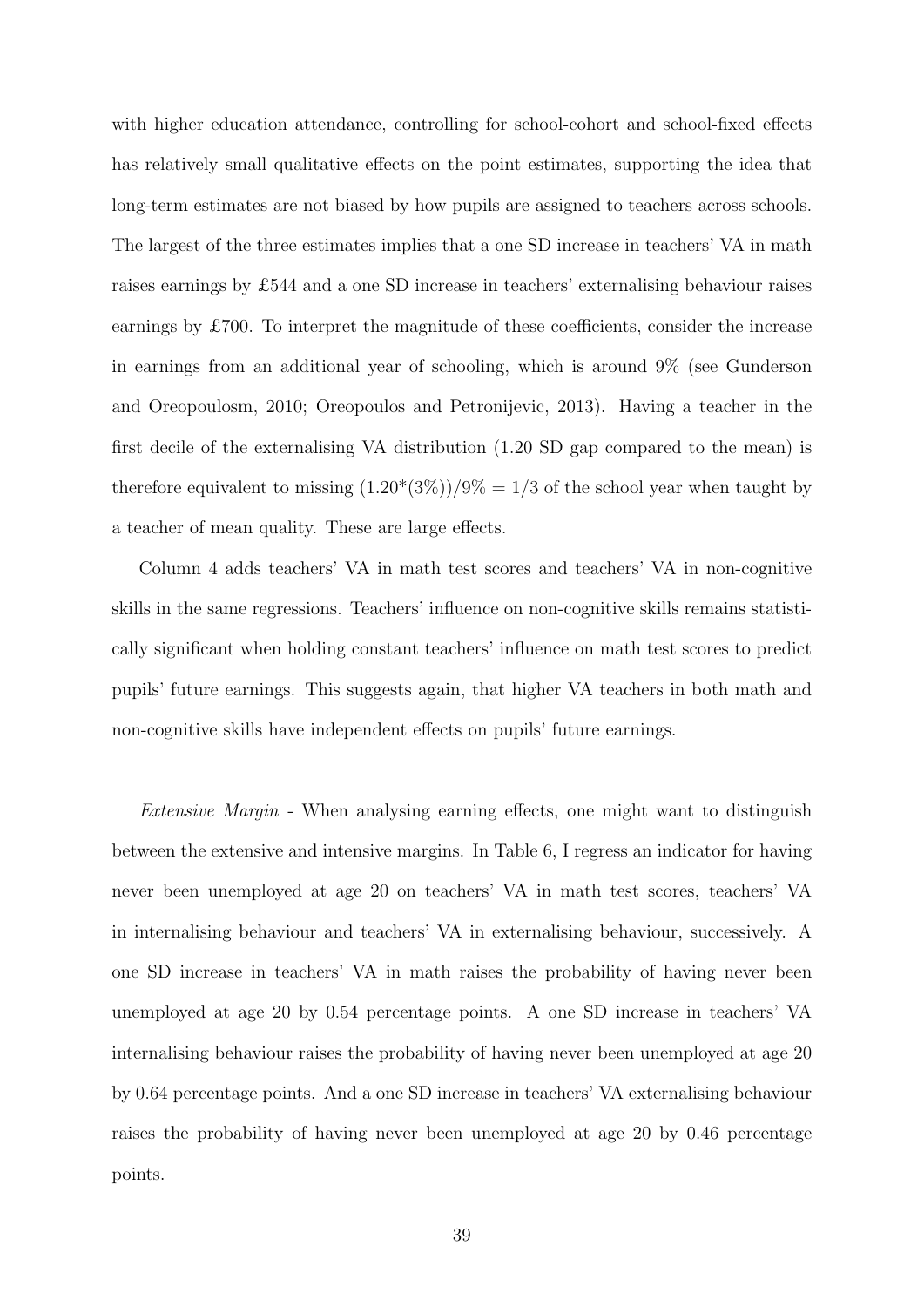with higher education attendance, controlling for school-cohort and school-fixed effects has relatively small qualitative effects on the point estimates, supporting the idea that long-term estimates are not biased by how pupils are assigned to teachers across schools. The largest of the three estimates implies that a one SD increase in teachers' VA in math raises earnings by £544 and a one SD increase in teachers' externalising behaviour raises earnings by £700. To interpret the magnitude of these coefficients, consider the increase in earnings from an additional year of schooling, which is around 9% (see Gunderson and Oreopoulosm, 2010; Oreopoulos and Petronijevic, 2013). Having a teacher in the first decile of the externalising VA distribution (1.20 SD gap compared to the mean) is therefore equivalent to missing $(1.20^*(3\%))/9\% = 1/3$ of the school year when taught by a teacher of mean quality. These are large effects.

Column 4 adds teachers' VA in math test scores and teachers' VA in non-cognitive skills in the same regressions. Teachers' influence on non-cognitive skills remains statistically significant when holding constant teachers' influence on math test scores to predict pupils' future earnings. This suggests again, that higher VA teachers in both math and non-cognitive skills have independent effects on pupils' future earnings.

*Extensive Margin* - When analysing earning effects, one might want to distinguish between the extensive and intensive margins. In Table 6, I regress an indicator for having never been unemployed at age 20 on teachers' VA in math test scores, teachers' VA in internalising behaviour and teachers' VA in externalising behaviour, successively. A one SD increase in teachers' VA in math raises the probability of having never been unemployed at age 20 by 0.54 percentage points. A one SD increase in teachers' VA internalising behaviour raises the probability of having never been unemployed at age 20 by 0.64 percentage points. And a one SD increase in teachers' VA externalising behaviour raises the probability of having never been unemployed at age 20 by 0.46 percentage points.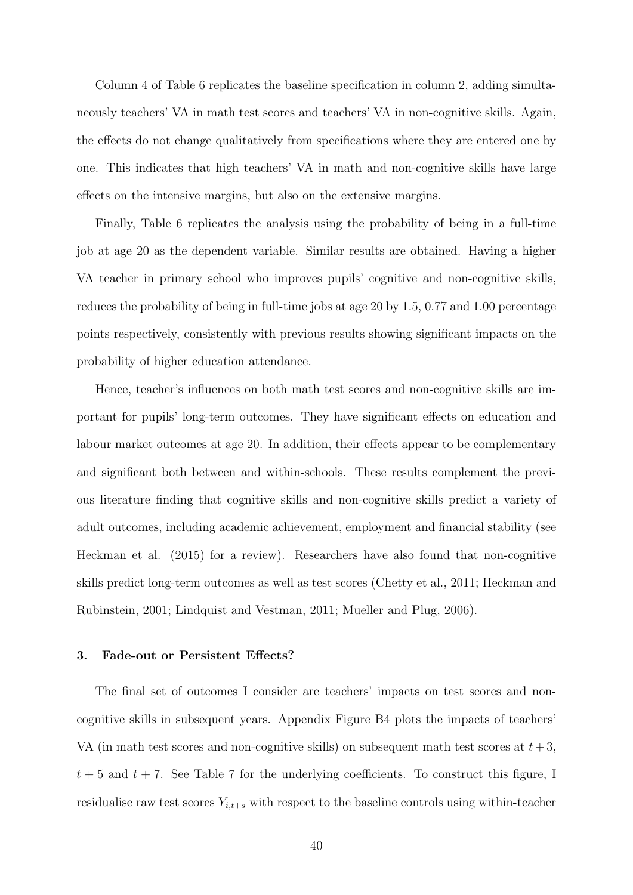Column 4 of Table 6 replicates the baseline specification in column 2, adding simultaneously teachers' VA in math test scores and teachers' VA in non-cognitive skills. Again, the effects do not change qualitatively from specifications where they are entered one by one. This indicates that high teachers' VA in math and non-cognitive skills have large effects on the intensive margins, but also on the extensive margins.

Finally, Table 6 replicates the analysis using the probability of being in a full-time job at age 20 as the dependent variable. Similar results are obtained. Having a higher VA teacher in primary school who improves pupils' cognitive and non-cognitive skills, reduces the probability of being in full-time jobs at age 20 by 1.5, 0.77 and 1.00 percentage points respectively, consistently with previous results showing significant impacts on the probability of higher education attendance.

Hence, teacher's influences on both math test scores and non-cognitive skills are important for pupils' long-term outcomes. They have significant effects on education and labour market outcomes at age 20. In addition, their effects appear to be complementary and significant both between and within-schools. These results complement the previous literature finding that cognitive skills and non-cognitive skills predict a variety of adult outcomes, including academic achievement, employment and financial stability (see Heckman et al. (2015) for a review). Researchers have also found that non-cognitive skills predict long-term outcomes as well as test scores (Chetty et al., 2011; Heckman and Rubinstein, 2001; Lindquist and Vestman, 2011; Mueller and Plug, 2006).

### 3. Fade-out or Persistent Effects?

The final set of outcomes I consider are teachers' impacts on test scores and non-cognitive skills in subsequent years. Appendix Figure B4 plots the impacts of teachers' VA (in math test scores and non-cognitive skills) on subsequent math test scores at $t+3$, $t+5$ and $t+7$. See Table 7 for the underlying coefficients. To construct this figure, I residualise raw test scores $Y_{i,t+s}$ with respect to the baseline controls using within-teacher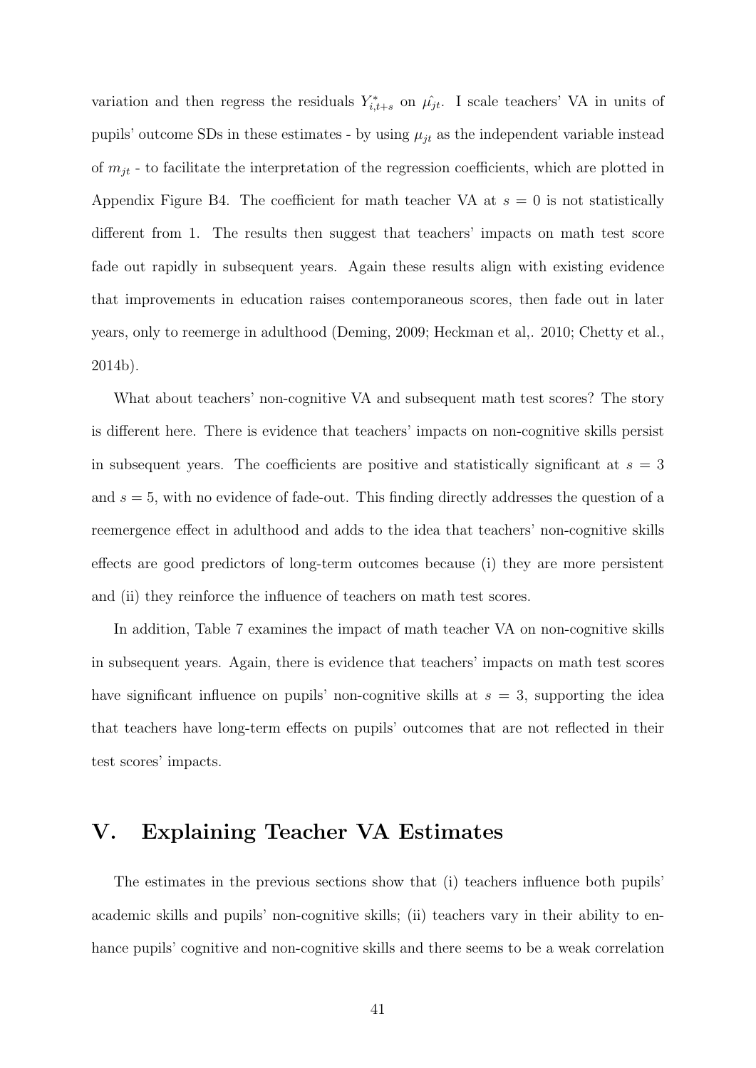variation and then regress the residuals $Y^*_{i,t+s}$ on $\hat{\mu_{jt}}$. I scale teachers' VA in units of pupils' outcome SDs in these estimates - by using $\mu_{jt}$ as the independent variable instead of $m_{jt}$ - to facilitate the interpretation of the regression coefficients, which are plotted in Appendix Figure B4. The coefficient for math teacher VA at $s = 0$ is not statistically different from 1. The results then suggest that teachers' impacts on math test score fade out rapidly in subsequent years. Again these results align with existing evidence that improvements in education raises contemporaneous scores, then fade out in later years, only to reemerge in adulthood (Deming, 2009; Heckman et al,. 2010; Chetty et al., 2014b).

What about teachers' non-cognitive VA and subsequent math test scores? The story is different here. There is evidence that teachers' impacts on non-cognitive skills persist in subsequent years. The coefficients are positive and statistically significant at $s = 3$ and $s = 5$, with no evidence of fade-out. This finding directly addresses the question of a reemergence effect in adulthood and adds to the idea that teachers' non-cognitive skills effects are good predictors of long-term outcomes because (i) they are more persistent and (ii) they reinforce the influence of teachers on math test scores.

In addition, Table 7 examines the impact of math teacher VA on non-cognitive skills in subsequent years. Again, there is evidence that teachers' impacts on math test scores have significant influence on pupils' non-cognitive skills at $s = 3$, supporting the idea that teachers have long-term effects on pupils' outcomes that are not reflected in their test scores' impacts.

# V. Explaining Teacher VA Estimates

The estimates in the previous sections show that (i) teachers influence both pupils' academic skills and pupils' non-cognitive skills; (ii) teachers vary in their ability to enhance pupils' cognitive and non-cognitive skills and there seems to be a weak correlation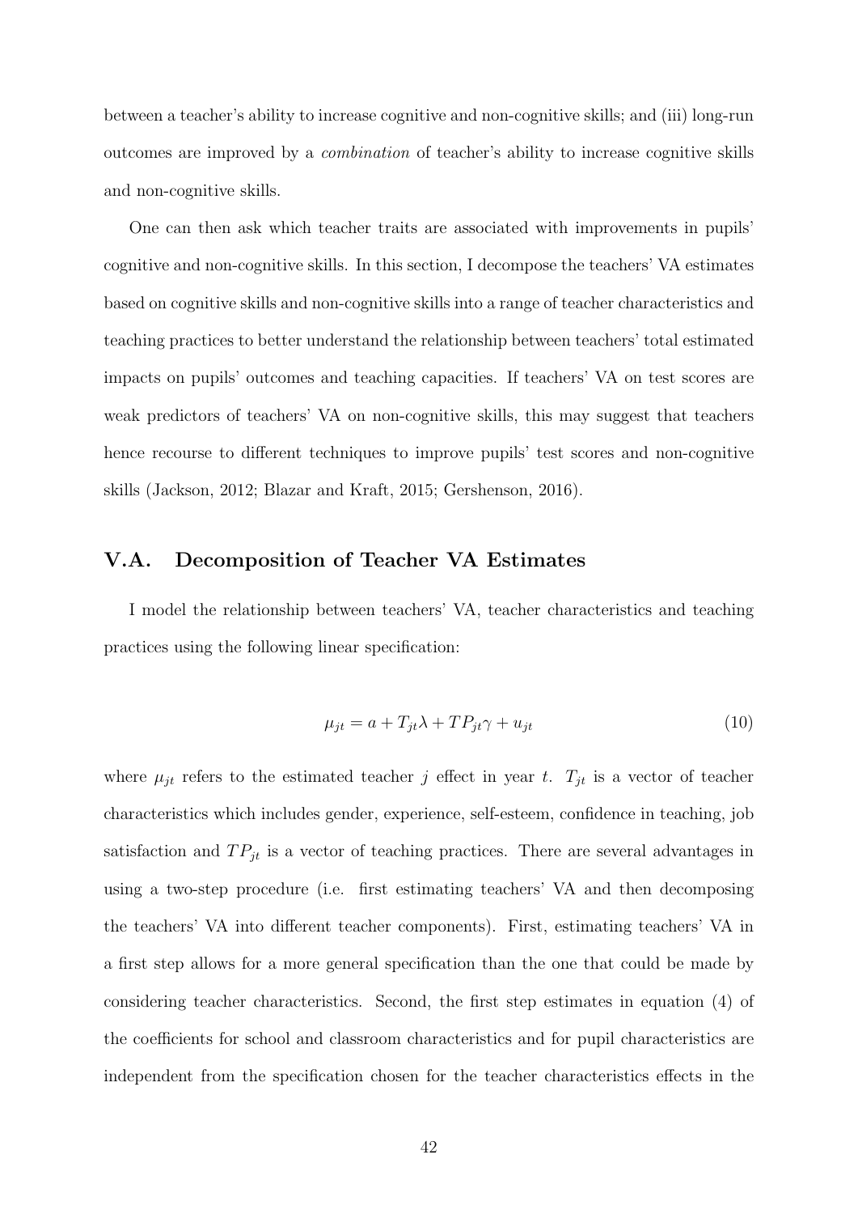between a teacher's ability to increase cognitive and non-cognitive skills; and (iii) long-run outcomes are improved by a *combination* of teacher's ability to increase cognitive skills and non-cognitive skills.

One can then ask which teacher traits are associated with improvements in pupils' cognitive and non-cognitive skills. In this section, I decompose the teachers' VA estimates based on cognitive skills and non-cognitive skills into a range of teacher characteristics and teaching practices to better understand the relationship between teachers' total estimated impacts on pupils' outcomes and teaching capacities. If teachers' VA on test scores are weak predictors of teachers' VA on non-cognitive skills, this may suggest that teachers hence recourse to different techniques to improve pupils' test scores and non-cognitive skills (Jackson, 2012; Blazar and Kraft, 2015; Gershenson, 2016).

## V.A. Decomposition of Teacher VA Estimates

I model the relationship between teachers' VA, teacher characteristics and teaching practices using the following linear specification:

$$\mu_{jt} = a + T_{jt}\lambda + TP_{jt}\gamma + u_{jt} \tag{10}$$

where $\mu_{jt}$ refers to the estimated teacher $j$ effect in year $t$. $T_{jt}$ is a vector of teacher characteristics which includes gender, experience, self-esteem, confidence in teaching, job satisfaction and $TP_{jt}$ is a vector of teaching practices. There are several advantages in using a two-step procedure (i.e. first estimating teachers' VA and then decomposing the teachers' VA into different teacher components). First, estimating teachers' VA in a first step allows for a more general specification than the one that could be made by considering teacher characteristics. Second, the first step estimates in equation (4) of the coefficients for school and classroom characteristics and for pupil characteristics are independent from the specification chosen for the teacher characteristics effects in the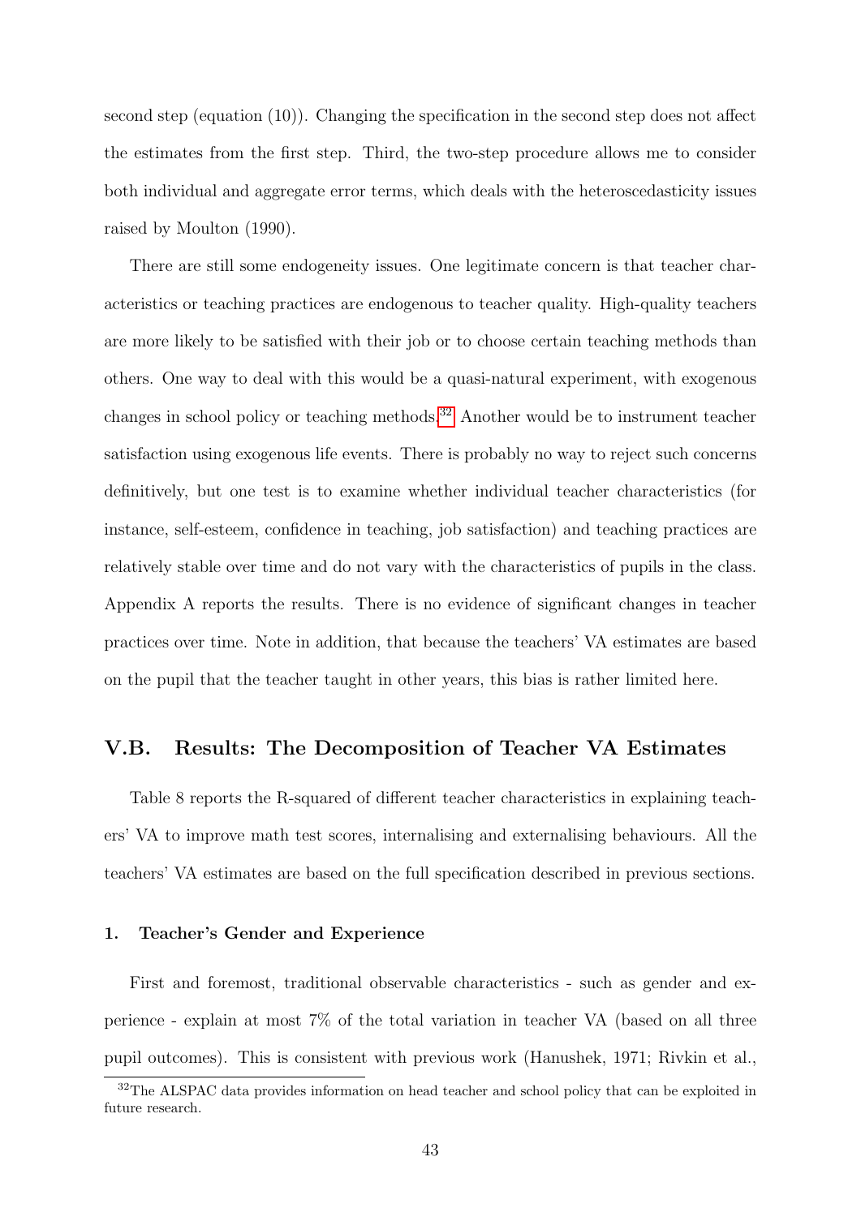second step (equation (10)). Changing the specification in the second step does not affect the estimates from the first step. Third, the two-step procedure allows me to consider both individual and aggregate error terms, which deals with the heteroscedasticity issues raised by Moulton (1990).

There are still some endogeneity issues. One legitimate concern is that teacher characteristics or teaching practices are endogenous to teacher quality. High-quality teachers are more likely to be satisfied with their job or to choose certain teaching methods than others. One way to deal with this would be a quasi-natural experiment, with exogenous changes in school policy or teaching methods.[32] Another would be to instrument teacher satisfaction using exogenous life events. There is probably no way to reject such concerns definitively, but one test is to examine whether individual teacher characteristics (for instance, self-esteem, confidence in teaching, job satisfaction) and teaching practices are relatively stable over time and do not vary with the characteristics of pupils in the class. Appendix A reports the results. There is no evidence of significant changes in teacher practices over time. Note in addition, that because the teachers' VA estimates are based on the pupil that the teacher taught in other years, this bias is rather limited here.

## V.B. Results: The Decomposition of Teacher VA Estimates

Table 8 reports the R-squared of different teacher characteristics in explaining teachers' VA to improve math test scores, internalising and externalising behaviours. All the teachers' VA estimates are based on the full specification described in previous sections.

### 1. Teacher's Gender and Experience

First and foremost, traditional observable characteristics - such as gender and experience - explain at most 7% of the total variation in teacher VA (based on all three pupil outcomes). This is consistent with previous work (Hanushek, 1971; Rivkin et al.,

[32]The ALSPAC data provides information on head teacher and school policy that can be exploited in future research.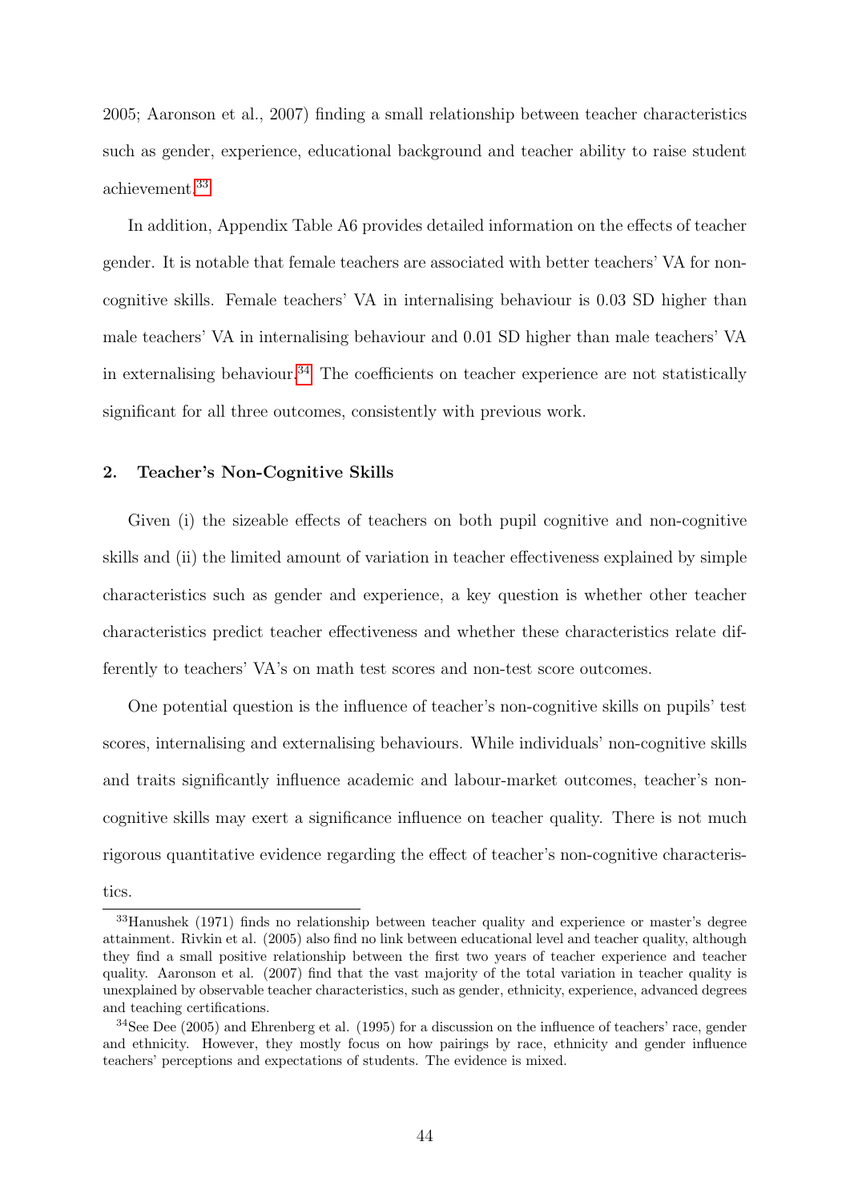2005; Aaronson et al., 2007) finding a small relationship between teacher characteristics such as gender, experience, educational background and teacher ability to raise student achievement.[33]

In addition, Appendix Table A6 provides detailed information on the effects of teacher gender. It is notable that female teachers are associated with better teachers' VA for non-cognitive skills. Female teachers' VA in internalising behaviour is 0.03 SD higher than male teachers' VA in internalising behaviour and 0.01 SD higher than male teachers' VA in externalising behaviour.[34] The coefficients on teacher experience are not statistically significant for all three outcomes, consistently with previous work.

### 2. Teacher's Non-Cognitive Skills

Given (i) the sizeable effects of teachers on both pupil cognitive and non-cognitive skills and (ii) the limited amount of variation in teacher effectiveness explained by simple characteristics such as gender and experience, a key question is whether other teacher characteristics predict teacher effectiveness and whether these characteristics relate differently to teachers' VA's on math test scores and non-test score outcomes.

One potential question is the influence of teacher's non-cognitive skills on pupils' test scores, internalising and externalising behaviours. While individuals' non-cognitive skills and traits significantly influence academic and labour-market outcomes, teacher's non-cognitive skills may exert a significance influence on teacher quality. There is not much rigorous quantitative evidence regarding the effect of teacher's non-cognitive characteristics.

---

[33] Hanushek (1971) finds no relationship between teacher quality and experience or master's degree attainment. Rivkin et al. (2005) also find no link between educational level and teacher quality, although they find a small positive relationship between the first two years of teacher experience and teacher quality. Aaronson et al. (2007) find that the vast majority of the total variation in teacher quality is unexplained by observable teacher characteristics, such as gender, ethnicity, experience, advanced degrees and teaching certifications.

[34] See Dee (2005) and Ehrenberg et al. (1995) for a discussion on the influence of teachers' race, gender and ethnicity. However, they mostly focus on how pairings by race, ethnicity and gender influence teachers' perceptions and expectations of students. The evidence is mixed.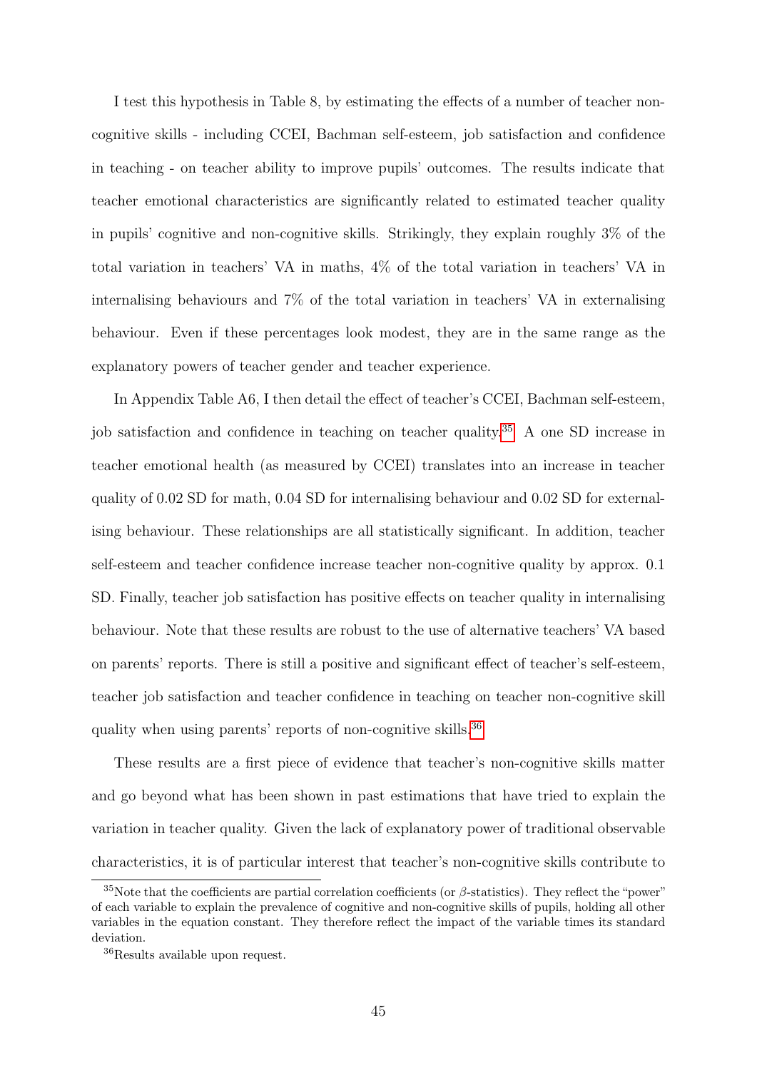I test this hypothesis in Table 8, by estimating the effects of a number of teacher non-cognitive skills - including CCEI, Bachman self-esteem, job satisfaction and confidence in teaching - on teacher ability to improve pupils' outcomes. The results indicate that teacher emotional characteristics are significantly related to estimated teacher quality in pupils' cognitive and non-cognitive skills. Strikingly, they explain roughly 3% of the total variation in teachers' VA in maths, 4% of the total variation in teachers' VA in internalising behaviours and 7% of the total variation in teachers' VA in externalising behaviour. Even if these percentages look modest, they are in the same range as the explanatory powers of teacher gender and teacher experience.

In Appendix Table A6, I then detail the effect of teacher's CCEI, Bachman self-esteem, job satisfaction and confidence in teaching on teacher quality.[35] A one SD increase in teacher emotional health (as measured by CCEI) translates into an increase in teacher quality of 0.02 SD for math, 0.04 SD for internalising behaviour and 0.02 SD for externalising behaviour. These relationships are all statistically significant. In addition, teacher self-esteem and teacher confidence increase teacher non-cognitive quality by approx. 0.1 SD. Finally, teacher job satisfaction has positive effects on teacher quality in internalising behaviour. Note that these results are robust to the use of alternative teachers' VA based on parents' reports. There is still a positive and significant effect of teacher's self-esteem, teacher job satisfaction and teacher confidence in teaching on teacher non-cognitive skill quality when using parents' reports of non-cognitive skills.[36]

These results are a first piece of evidence that teacher's non-cognitive skills matter and go beyond what has been shown in past estimations that have tried to explain the variation in teacher quality. Given the lack of explanatory power of traditional observable characteristics, it is of particular interest that teacher's non-cognitive skills contribute to

[35] Note that the coefficients are partial correlation coefficients (or $\beta$-statistics). They reflect the "power" of each variable to explain the prevalence of cognitive and non-cognitive skills of pupils, holding all other variables in the equation constant. They therefore reflect the impact of the variable times its standard deviation.

[36] Results available upon request.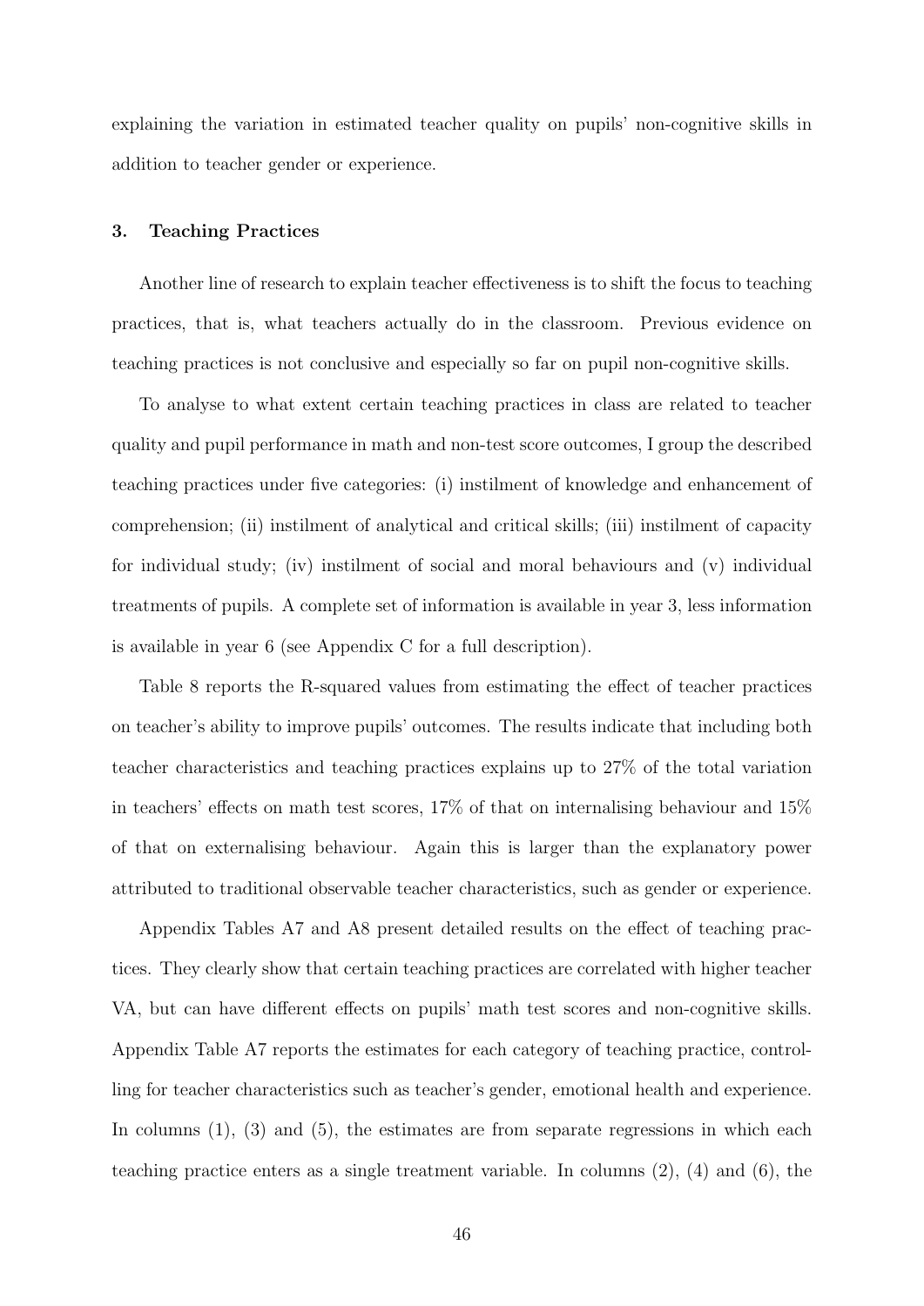explaining the variation in estimated teacher quality on pupils' non-cognitive skills in addition to teacher gender or experience.

### 3. Teaching Practices

Another line of research to explain teacher effectiveness is to shift the focus to teaching practices, that is, what teachers actually do in the classroom. Previous evidence on teaching practices is not conclusive and especially so far on pupil non-cognitive skills.

To analyse to what extent certain teaching practices in class are related to teacher quality and pupil performance in math and non-test score outcomes, I group the described teaching practices under five categories: (i) instilment of knowledge and enhancement of comprehension; (ii) instilment of analytical and critical skills; (iii) instilment of capacity for individual study; (iv) instilment of social and moral behaviours and (v) individual treatments of pupils. A complete set of information is available in year 3, less information is available in year 6 (see Appendix C for a full description).

Table 8 reports the R-squared values from estimating the effect of teacher practices on teacher's ability to improve pupils' outcomes. The results indicate that including both teacher characteristics and teaching practices explains up to 27% of the total variation in teachers' effects on math test scores, 17% of that on internalising behaviour and 15% of that on externalising behaviour. Again this is larger than the explanatory power attributed to traditional observable teacher characteristics, such as gender or experience.

Appendix Tables A7 and A8 present detailed results on the effect of teaching practices. They clearly show that certain teaching practices are correlated with higher teacher VA, but can have different effects on pupils' math test scores and non-cognitive skills. Appendix Table A7 reports the estimates for each category of teaching practice, controlling for teacher characteristics such as teacher's gender, emotional health and experience. In columns (1), (3) and (5), the estimates are from separate regressions in which each teaching practice enters as a single treatment variable. In columns (2), (4) and (6), the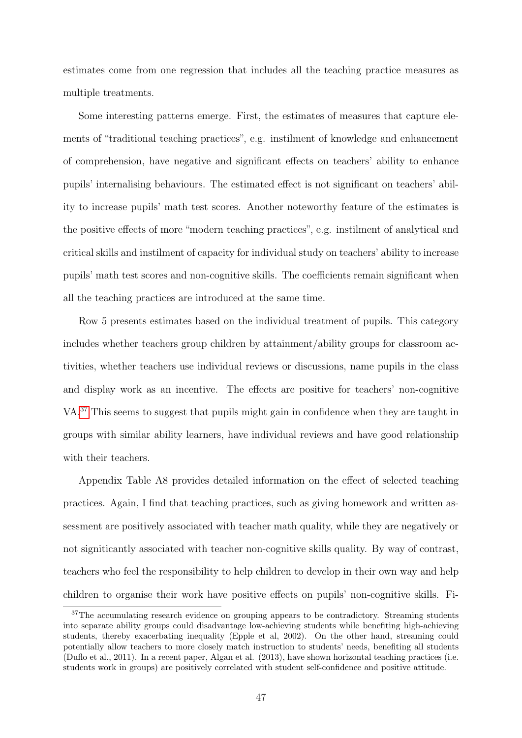estimates come from one regression that includes all the teaching practice measures as multiple treatments.

Some interesting patterns emerge. First, the estimates of measures that capture elements of "traditional teaching practices", e.g. instilment of knowledge and enhancement of comprehension, have negative and significant effects on teachers' ability to enhance pupils' internalising behaviours. The estimated effect is not significant on teachers' ability to increase pupils' math test scores. Another noteworthy feature of the estimates is the positive effects of more "modern teaching practices", e.g. instilment of analytical and critical skills and instilment of capacity for individual study on teachers' ability to increase pupils' math test scores and non-cognitive skills. The coefficients remain significant when all the teaching practices are introduced at the same time.

Row 5 presents estimates based on the individual treatment of pupils. This category includes whether teachers group children by attainment/ability groups for classroom activities, whether teachers use individual reviews or discussions, name pupils in the class and display work as an incentive. The effects are positive for teachers' non-cognitive VA.[37] This seems to suggest that pupils might gain in confidence when they are taught in groups with similar ability learners, have individual reviews and have good relationship with their teachers.

Appendix Table A8 provides detailed information on the effect of selected teaching practices. Again, I find that teaching practices, such as giving homework and written assessment are positively associated with teacher math quality, while they are negatively or not signiticantly associated with teacher non-cognitive skills quality. By way of contrast, teachers who feel the responsibility to help children to develop in their own way and help children to organise their work have positive effects on pupils' non-cognitive skills. Fi-

[37] The accumulating research evidence on grouping appears to be contradictory. Streaming students into separate ability groups could disadvantage low-achieving students while benefiting high-achieving students, thereby exacerbating inequality (Epple et al, 2002). On the other hand, streaming could potentially allow teachers to more closely match instruction to students' needs, benefiting all students (Duflo et al., 2011). In a recent paper, Algan et al. (2013), have shown horizontal teaching practices (i.e. students work in groups) are positively correlated with student self-confidence and positive attitude.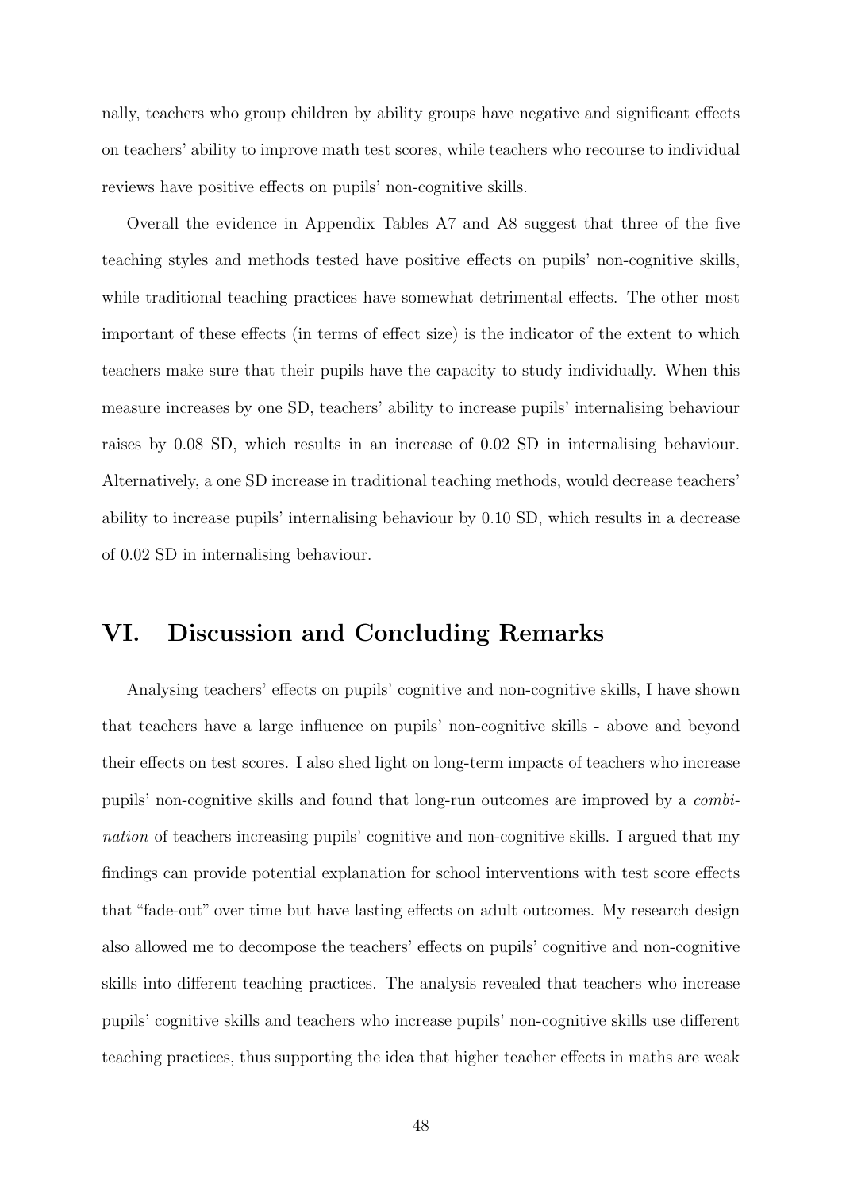nally, teachers who group children by ability groups have negative and significant effects on teachers' ability to improve math test scores, while teachers who recourse to individual reviews have positive effects on pupils' non-cognitive skills.

Overall the evidence in Appendix Tables A7 and A8 suggest that three of the five teaching styles and methods tested have positive effects on pupils' non-cognitive skills, while traditional teaching practices have somewhat detrimental effects. The other most important of these effects (in terms of effect size) is the indicator of the extent to which teachers make sure that their pupils have the capacity to study individually. When this measure increases by one SD, teachers' ability to increase pupils' internalising behaviour raises by 0.08 SD, which results in an increase of 0.02 SD in internalising behaviour. Alternatively, a one SD increase in traditional teaching methods, would decrease teachers' ability to increase pupils' internalising behaviour by 0.10 SD, which results in a decrease of 0.02 SD in internalising behaviour.

# VI. Discussion and Concluding Remarks

Analysing teachers' effects on pupils' cognitive and non-cognitive skills, I have shown that teachers have a large influence on pupils' non-cognitive skills - above and beyond their effects on test scores. I also shed light on long-term impacts of teachers who increase pupils' non-cognitive skills and found that long-run outcomes are improved by a *combination* of teachers increasing pupils' cognitive and non-cognitive skills. I argued that my findings can provide potential explanation for school interventions with test score effects that "fade-out" over time but have lasting effects on adult outcomes. My research design also allowed me to decompose the teachers' effects on pupils' cognitive and non-cognitive skills into different teaching practices. The analysis revealed that teachers who increase pupils' cognitive skills and teachers who increase pupils' non-cognitive skills use different teaching practices, thus supporting the idea that higher teacher effects in maths are weak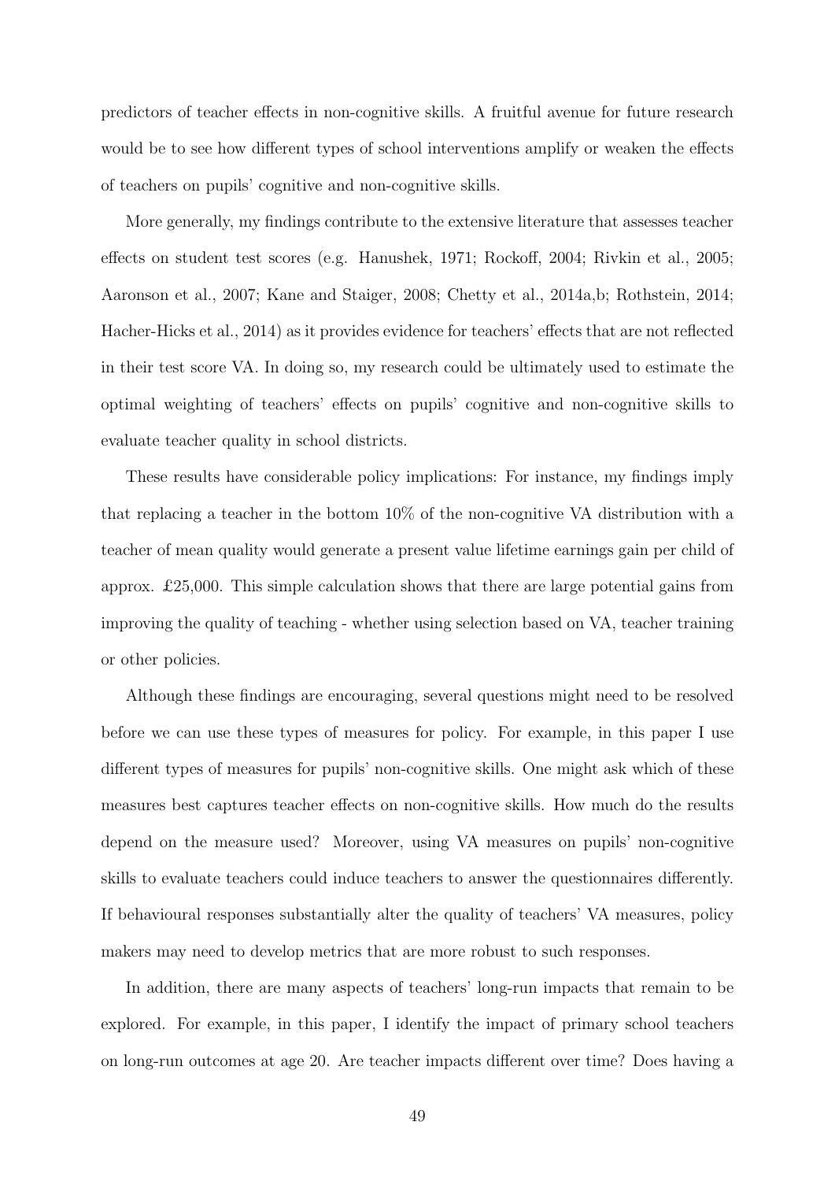predictors of teacher effects in non-cognitive skills. A fruitful avenue for future research would be to see how different types of school interventions amplify or weaken the effects of teachers on pupils' cognitive and non-cognitive skills.

More generally, my findings contribute to the extensive literature that assesses teacher effects on student test scores (e.g. Hanushek, 1971; Rockoff, 2004; Rivkin et al., 2005; Aaronson et al., 2007; Kane and Staiger, 2008; Chetty et al., 2014a,b; Rothstein, 2014; Hacher-Hicks et al., 2014) as it provides evidence for teachers' effects that are not reflected in their test score VA. In doing so, my research could be ultimately used to estimate the optimal weighting of teachers' effects on pupils' cognitive and non-cognitive skills to evaluate teacher quality in school districts.

These results have considerable policy implications: For instance, my findings imply that replacing a teacher in the bottom 10% of the non-cognitive VA distribution with a teacher of mean quality would generate a present value lifetime earnings gain per child of approx. £25,000. This simple calculation shows that there are large potential gains from improving the quality of teaching - whether using selection based on VA, teacher training or other policies.

Although these findings are encouraging, several questions might need to be resolved before we can use these types of measures for policy. For example, in this paper I use different types of measures for pupils' non-cognitive skills. One might ask which of these measures best captures teacher effects on non-cognitive skills. How much do the results depend on the measure used? Moreover, using VA measures on pupils' non-cognitive skills to evaluate teachers could induce teachers to answer the questionnaires differently. If behavioural responses substantially alter the quality of teachers' VA measures, policy makers may need to develop metrics that are more robust to such responses.

In addition, there are many aspects of teachers' long-run impacts that remain to be explored. For example, in this paper, I identify the impact of primary school teachers on long-run outcomes at age 20. Are teacher impacts different over time? Does having a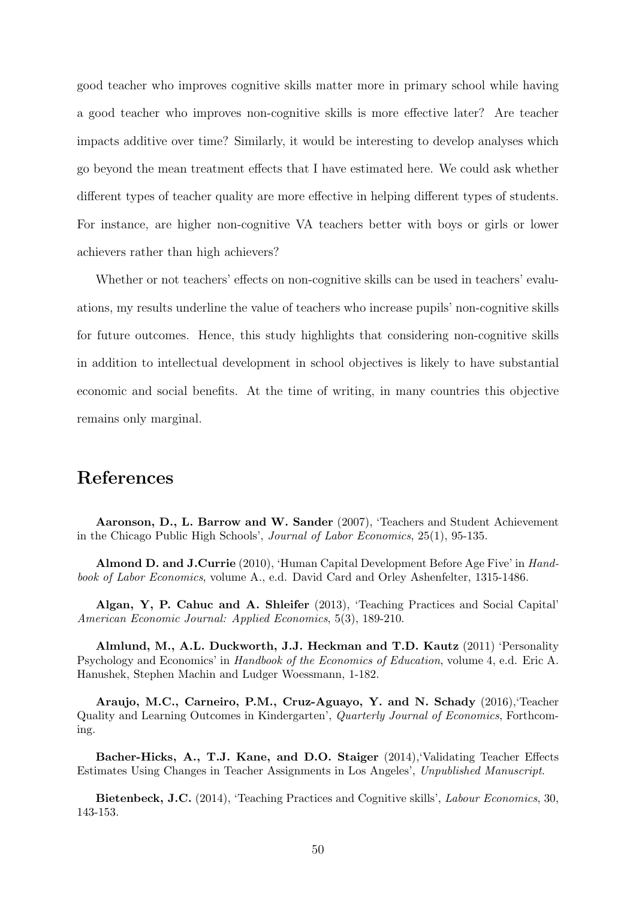good teacher who improves cognitive skills matter more in primary school while having a good teacher who improves non-cognitive skills is more effective later? Are teacher impacts additive over time? Similarly, it would be interesting to develop analyses which go beyond the mean treatment effects that I have estimated here. We could ask whether different types of teacher quality are more effective in helping different types of students. For instance, are higher non-cognitive VA teachers better with boys or girls or lower achievers rather than high achievers?

Whether or not teachers' effects on non-cognitive skills can be used in teachers' evaluations, my results underline the value of teachers who increase pupils' non-cognitive skills for future outcomes. Hence, this study highlights that considering non-cognitive skills in addition to intellectual development in school objectives is likely to have substantial economic and social benefits. At the time of writing, in many countries this objective remains only marginal.

# References

**Aaronson, D., L. Barrow and W. Sander** (2007), 'Teachers and Student Achievement in the Chicago Public High Schools', *Journal of Labor Economics*, 25(1), 95-135.

**Almond D. and J.Currie** (2010), 'Human Capital Development Before Age Five' in *Handbook of Labor Economics*, volume A., e.d. David Card and Orley Ashenfelter, 1315-1486.

**Algan, Y, P. Cahuc and A. Shleifer** (2013), 'Teaching Practices and Social Capital' *American Economic Journal: Applied Economics*, 5(3), 189-210.

**Almlund, M., A.L. Duckworth, J.J. Heckman and T.D. Kautz** (2011) 'Personality Psychology and Economics' in *Handbook of the Economics of Education*, volume 4, e.d. Eric A. Hanushek, Stephen Machin and Ludger Woessmann, 1-182.

**Araujo, M.C., Carneiro, P.M., Cruz-Aguayo, Y. and N. Schady** (2016),'Teacher Quality and Learning Outcomes in Kindergarten', *Quarterly Journal of Economics*, Forthcoming.

**Bacher-Hicks, A., T.J. Kane, and D.O. Staiger** (2014),'Validating Teacher Effects Estimates Using Changes in Teacher Assignments in Los Angeles', *Unpublished Manuscript*.

**Bietenbeck, J.C.** (2014), 'Teaching Practices and Cognitive skills', *Labour Economics*, 30, 143-153.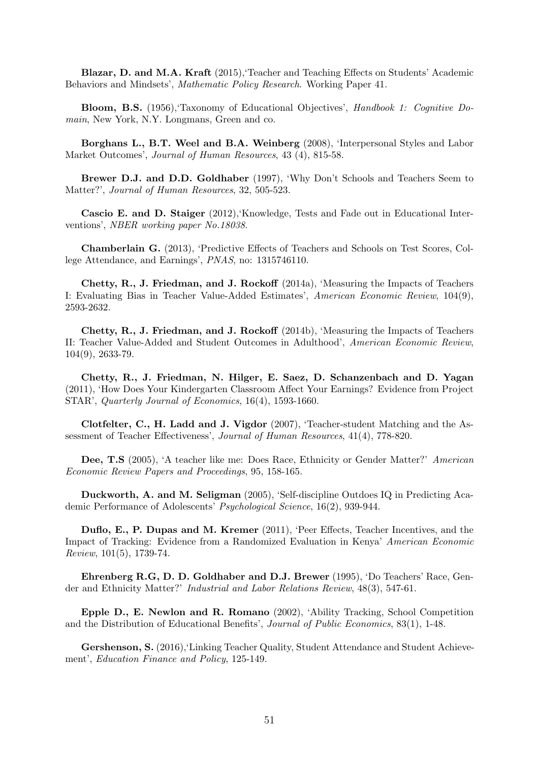**Blazar, D. and M.A. Kraft** (2015),'Teacher and Teaching Effects on Students' Academic Behaviors and Mindsets', *Mathematic Policy Research*. Working Paper 41.

**Bloom, B.S.** (1956),'Taxonomy of Educational Objectives', *Handbook 1: Cognitive Domain*, New York, N.Y. Longmans, Green and co.

**Borghans L., B.T. Weel and B.A. Weinberg** (2008), 'Interpersonal Styles and Labor Market Outcomes', *Journal of Human Resources*, 43 (4), 815-58.

**Brewer D.J. and D.D. Goldhaber** (1997), 'Why Don't Schools and Teachers Seem to Matter?', *Journal of Human Resources*, 32, 505-523.

**Cascio E. and D. Staiger** (2012),'Knowledge, Tests and Fade out in Educational Interventions', *NBER working paper No.18038.*

**Chamberlain G.** (2013), 'Predictive Effects of Teachers and Schools on Test Scores, College Attendance, and Earnings', *PNAS*, no: 1315746110.

**Chetty, R., J. Friedman, and J. Rockoff** (2014a), 'Measuring the Impacts of Teachers I: Evaluating Bias in Teacher Value-Added Estimates', *American Economic Review*, 104(9), 2593-2632.

**Chetty, R., J. Friedman, and J. Rockoff** (2014b), 'Measuring the Impacts of Teachers II: Teacher Value-Added and Student Outcomes in Adulthood', *American Economic Review*, 104(9), 2633-79.

**Chetty, R., J. Friedman, N. Hilger, E. Saez, D. Schanzenbach and D. Yagan** (2011), 'How Does Your Kindergarten Classroom Affect Your Earnings? Evidence from Project STAR', *Quarterly Journal of Economics*, 16(4), 1593-1660.

**Clotfelter, C., H. Ladd and J. Vigdor** (2007), 'Teacher-student Matching and the Assessment of Teacher Effectiveness', *Journal of Human Resources*, 41(4), 778-820.

**Dee, T.S** (2005), 'A teacher like me: Does Race, Ethnicity or Gender Matter?' *American Economic Review Papers and Proceedings*, 95, 158-165.

**Duckworth, A. and M. Seligman** (2005), 'Self-discipline Outdoes IQ in Predicting Academic Performance of Adolescents' *Psychological Science*, 16(2), 939-944.

**Duflo, E., P. Dupas and M. Kremer** (2011), 'Peer Effects, Teacher Incentives, and the Impact of Tracking: Evidence from a Randomized Evaluation in Kenya' *American Economic Review*, 101(5), 1739-74.

**Ehrenberg R.G, D. D. Goldhaber and D.J. Brewer** (1995), 'Do Teachers' Race, Gender and Ethnicity Matter?' *Industrial and Labor Relations Review*, 48(3), 547-61.

**Epple D., E. Newlon and R. Romano** (2002), 'Ability Tracking, School Competition and the Distribution of Educational Benefits', *Journal of Public Economics*, 83(1), 1-48.

**Gershenson, S.** (2016),'Linking Teacher Quality, Student Attendance and Student Achievement', *Education Finance and Policy*, 125-149.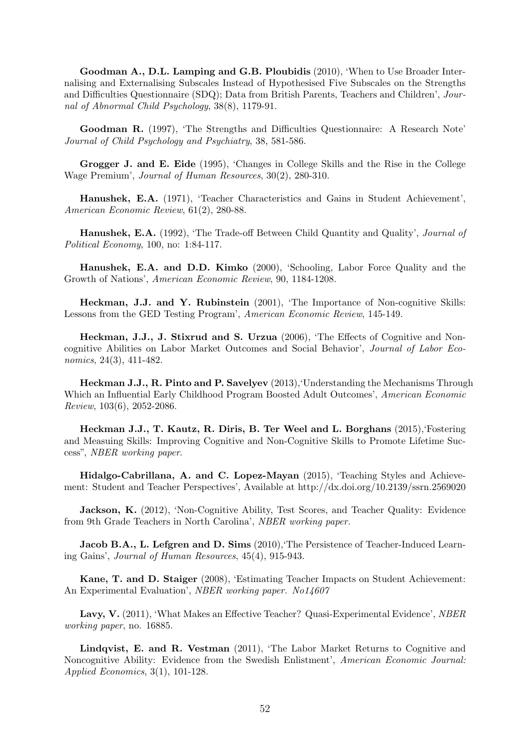**Goodman A., D.L. Lamping and G.B. Ploubidis** (2010), 'When to Use Broader Internalising and Externalising Subscales Instead of Hypothesised Five Subscales on the Strengths and Difficulties Questionnaire (SDQ); Data from British Parents, Teachers and Children', *Journal of Abnormal Child Psychology*, 38(8), 1179-91.

**Goodman R.** (1997), 'The Strengths and Difficulties Questionnaire: A Research Note' *Journal of Child Psychology and Psychiatry*, 38, 581-586.

**Grogger J. and E. Eide** (1995), 'Changes in College Skills and the Rise in the College Wage Premium', *Journal of Human Resources*, 30(2), 280-310.

**Hanushek, E.A.** (1971), 'Teacher Characteristics and Gains in Student Achievement', *American Economic Review*, 61(2), 280-88.

**Hanushek, E.A.** (1992), 'The Trade-off Between Child Quantity and Quality', *Journal of Political Economy*, 100, no: 1:84-117.

**Hanushek, E.A. and D.D. Kimko** (2000), 'Schooling, Labor Force Quality and the Growth of Nations', *American Economic Review*, 90, 1184-1208.

**Heckman, J.J. and Y. Rubinstein** (2001), 'The Importance of Non-cognitive Skills: Lessons from the GED Testing Program', *American Economic Review*, 145-149.

**Heckman, J.J., J. Stixrud and S. Urzua** (2006), 'The Effects of Cognitive and Noncognitive Abilities on Labor Market Outcomes and Social Behavior', *Journal of Labor Economics*, 24(3), 411-482.

**Heckman J.J., R. Pinto and P. Savelyev** (2013),'Understanding the Mechanisms Through Which an Influential Early Childhood Program Boosted Adult Outcomes', *American Economic Review*, 103(6), 2052-2086.

**Heckman J.J., T. Kautz, R. Diris, B. Ter Weel and L. Borghans** (2015),'Fostering and Measuing Skills: Improving Cognitive and Non-Cognitive Skills to Promote Lifetime Success", *NBER working paper*.

**Hidalgo-Cabrillana, A. and C. Lopez-Mayan** (2015), 'Teaching Styles and Achievement: Student and Teacher Perspectives', Available at http://dx.doi.org/10.2139/ssrn.2569020

**Jackson, K.** (2012), 'Non-Cognitive Ability, Test Scores, and Teacher Quality: Evidence from 9th Grade Teachers in North Carolina', *NBER working paper*.

**Jacob B.A., L. Lefgren and D. Sims** (2010),'The Persistence of Teacher-Induced Learning Gains', *Journal of Human Resources*, 45(4), 915-943.

**Kane, T. and D. Staiger** (2008), 'Estimating Teacher Impacts on Student Achievement: An Experimental Evaluation', *NBER working paper. No14607*

**Lavy, V.** (2011), 'What Makes an Effective Teacher? Quasi-Experimental Evidence', *NBER working paper*, no. 16885.

**Lindqvist, E. and R. Vestman** (2011), 'The Labor Market Returns to Cognitive and Noncognitive Ability: Evidence from the Swedish Enlistment', *American Economic Journal: Applied Economics*, 3(1), 101-128.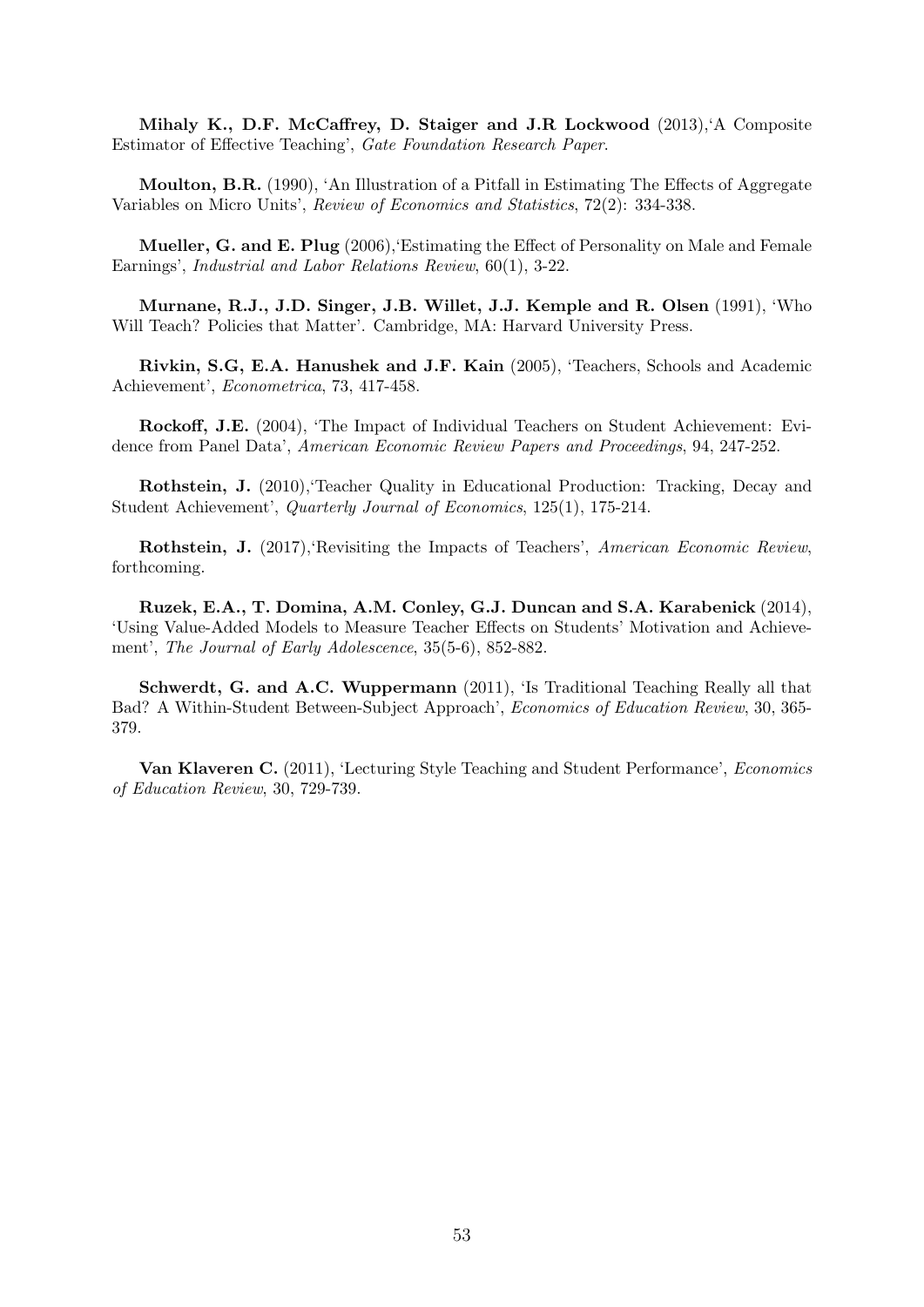**Mihaly K., D.F. McCaffrey, D. Staiger and J.R Lockwood** (2013),'A Composite Estimator of Effective Teaching', *Gate Foundation Research Paper*.

**Moulton, B.R.** (1990), 'An Illustration of a Pitfall in Estimating The Effects of Aggregate Variables on Micro Units', *Review of Economics and Statistics*, 72(2): 334-338.

**Mueller, G. and E. Plug** (2006),'Estimating the Effect of Personality on Male and Female Earnings', *Industrial and Labor Relations Review*, 60(1), 3-22.

**Murnane, R.J., J.D. Singer, J.B. Willet, J.J. Kemple and R. Olsen** (1991), 'Who Will Teach? Policies that Matter'. Cambridge, MA: Harvard University Press.

**Rivkin, S.G, E.A. Hanushek and J.F. Kain** (2005), 'Teachers, Schools and Academic Achievement', *Econometrica*, 73, 417-458.

**Rockoff, J.E.** (2004), 'The Impact of Individual Teachers on Student Achievement: Evidence from Panel Data', *American Economic Review Papers and Proceedings*, 94, 247-252.

**Rothstein, J.** (2010),'Teacher Quality in Educational Production: Tracking, Decay and Student Achievement', *Quarterly Journal of Economics*, 125(1), 175-214.

**Rothstein, J.** (2017),'Revisiting the Impacts of Teachers', *American Economic Review*, forthcoming.

**Ruzek, E.A., T. Domina, A.M. Conley, G.J. Duncan and S.A. Karabenick** (2014), 'Using Value-Added Models to Measure Teacher Effects on Students' Motivation and Achievement', *The Journal of Early Adolescence*, 35(5-6), 852-882.

**Schwerdt, G. and A.C. Wuppermann** (2011), 'Is Traditional Teaching Really all that Bad? A Within-Student Between-Subject Approach', *Economics of Education Review*, 30, 365-379.

**Van Klaveren C.** (2011), 'Lecturing Style Teaching and Student Performance', *Economics of Education Review*, 30, 729-739.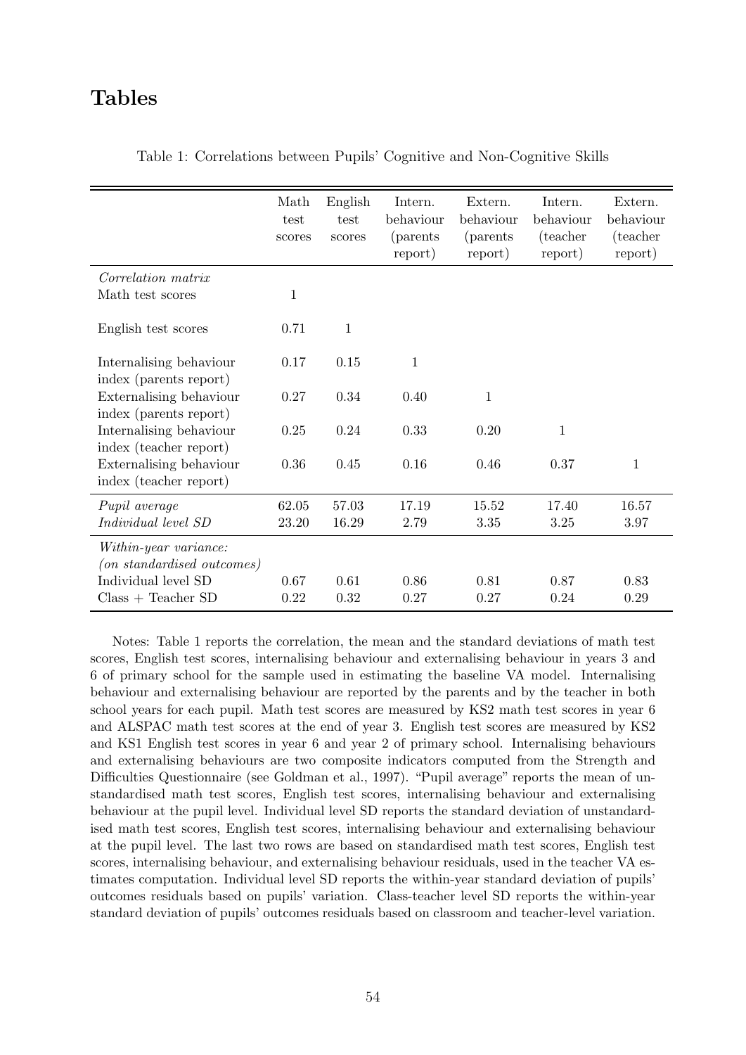# Tables

Table 1: Correlations between Pupils' Cognitive and Non-Cognitive Skills

| | Math test scores | English test scores | Intern. behaviour (parents report) | Extern. behaviour (parents report) | Intern. behaviour (teacher report) | Extern. behaviour (teacher report) |
|---|---|---|---|---|---|---|
| *Correlation matrix* | | | | | | |
| Math test scores | 1 | | | | | |
| English test scores | 0.71 | 1 | | | | |
| Internalising behaviour index (parents report) | 0.17 | 0.15 | 1 | | | |
| Externalising behaviour index (parents report) | 0.27 | 0.34 | 0.40 | 1 | | |
| Internalising behaviour index (teacher report) | 0.25 | 0.24 | 0.33 | 0.20 | 1 | |
| Externalising behaviour index (teacher report) | 0.36 | 0.45 | 0.16 | 0.46 | 0.37 | 1 |
| *Pupil average* | 62.05 | 57.03 | 17.19 | 15.52 | 17.40 | 16.57 |
| *Individual level SD* | 23.20 | 16.29 | 2.79 | 3.35 | 3.25 | 3.97 |
| *Within-year variance: (on standardised outcomes)* | | | | | | |
| Individual level SD | 0.67 | 0.61 | 0.86 | 0.81 | 0.87 | 0.83 |
| Class + Teacher SD | 0.22 | 0.32 | 0.27 | 0.27 | 0.24 | 0.29 |

Notes: Table 1 reports the correlation, the mean and the standard deviations of math test scores, English test scores, internalising behaviour and externalising behaviour in years 3 and 6 of primary school for the sample used in estimating the baseline VA model. Internalising behaviour and externalising behaviour are reported by the parents and by the teacher in both school years for each pupil. Math test scores are measured by KS2 math test scores in year 6 and ALSPAC math test scores at the end of year 3. English test scores are measured by KS2 and KS1 English test scores in year 6 and year 2 of primary school. Internalising behaviours and externalising behaviours are two composite indicators computed from the Strength and Difficulties Questionnaire (see Goldman et al., 1997). "Pupil average" reports the mean of unstandardised math test scores, English test scores, internalising behaviour and externalising behaviour at the pupil level. Individual level SD reports the standard deviation of unstandardised math test scores, English test scores, internalising behaviour and externalising behaviour at the pupil level. The last two rows are based on standardised math test scores, English test scores, internalising behaviour, and externalising behaviour residuals, used in the teacher VA estimates computation. Individual level SD reports the within-year standard deviation of pupils' outcomes residuals based on pupils' variation. Class-teacher level SD reports the within-year standard deviation of pupils' outcomes residuals based on classroom and teacher-level variation.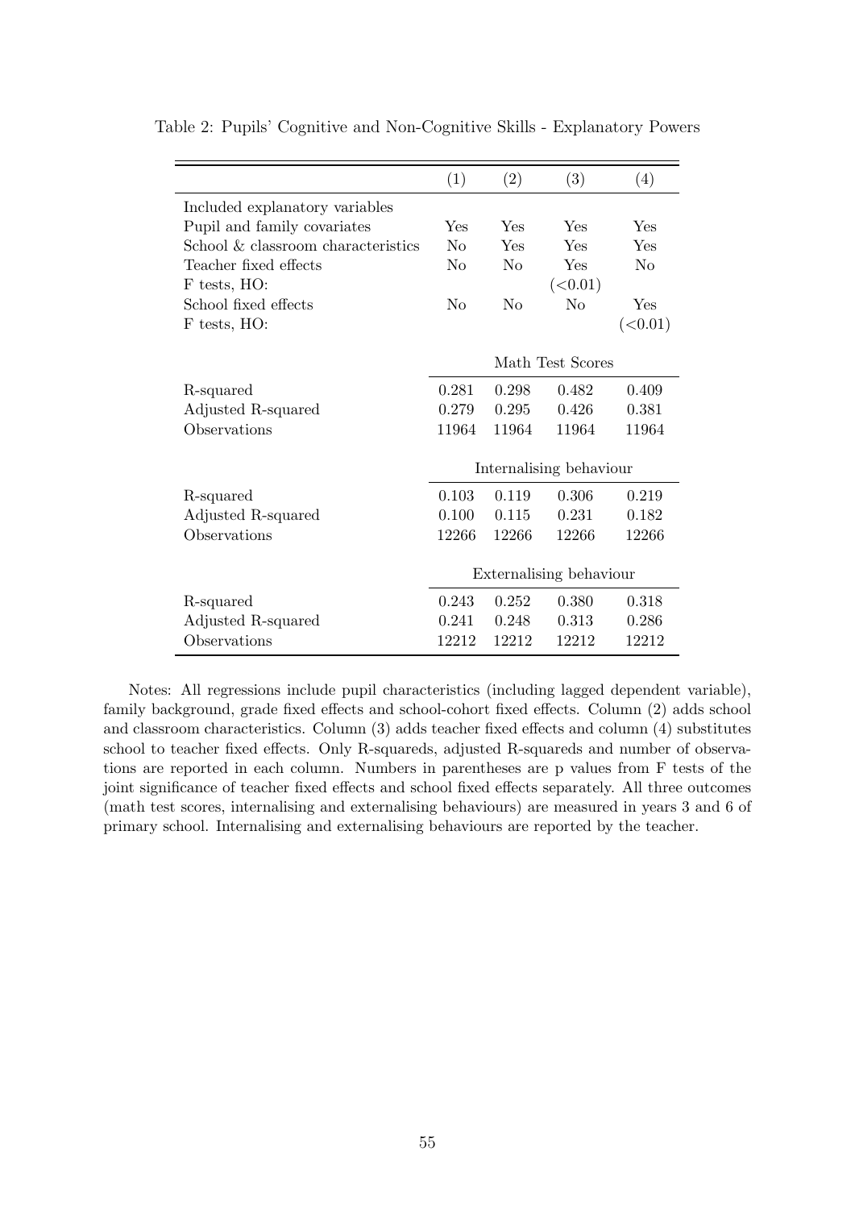Table 2: Pupils' Cognitive and Non-Cognitive Skills - Explanatory Powers

| | (1) | (2) | (3) | (4) |
|---|---|---|---|---|
| Included explanatory variables | | | | |
| Pupil and family covariates | Yes | Yes | Yes | Yes |
| School & classroom characteristics | No | Yes | Yes | Yes |
| Teacher fixed effects | No | No | Yes | No |
| F tests, HO: | | | (<0.01) | |
| School fixed effects | No | No | No | Yes |
| F tests, HO: | | | | (<0.01) |
| | Math Test Scores | | | |
| R-squared | 0.281 | 0.298 | 0.482 | 0.409 |
| Adjusted R-squared | 0.279 | 0.295 | 0.426 | 0.381 |
| Observations | 11964 | 11964 | 11964 | 11964 |
| | Internalising behaviour | | | |
| R-squared | 0.103 | 0.119 | 0.306 | 0.219 |
| Adjusted R-squared | 0.100 | 0.115 | 0.231 | 0.182 |
| Observations | 12266 | 12266 | 12266 | 12266 |
| | Externalising behaviour | | | |
| R-squared | 0.243 | 0.252 | 0.380 | 0.318 |
| Adjusted R-squared | 0.241 | 0.248 | 0.313 | 0.286 |
| Observations | 12212 | 12212 | 12212 | 12212 |

Notes: All regressions include pupil characteristics (including lagged dependent variable), family background, grade fixed effects and school-cohort fixed effects. Column (2) adds school and classroom characteristics. Column (3) adds teacher fixed effects and column (4) substitutes school to teacher fixed effects. Only R-squareds, adjusted R-squareds and number of observations are reported in each column. Numbers in parentheses are p values from F tests of the joint significance of teacher fixed effects and school fixed effects separately. All three outcomes (math test scores, internalising and externalising behaviours) are measured in years 3 and 6 of primary school. Internalising and externalising behaviours are reported by the teacher.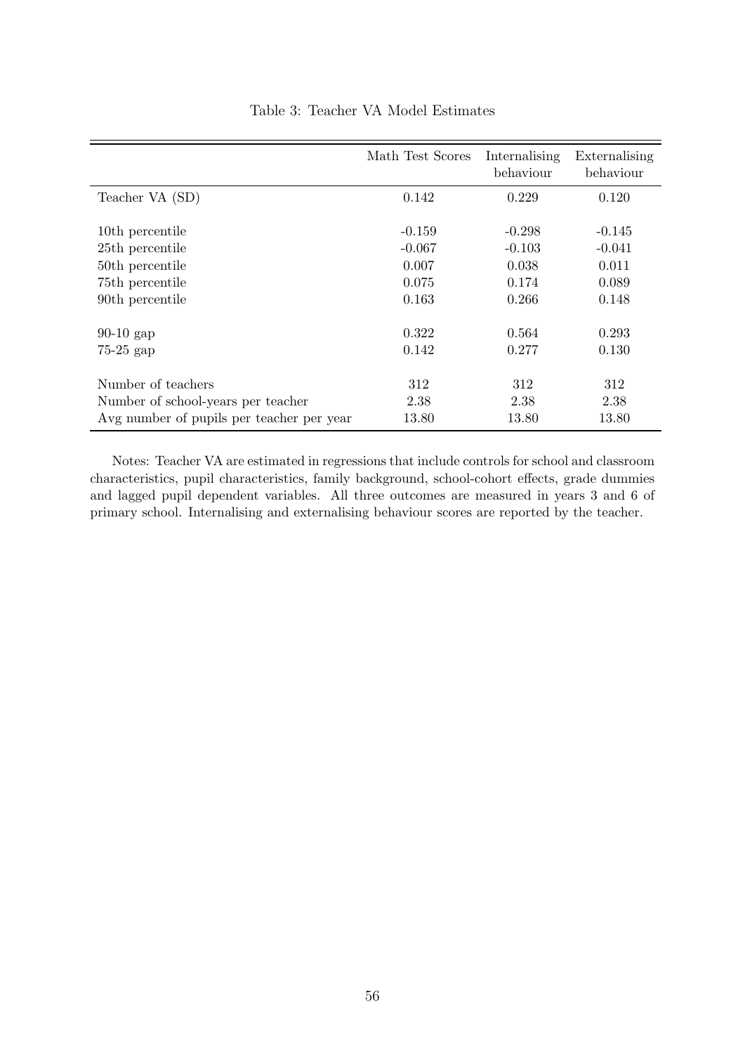Table 3: Teacher VA Model Estimates

| | Math Test Scores | Internalising behaviour | Externalising behaviour |
|---|---|---|---|
| Teacher VA (SD) | 0.142 | 0.229 | 0.120 |
| 10th percentile | -0.159 | -0.298 | -0.145 |
| 25th percentile | -0.067 | -0.103 | -0.041 |
| 50th percentile | 0.007 | 0.038 | 0.011 |
| 75th percentile | 0.075 | 0.174 | 0.089 |
| 90th percentile | 0.163 | 0.266 | 0.148 |
| 90-10 gap | 0.322 | 0.564 | 0.293 |
| 75-25 gap | 0.142 | 0.277 | 0.130 |
| Number of teachers | 312 | 312 | 312 |
| Number of school-years per teacher | 2.38 | 2.38 | 2.38 |
| Avg number of pupils per teacher per year | 13.80 | 13.80 | 13.80 |

Notes: Teacher VA are estimated in regressions that include controls for school and classroom characteristics, pupil characteristics, family background, school-cohort effects, grade dummies and lagged pupil dependent variables. All three outcomes are measured in years 3 and 6 of primary school. Internalising and externalising behaviour scores are reported by the teacher.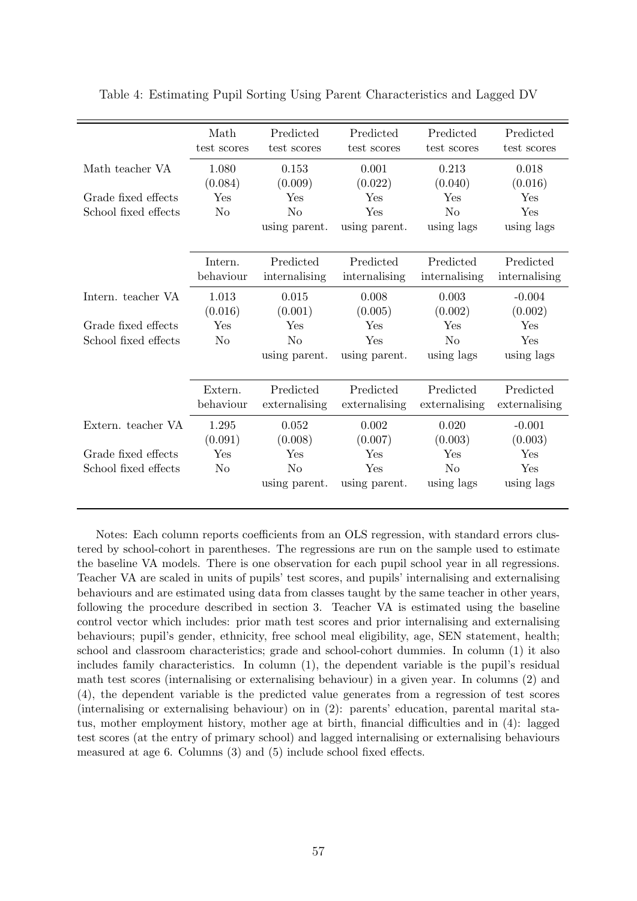Table 4: Estimating Pupil Sorting Using Parent Characteristics and Lagged DV

| | Math test scores | Predicted test scores | Predicted test scores | Predicted test scores | Predicted test scores |
|---|---|---|---|---|---|
| Math teacher VA | 1.080 | 0.153 | 0.001 | 0.213 | 0.018 |
| | (0.084) | (0.009) | (0.022) | (0.040) | (0.016) |
| Grade fixed effects | Yes | Yes | Yes | Yes | Yes |
| School fixed effects | No | No | Yes | No | Yes |
| | | using parent. | using parent. | using lags | using lags |
| | **Intern. behaviour** | **Predicted internalising** | **Predicted internalising** | **Predicted internalising** | **Predicted internalising** |
| Intern. teacher VA | 1.013 | 0.015 | 0.008 | 0.003 | -0.004 |
| | (0.016) | (0.001) | (0.005) | (0.002) | (0.002) |
| Grade fixed effects | Yes | Yes | Yes | Yes | Yes |
| School fixed effects | No | No | Yes | No | Yes |
| | | using parent. | using parent. | using lags | using lags |
| | **Extern. behaviour** | **Predicted externalising** | **Predicted externalising** | **Predicted externalising** | **Predicted externalising** |
| Extern. teacher VA | 1.295 | 0.052 | 0.002 | 0.020 | -0.001 |
| | (0.091) | (0.008) | (0.007) | (0.003) | (0.003) |
| Grade fixed effects | Yes | Yes | Yes | Yes | Yes |
| School fixed effects | No | No | Yes | No | Yes |
| | | using parent. | using parent. | using lags | using lags |

Notes: Each column reports coefficients from an OLS regression, with standard errors clustered by school-cohort in parentheses. The regressions are run on the sample used to estimate the baseline VA models. There is one observation for each pupil school year in all regressions. Teacher VA are scaled in units of pupils' test scores, and pupils' internalising and externalising behaviours and are estimated using data from classes taught by the same teacher in other years, following the procedure described in section 3. Teacher VA is estimated using the baseline control vector which includes: prior math test scores and prior internalising and externalising behaviours; pupil's gender, ethnicity, free school meal eligibility, age, SEN statement, health; school and classroom characteristics; grade and school-cohort dummies. In column (1) it also includes family characteristics. In column (1), the dependent variable is the pupil's residual math test scores (internalising or externalising behaviour) in a given year. In columns (2) and (4), the dependent variable is the predicted value generates from a regression of test scores (internalising or externalising behaviour) on in (2): parents' education, parental marital status, mother employment history, mother age at birth, financial difficulties and in (4): lagged test scores (at the entry of primary school) and lagged internalising or externalising behaviours measured at age 6. Columns (3) and (5) include school fixed effects.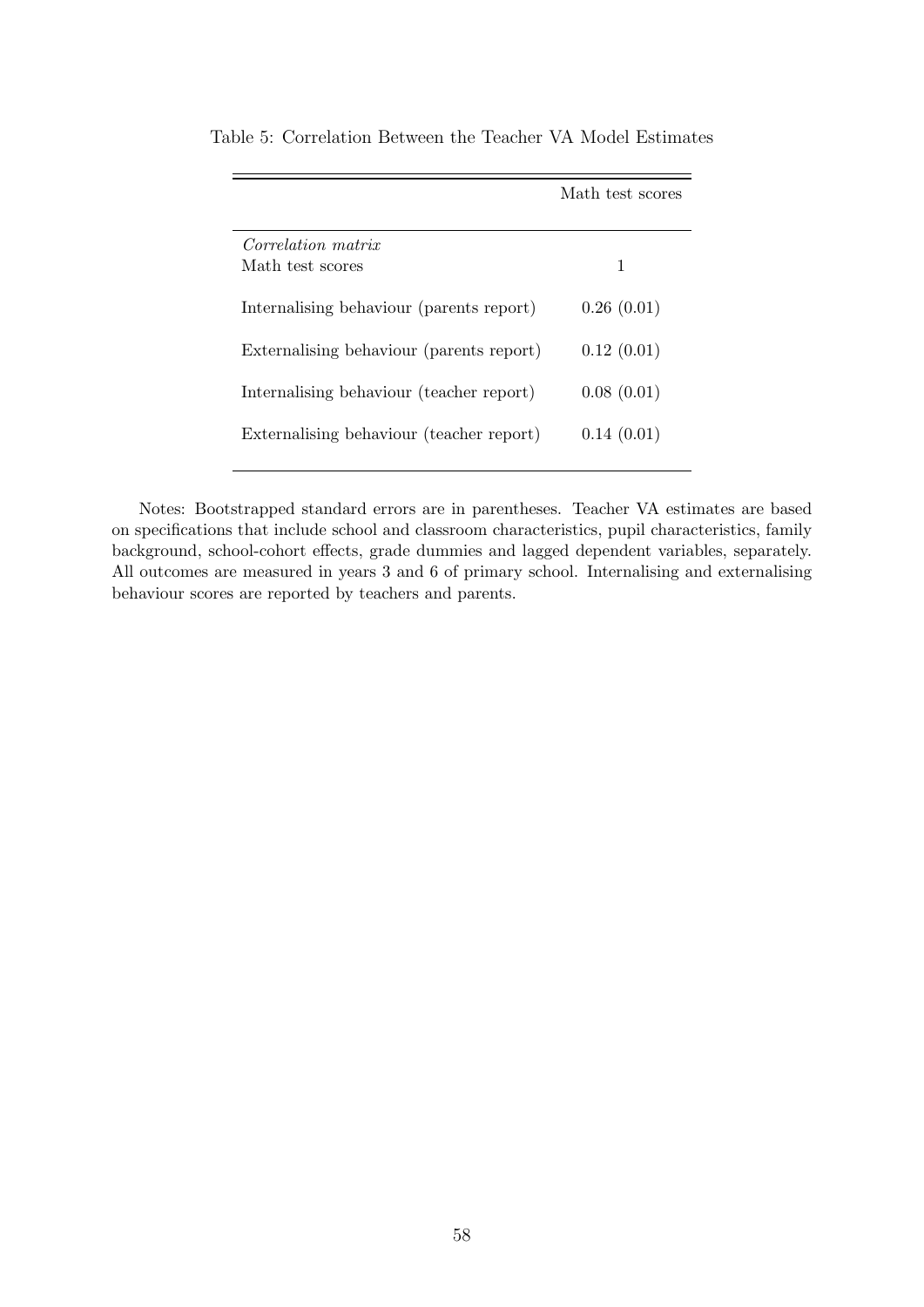Table 5: Correlation Between the Teacher VA Model Estimates

| | Math test scores |
|---|---|
| *Correlation matrix* | |
| Math test scores | 1 |
| Internalising behaviour (parents report) | 0.26 (0.01) |
| Externalising behaviour (parents report) | 0.12 (0.01) |
| Internalising behaviour (teacher report) | 0.08 (0.01) |
| Externalising behaviour (teacher report) | 0.14 (0.01) |

Notes: Bootstrapped standard errors are in parentheses. Teacher VA estimates are based on specifications that include school and classroom characteristics, pupil characteristics, family background, school-cohort effects, grade dummies and lagged dependent variables, separately. All outcomes are measured in years 3 and 6 of primary school. Internalising and externalising behaviour scores are reported by teachers and parents.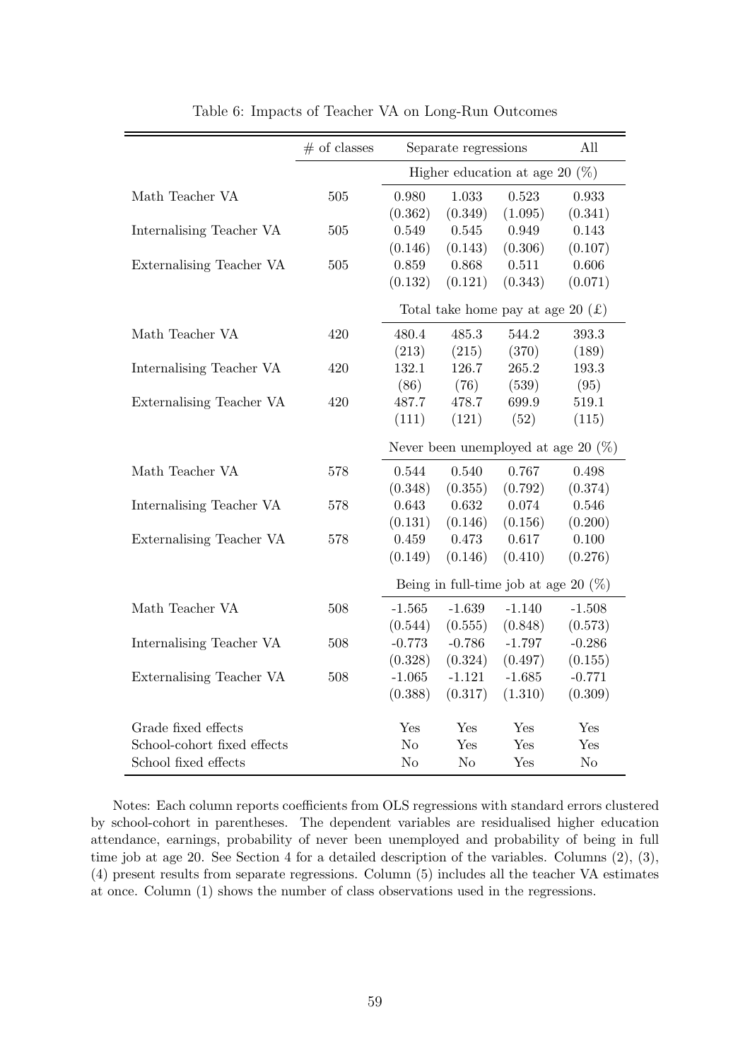Table 6: Impacts of Teacher VA on Long-Run Outcomes

| | # of classes | Separate regressions | | | All |
|---|---|---|---|---|---|
| | | Higher education at age 20 (%) | | | |
| Math Teacher VA | 505 | 0.980 | 1.033 | 0.523 | 0.933 |
| | | (0.362) | (0.349) | (1.095) | (0.341) |
| Internalising Teacher VA | 505 | 0.549 | 0.545 | 0.949 | 0.143 |
| | | (0.146) | (0.143) | (0.306) | (0.107) |
| Externalising Teacher VA | 505 | 0.859 | 0.868 | 0.511 | 0.606 |
| | | (0.132) | (0.121) | (0.343) | (0.071) |
| | | Total take home pay at age 20 (£) | | | |
| Math Teacher VA | 420 | 480.4 | 485.3 | 544.2 | 393.3 |
| | | (213) | (215) | (370) | (189) |
| Internalising Teacher VA | 420 | 132.1 | 126.7 | 265.2 | 193.3 |
| | | (86) | (76) | (539) | (95) |
| Externalising Teacher VA | 420 | 487.7 | 478.7 | 699.9 | 519.1 |
| | | (111) | (121) | (52) | (115) |
| | | Never been unemployed at age 20 (%) | | | |
| Math Teacher VA | 578 | 0.544 | 0.540 | 0.767 | 0.498 |
| | | (0.348) | (0.355) | (0.792) | (0.374) |
| Internalising Teacher VA | 578 | 0.643 | 0.632 | 0.074 | 0.546 |
| | | (0.131) | (0.146) | (0.156) | (0.200) |
| Externalising Teacher VA | 578 | 0.459 | 0.473 | 0.617 | 0.100 |
| | | (0.149) | (0.146) | (0.410) | (0.276) |
| | | Being in full-time job at age 20 (%) | | | |
| Math Teacher VA | 508 | -1.565 | -1.639 | -1.140 | -1.508 |
| | | (0.544) | (0.555) | (0.848) | (0.573) |
| Internalising Teacher VA | 508 | -0.773 | -0.786 | -1.797 | -0.286 |
| | | (0.328) | (0.324) | (0.497) | (0.155) |
| Externalising Teacher VA | 508 | -1.065 | -1.121 | -1.685 | -0.771 |
| | | (0.388) | (0.317) | (1.310) | (0.309) |
| Grade fixed effects | | Yes | Yes | Yes | Yes |
| School-cohort fixed effects | | No | Yes | Yes | Yes |
| School fixed effects | | No | No | Yes | No |

Notes: Each column reports coefficients from OLS regressions with standard errors clustered by school-cohort in parentheses. The dependent variables are residualised higher education attendance, earnings, probability of never been unemployed and probability of being in full time job at age 20. See Section 4 for a detailed description of the variables. Columns (2), (3), (4) present results from separate regressions. Column (5) includes all the teacher VA estimates at once. Column (1) shows the number of class observations used in the regressions.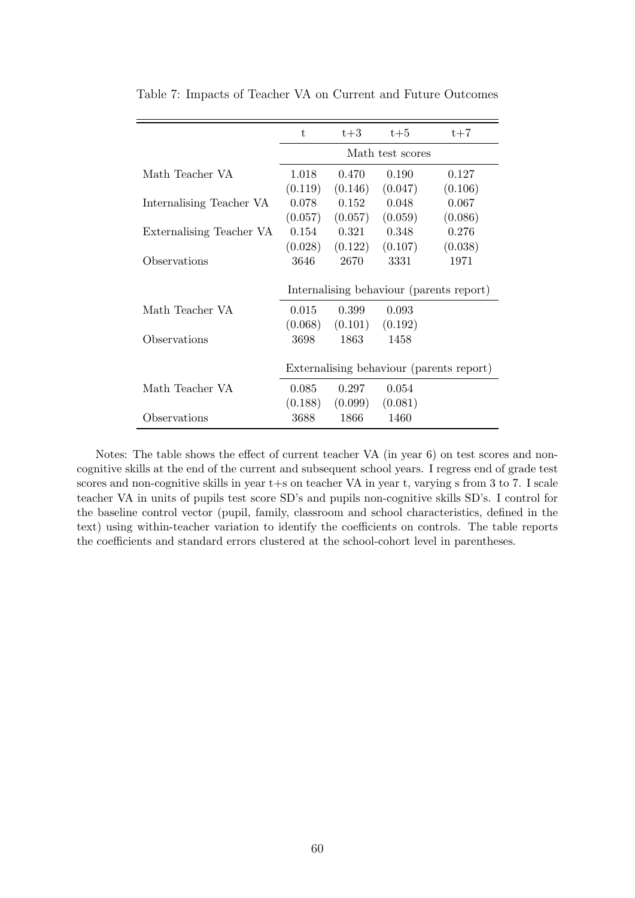Table 7: Impacts of Teacher VA on Current and Future Outcomes

| | t | t+3 | t+5 | t+7 |
|---|---|---|---|---|
| | Math test scores | | | |
| Math Teacher VA | 1.018 | 0.470 | 0.190 | 0.127 |
| | (0.119) | (0.146) | (0.047) | (0.106) |
| Internalising Teacher VA | 0.078 | 0.152 | 0.048 | 0.067 |
| | (0.057) | (0.057) | (0.059) | (0.086) |
| Externalising Teacher VA | 0.154 | 0.321 | 0.348 | 0.276 |
| | (0.028) | (0.122) | (0.107) | (0.038) |
| Observations | 3646 | 2670 | 3331 | 1971 |
| | Internalising behaviour (parents report) | | | |
| Math Teacher VA | 0.015 | 0.399 | 0.093 | |
| | (0.068) | (0.101) | (0.192) | |
| Observations | 3698 | 1863 | 1458 | |
| | Externalising behaviour (parents report) | | | |
| Math Teacher VA | 0.085 | 0.297 | 0.054 | |
| | (0.188) | (0.099) | (0.081) | |
| Observations | 3688 | 1866 | 1460 | |

Notes: The table shows the effect of current teacher VA (in year 6) on test scores and non-cognitive skills at the end of the current and subsequent school years. I regress end of grade test scores and non-cognitive skills in year t+s on teacher VA in year t, varying s from 3 to 7. I scale teacher VA in units of pupils test score SD's and pupils non-cognitive skills SD's. I control for the baseline control vector (pupil, family, classroom and school characteristics, defined in the text) using within-teacher variation to identify the coefficients on controls. The table reports the coefficients and standard errors clustered at the school-cohort level in parentheses.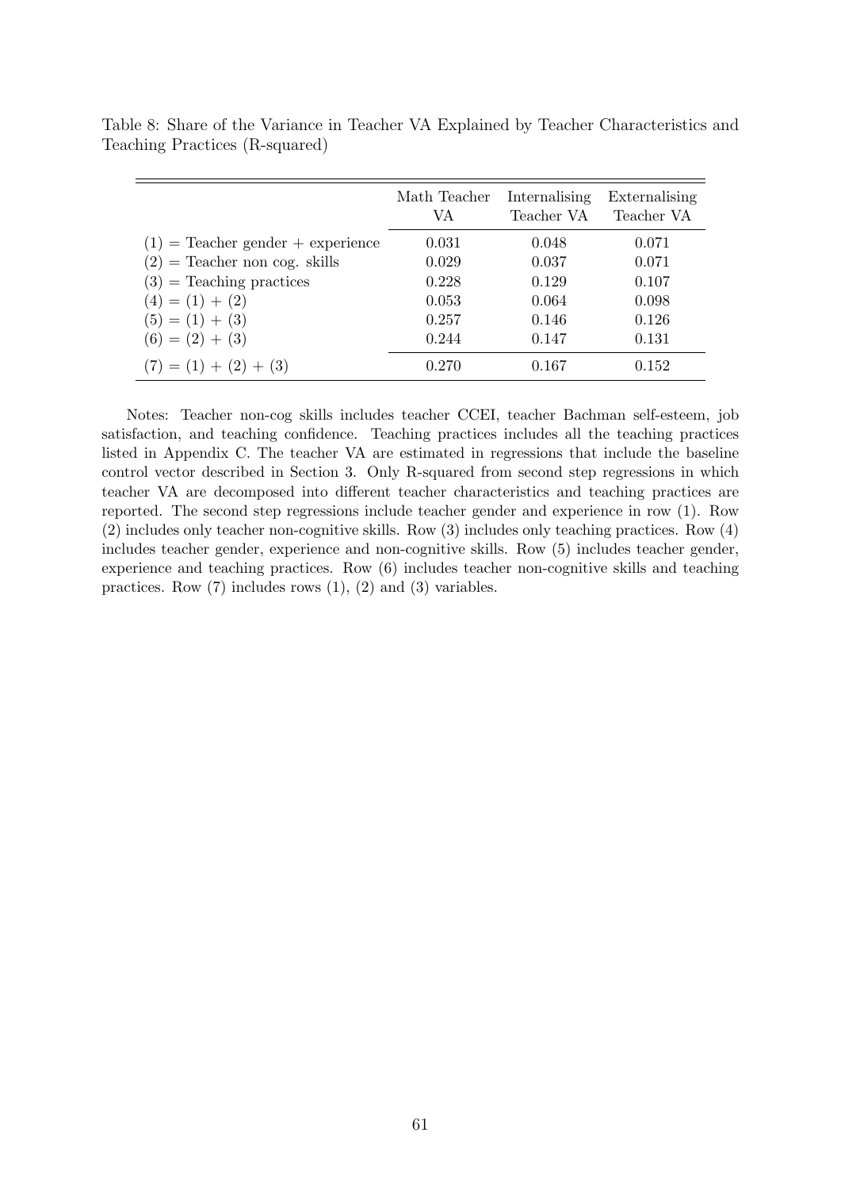Table 8: Share of the Variance in Teacher VA Explained by Teacher Characteristics and Teaching Practices (R-squared)

| | Math Teacher VA | Internalising Teacher VA | Externalising Teacher VA |
|---|---|---|---|
| (1) = Teacher gender + experience | 0.031 | 0.048 | 0.071 |
| (2) = Teacher non cog. skills | 0.029 | 0.037 | 0.071 |
| (3) = Teaching practices | 0.228 | 0.129 | 0.107 |
| (4) = (1) + (2) | 0.053 | 0.064 | 0.098 |
| (5) = (1) + (3) | 0.257 | 0.146 | 0.126 |
| (6) = (2) + (3) | 0.244 | 0.147 | 0.131 |
| (7) = (1) + (2) + (3) | 0.270 | 0.167 | 0.152 |

Notes: Teacher non-cog skills includes teacher CCEI, teacher Bachman self-esteem, job satisfaction, and teaching confidence. Teaching practices includes all the teaching practices listed in Appendix C. The teacher VA are estimated in regressions that include the baseline control vector described in Section 3. Only R-squared from second step regressions in which teacher VA are decomposed into different teacher characteristics and teaching practices are reported. The second step regressions include teacher gender and experience in row (1). Row (2) includes only teacher non-cognitive skills. Row (3) includes only teaching practices. Row (4) includes teacher gender, experience and non-cognitive skills. Row (5) includes teacher gender, experience and teaching practices. Row (6) includes teacher non-cognitive skills and teaching practices. Row (7) includes rows (1), (2) and (3) variables.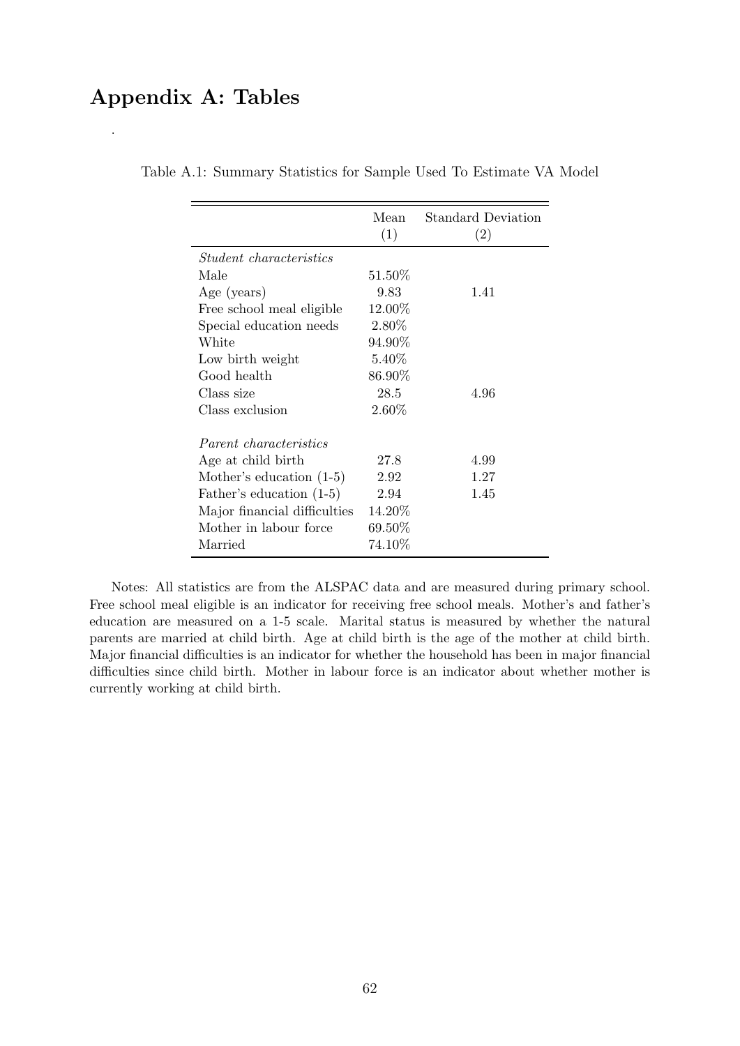## Appendix A: Tables

.

Table A.1: Summary Statistics for Sample Used To Estimate VA Model

| | Mean (1) | Standard Deviation (2) |
|---|---|---|
| *Student characteristics* | | |
| Male | 51.50% | |
| Age (years) | 9.83 | 1.41 |
| Free school meal eligible | 12.00% | |
| Special education needs | 2.80% | |
| White | 94.90% | |
| Low birth weight | 5.40% | |
| Good health | 86.90% | |
| Class size | 28.5 | 4.96 |
| Class exclusion | 2.60% | |
| *Parent characteristics* | | |
| Age at child birth | 27.8 | 4.99 |
| Mother's education (1-5) | 2.92 | 1.27 |
| Father's education (1-5) | 2.94 | 1.45 |
| Major financial difficulties | 14.20% | |
| Mother in labour force | 69.50% | |
| Married | 74.10% | |

Notes: All statistics are from the ALSPAC data and are measured during primary school. Free school meal eligible is an indicator for receiving free school meals. Mother's and father's education are measured on a 1-5 scale. Marital status is measured by whether the natural parents are married at child birth. Age at child birth is the age of the mother at child birth. Major financial difficulties is an indicator for whether the household has been in major financial difficulties since child birth. Mother in labour force is an indicator about whether mother is currently working at child birth.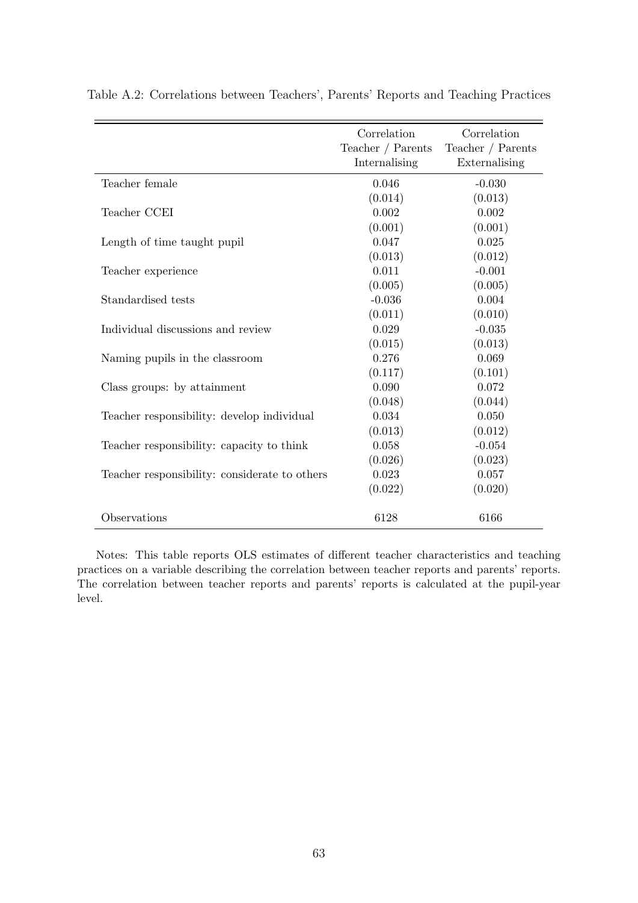Table A.2: Correlations between Teachers', Parents' Reports and Teaching Practices

| | Correlation Teacher / Parents Internalising | Correlation Teacher / Parents Externalising |
|---|---|---|
| Teacher female | 0.046 | -0.030 |
| | (0.014) | (0.013) |
| Teacher CCEI | 0.002 | 0.002 |
| | (0.001) | (0.001) |
| Length of time taught pupil | 0.047 | 0.025 |
| | (0.013) | (0.012) |
| Teacher experience | 0.011 | -0.001 |
| | (0.005) | (0.005) |
| Standardised tests | -0.036 | 0.004 |
| | (0.011) | (0.010) |
| Individual discussions and review | 0.029 | -0.035 |
| | (0.015) | (0.013) |
| Naming pupils in the classroom | 0.276 | 0.069 |
| | (0.117) | (0.101) |
| Class groups: by attainment | 0.090 | 0.072 |
| | (0.048) | (0.044) |
| Teacher responsibility: develop individual | 0.034 | 0.050 |
| | (0.013) | (0.012) |
| Teacher responsibility: capacity to think | 0.058 | -0.054 |
| | (0.026) | (0.023) |
| Teacher responsibility: considerate to others | 0.023 | 0.057 |
| | (0.022) | (0.020) |
| Observations | 6128 | 6166 |

Notes: This table reports OLS estimates of different teacher characteristics and teaching practices on a variable describing the correlation between teacher reports and parents' reports. The correlation between teacher reports and parents' reports is calculated at the pupil-year level.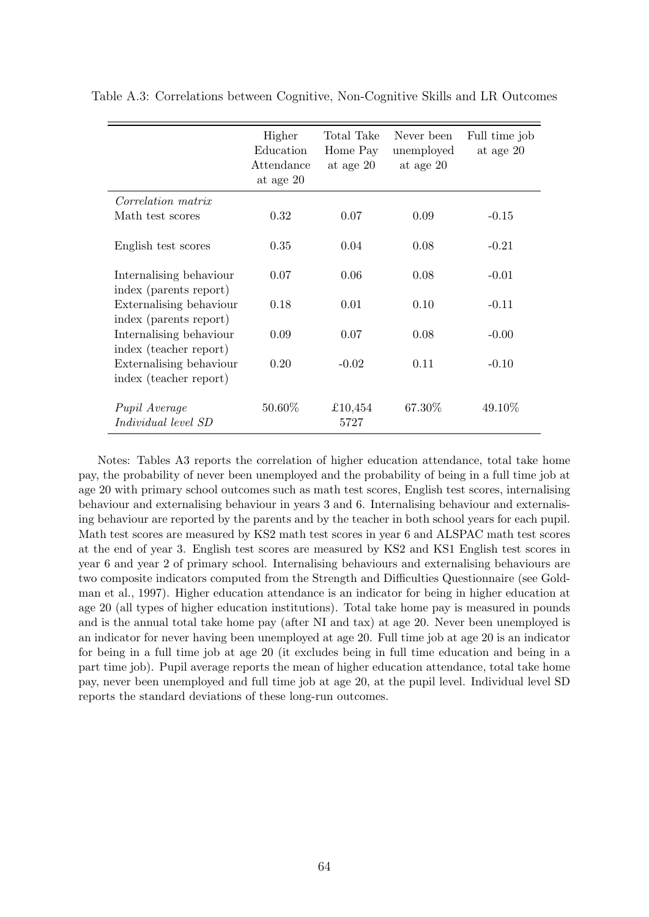Table A.3: Correlations between Cognitive, Non-Cognitive Skills and LR Outcomes

| | Higher Education Attendance at age 20 | Total Take Home Pay at age 20 | Never been unemployed at age 20 | Full time job at age 20 |
|---|---|---|---|---|
| *Correlation matrix* | | | | |
| Math test scores | 0.32 | 0.07 | 0.09 | -0.15 |
| English test scores | 0.35 | 0.04 | 0.08 | -0.21 |
| Internalising behaviour index (parents report) | 0.07 | 0.06 | 0.08 | -0.01 |
| Externalising behaviour index (parents report) | 0.18 | 0.01 | 0.10 | -0.11 |
| Internalising behaviour index (teacher report) | 0.09 | 0.07 | 0.08 | -0.00 |
| Externalising behaviour index (teacher report) | 0.20 | -0.02 | 0.11 | -0.10 |
| *Pupil Average* | 50.60% | £10,454 | 67.30% | 49.10% |
| *Individual level SD* | | 5727 | | |

Notes: Tables A3 reports the correlation of higher education attendance, total take home pay, the probability of never been unemployed and the probability of being in a full time job at age 20 with primary school outcomes such as math test scores, English test scores, internalising behaviour and externalising behaviour in years 3 and 6. Internalising behaviour and externalising behaviour are reported by the parents and by the teacher in both school years for each pupil. Math test scores are measured by KS2 math test scores in year 6 and ALSPAC math test scores at the end of year 3. English test scores are measured by KS2 and KS1 English test scores in year 6 and year 2 of primary school. Internalising behaviours and externalising behaviours are two composite indicators computed from the Strength and Difficulties Questionnaire (see Goldman et al., 1997). Higher education attendance is an indicator for being in higher education at age 20 (all types of higher education institutions). Total take home pay is measured in pounds and is the annual total take home pay (after NI and tax) at age 20. Never been unemployed is an indicator for never having been unemployed at age 20. Full time job at age 20 is an indicator for being in a full time job at age 20 (it excludes being in full time education and being in a part time job). Pupil average reports the mean of higher education attendance, total take home pay, never been unemployed and full time job at age 20, at the pupil level. Individual level SD reports the standard deviations of these long-run outcomes.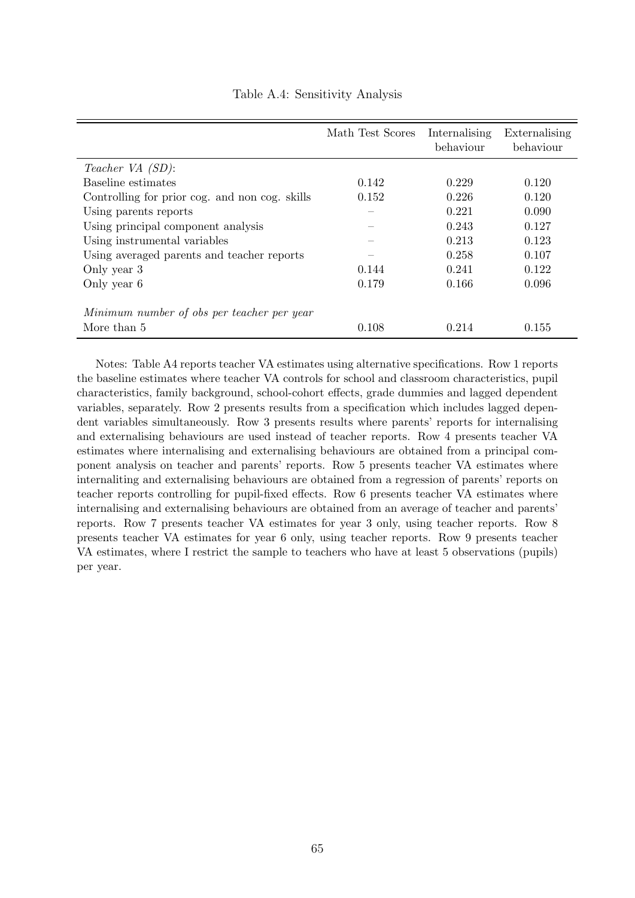Table A.4: Sensitivity Analysis

| | Math Test Scores | Internalising behaviour | Externalising behaviour |
|---|---|---|---|
| *Teacher VA (SD)*: | | | |
| Baseline estimates | 0.142 | 0.229 | 0.120 |
| Controlling for prior cog. and non cog. skills | 0.152 | 0.226 | 0.120 |
| Using parents reports | – | 0.221 | 0.090 |
| Using principal component analysis | – | 0.243 | 0.127 |
| Using instrumental variables | – | 0.213 | 0.123 |
| Using averaged parents and teacher reports | – | 0.258 | 0.107 |
| Only year 3 | 0.144 | 0.241 | 0.122 |
| Only year 6 | 0.179 | 0.166 | 0.096 |
| | | | |
| *Minimum number of obs per teacher per year* | | | |
| More than 5 | 0.108 | 0.214 | 0.155 |

Notes: Table A4 reports teacher VA estimates using alternative specifications. Row 1 reports the baseline estimates where teacher VA controls for school and classroom characteristics, pupil characteristics, family background, school-cohort effects, grade dummies and lagged dependent variables, separately. Row 2 presents results from a specification which includes lagged dependent variables simultaneously. Row 3 presents results where parents' reports for internalising and externalising behaviours are used instead of teacher reports. Row 4 presents teacher VA estimates where internalising and externalising behaviours are obtained from a principal component analysis on teacher and parents' reports. Row 5 presents teacher VA estimates where internaliting and externalising behaviours are obtained from a regression of parents' reports on teacher reports controlling for pupil-fixed effects. Row 6 presents teacher VA estimates where internalising and externalising behaviours are obtained from an average of teacher and parents' reports. Row 7 presents teacher VA estimates for year 3 only, using teacher reports. Row 8 presents teacher VA estimates for year 6 only, using teacher reports. Row 9 presents teacher VA estimates, where I restrict the sample to teachers who have at least 5 observations (pupils) per year.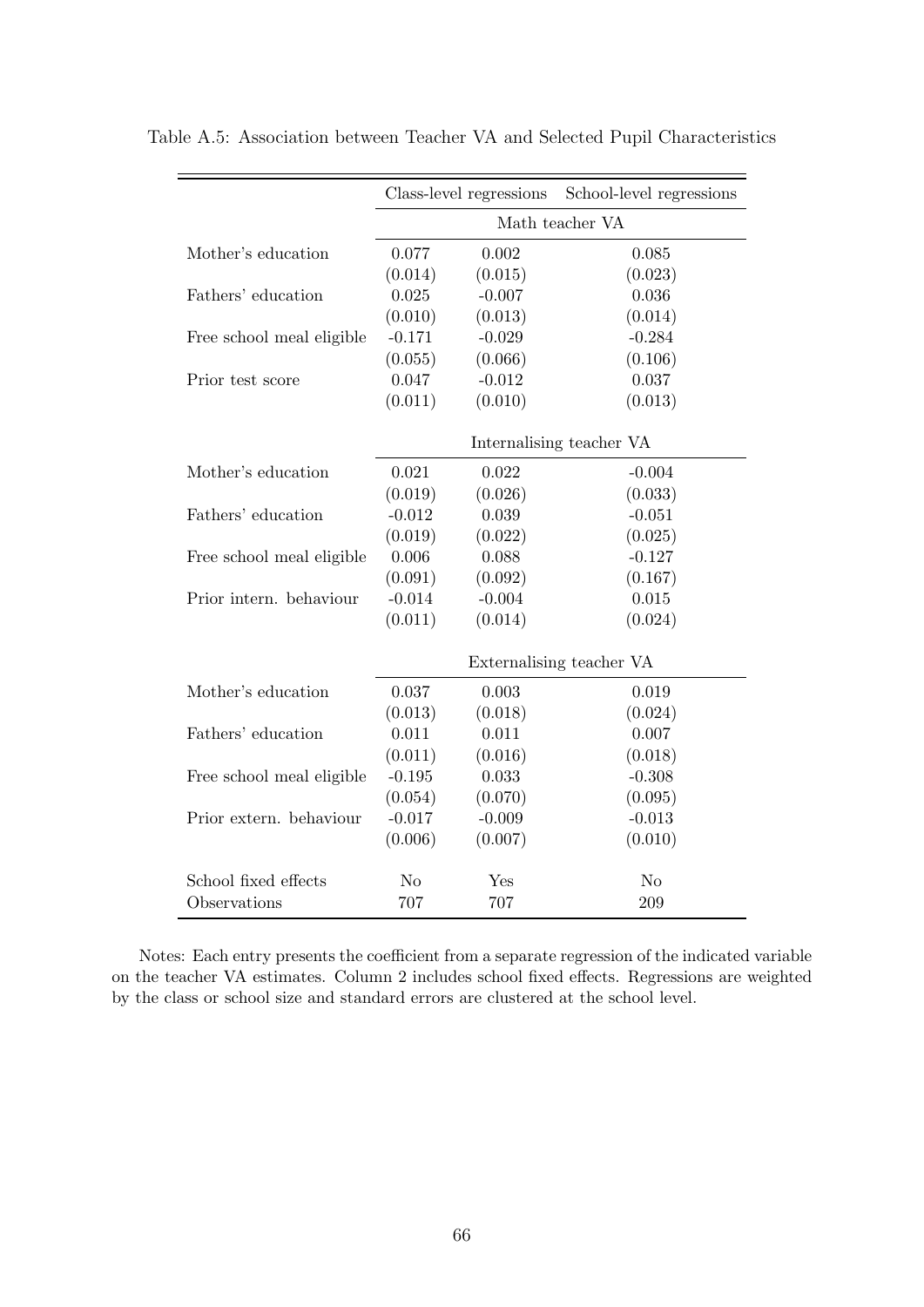Table A.5: Association between Teacher VA and Selected Pupil Characteristics

| | Class-level regressions | | School-level regressions |
|---|---|---|---|
| | Math teacher VA | | |
| Mother's education | 0.077 | 0.002 | 0.085 |
| | (0.014) | (0.015) | (0.023) |
| Fathers' education | 0.025 | -0.007 | 0.036 |
| | (0.010) | (0.013) | (0.014) |
| Free school meal eligible | -0.171 | -0.029 | -0.284 |
| | (0.055) | (0.066) | (0.106) |
| Prior test score | 0.047 | -0.012 | 0.037 |
| | (0.011) | (0.010) | (0.013) |
| | Internalising teacher VA | | |
| Mother's education | 0.021 | 0.022 | -0.004 |
| | (0.019) | (0.026) | (0.033) |
| Fathers' education | -0.012 | 0.039 | -0.051 |
| | (0.019) | (0.022) | (0.025) |
| Free school meal eligible | 0.006 | 0.088 | -0.127 |
| | (0.091) | (0.092) | (0.167) |
| Prior intern. behaviour | -0.014 | -0.004 | 0.015 |
| | (0.011) | (0.014) | (0.024) |
| | Externalising teacher VA | | |
| Mother's education | 0.037 | 0.003 | 0.019 |
| | (0.013) | (0.018) | (0.024) |
| Fathers' education | 0.011 | 0.011 | 0.007 |
| | (0.011) | (0.016) | (0.018) |
| Free school meal eligible | -0.195 | 0.033 | -0.308 |
| | (0.054) | (0.070) | (0.095) |
| Prior extern. behaviour | -0.017 | -0.009 | -0.013 |
| | (0.006) | (0.007) | (0.010) |
| School fixed effects | No | Yes | No |
| Observations | 707 | 707 | 209 |

Notes: Each entry presents the coefficient from a separate regression of the indicated variable on the teacher VA estimates. Column 2 includes school fixed effects. Regressions are weighted by the class or school size and standard errors are clustered at the school level.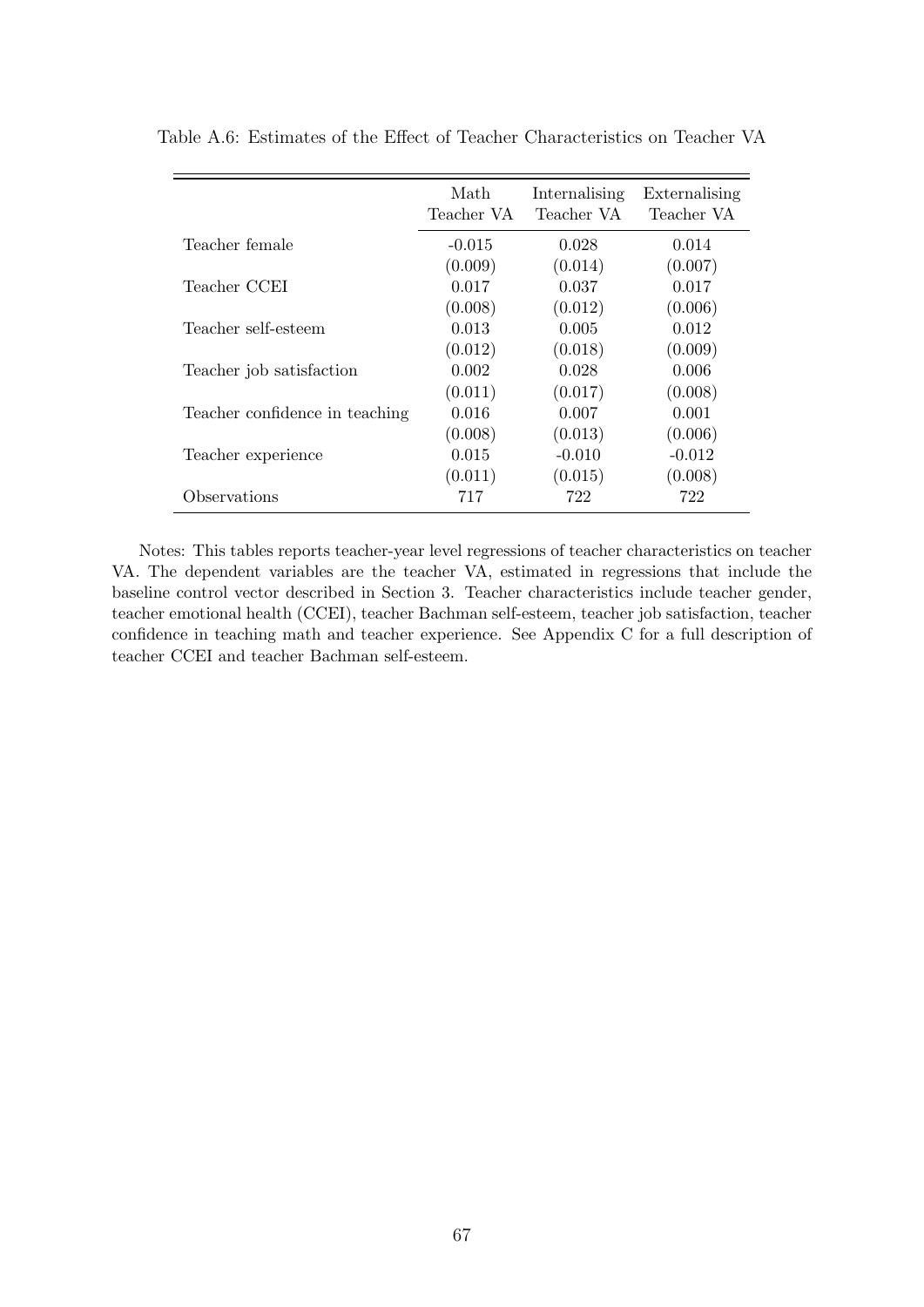Table A.6: Estimates of the Effect of Teacher Characteristics on Teacher VA

| | Math Teacher VA | Internalising Teacher VA | Externalising Teacher VA |
|---|---|---|---|
| Teacher female | -0.015 | 0.028 | 0.014 |
| | (0.009) | (0.014) | (0.007) |
| Teacher CCEI | 0.017 | 0.037 | 0.017 |
| | (0.008) | (0.012) | (0.006) |
| Teacher self-esteem | 0.013 | 0.005 | 0.012 |
| | (0.012) | (0.018) | (0.009) |
| Teacher job satisfaction | 0.002 | 0.028 | 0.006 |
| | (0.011) | (0.017) | (0.008) |
| Teacher confidence in teaching | 0.016 | 0.007 | 0.001 |
| | (0.008) | (0.013) | (0.006) |
| Teacher experience | 0.015 | -0.010 | -0.012 |
| | (0.011) | (0.015) | (0.008) |
| Observations | 717 | 722 | 722 |

Notes: This tables reports teacher-year level regressions of teacher characteristics on teacher VA. The dependent variables are the teacher VA, estimated in regressions that include the baseline control vector described in Section 3. Teacher characteristics include teacher gender, teacher emotional health (CCEI), teacher Bachman self-esteem, teacher job satisfaction, teacher confidence in teaching math and teacher experience. See Appendix C for a full description of teacher CCEI and teacher Bachman self-esteem.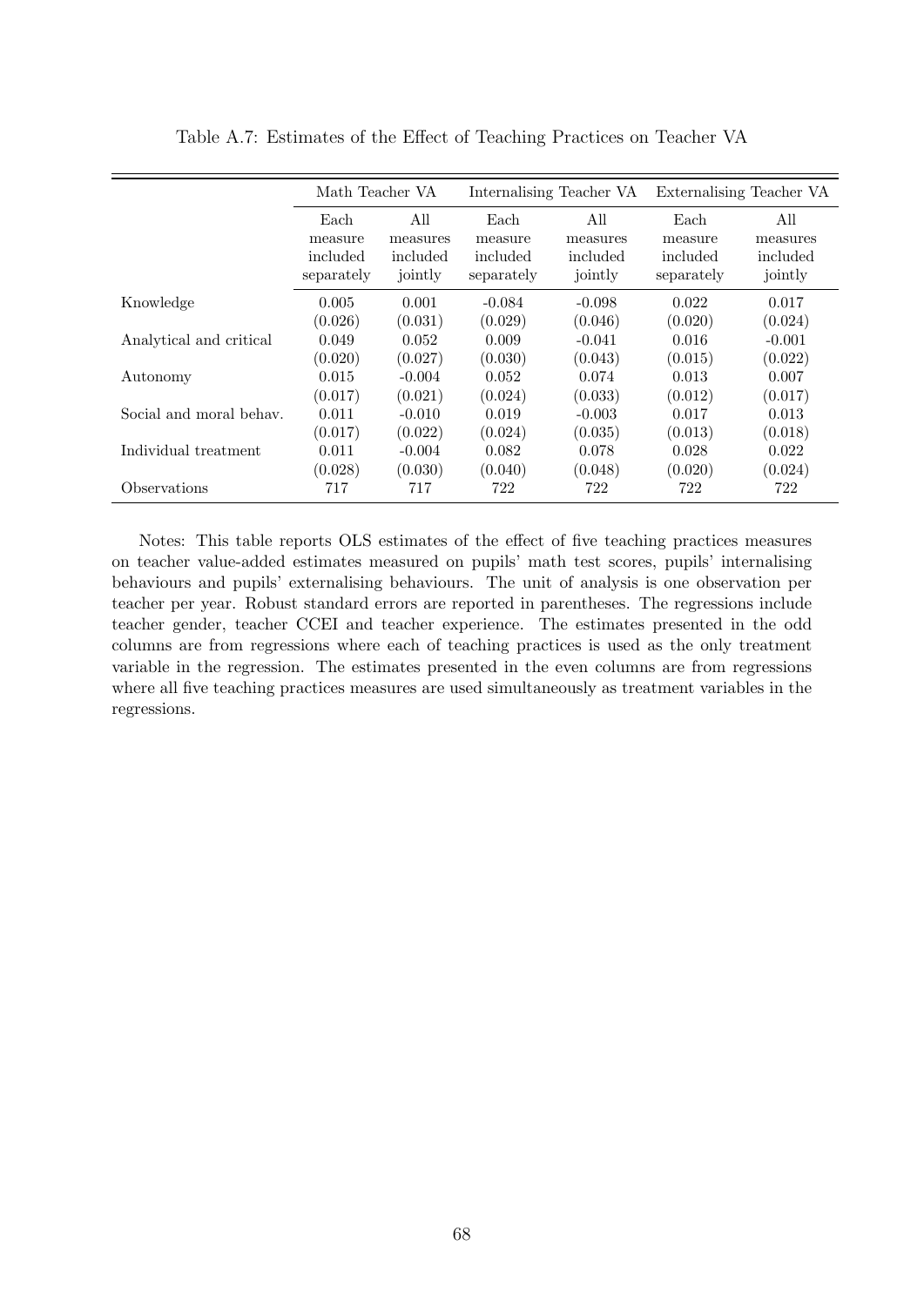Table A.7: Estimates of the Effect of Teaching Practices on Teacher VA

| | Math Teacher VA | | Internalising Teacher VA | | Externalising Teacher VA | |
|---|---|---|---|---|---|---|
| | Each measure included separately | All measures included jointly | Each measure included separately | All measures included jointly | Each measure included separately | All measures included jointly |
| Knowledge | 0.005 | 0.001 | -0.084 | -0.098 | 0.022 | 0.017 |
| | (0.026) | (0.031) | (0.029) | (0.046) | (0.020) | (0.024) |
| Analytical and critical | 0.049 | 0.052 | 0.009 | -0.041 | 0.016 | -0.001 |
| | (0.020) | (0.027) | (0.030) | (0.043) | (0.015) | (0.022) |
| Autonomy | 0.015 | -0.004 | 0.052 | 0.074 | 0.013 | 0.007 |
| | (0.017) | (0.021) | (0.024) | (0.033) | (0.012) | (0.017) |
| Social and moral behav. | 0.011 | -0.010 | 0.019 | -0.003 | 0.017 | 0.013 |
| | (0.017) | (0.022) | (0.024) | (0.035) | (0.013) | (0.018) |
| Individual treatment | 0.011 | -0.004 | 0.082 | 0.078 | 0.028 | 0.022 |
| | (0.028) | (0.030) | (0.040) | (0.048) | (0.020) | (0.024) |
| Observations | 717 | 717 | 722 | 722 | 722 | 722 |

Notes: This table reports OLS estimates of the effect of five teaching practices measures on teacher value-added estimates measured on pupils' math test scores, pupils' internalising behaviours and pupils' externalising behaviours. The unit of analysis is one observation per teacher per year. Robust standard errors are reported in parentheses. The regressions include teacher gender, teacher CCEI and teacher experience. The estimates presented in the odd columns are from regressions where each of teaching practices is used as the only treatment variable in the regression. The estimates presented in the even columns are from regressions where all five teaching practices measures are used simultaneously as treatment variables in the regressions.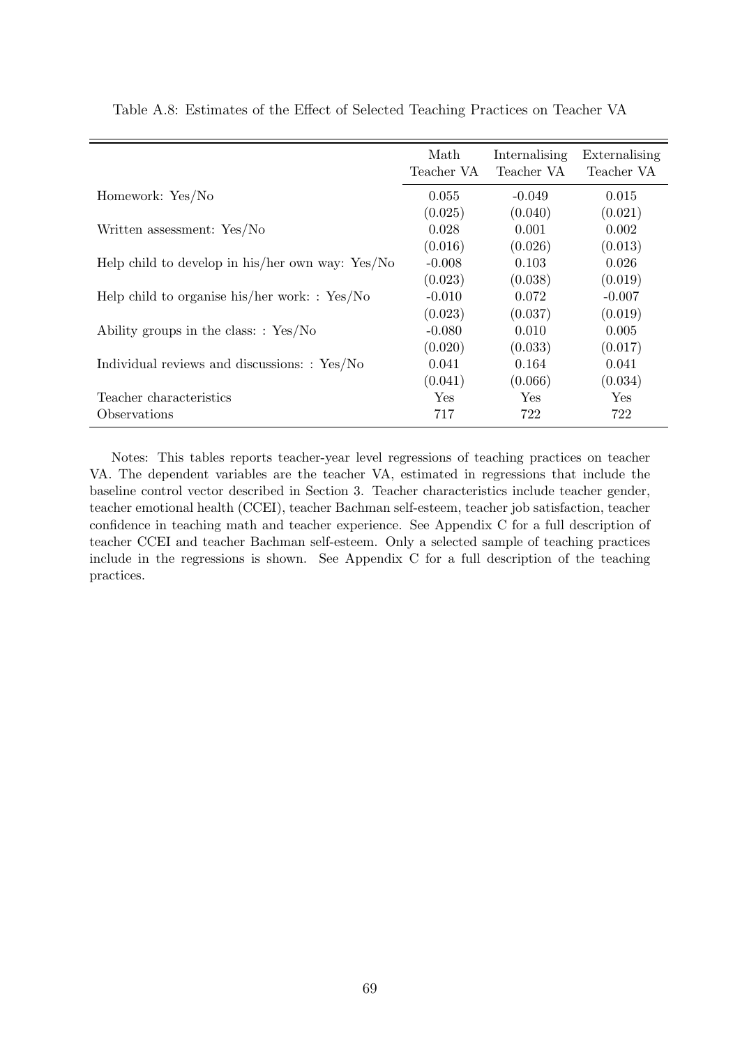Table A.8: Estimates of the Effect of Selected Teaching Practices on Teacher VA

| | Math Teacher VA | Internalising Teacher VA | Externalising Teacher VA |
|---|---|---|---|
| Homework: Yes/No | 0.055 | -0.049 | 0.015 |
| | (0.025) | (0.040) | (0.021) |
| Written assessment: Yes/No | 0.028 | 0.001 | 0.002 |
| | (0.016) | (0.026) | (0.013) |
| Help child to develop in his/her own way: Yes/No | -0.008 | 0.103 | 0.026 |
| | (0.023) | (0.038) | (0.019) |
| Help child to organise his/her work: : Yes/No | -0.010 | 0.072 | -0.007 |
| | (0.023) | (0.037) | (0.019) |
| Ability groups in the class: : Yes/No | -0.080 | 0.010 | 0.005 |
| | (0.020) | (0.033) | (0.017) |
| Individual reviews and discussions: : Yes/No | 0.041 | 0.164 | 0.041 |
| | (0.041) | (0.066) | (0.034) |
| Teacher characteristics | Yes | Yes | Yes |
| Observations | 717 | 722 | 722 |

Notes: This tables reports teacher-year level regressions of teaching practices on teacher VA. The dependent variables are the teacher VA, estimated in regressions that include the baseline control vector described in Section 3. Teacher characteristics include teacher gender, teacher emotional health (CCEI), teacher Bachman self-esteem, teacher job satisfaction, teacher confidence in teaching math and teacher experience. See Appendix C for a full description of teacher CCEI and teacher Bachman self-esteem. Only a selected sample of teaching practices include in the regressions is shown. See Appendix C for a full description of the teaching practices.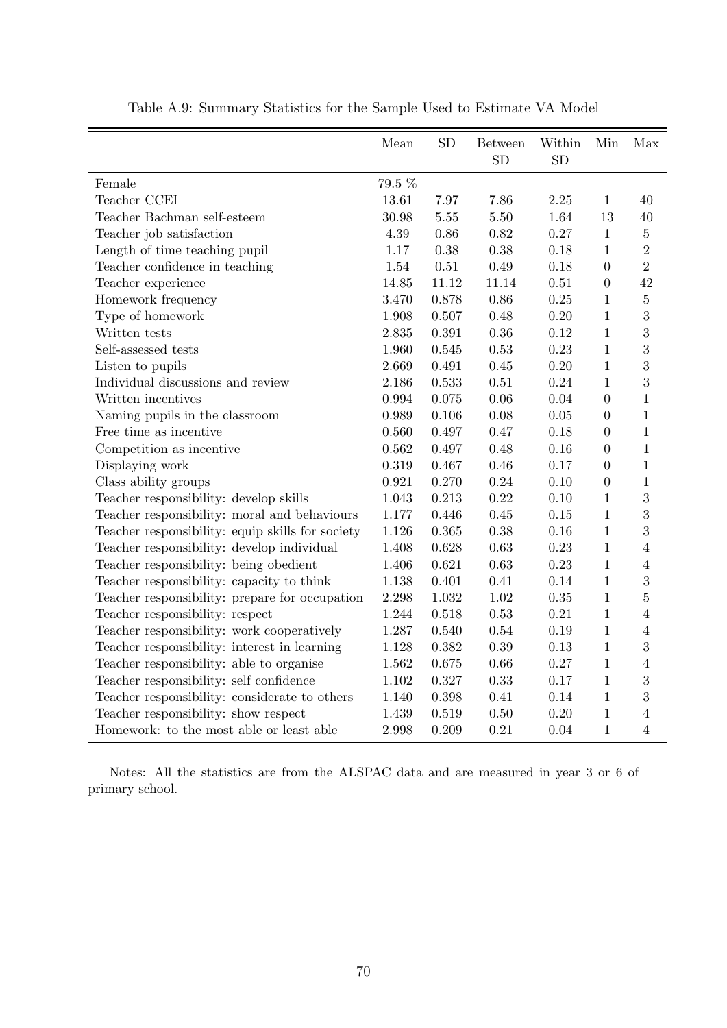Table A.9: Summary Statistics for the Sample Used to Estimate VA Model

| | Mean | SD | Between SD | Within SD | Min | Max |
|---|---|---|---|---|---|---|
| Female | 79.5 % | | | | | |
| Teacher CCEI | 13.61 | 7.97 | 7.86 | 2.25 | 1 | 40 |
| Teacher Bachman self-esteem | 30.98 | 5.55 | 5.50 | 1.64 | 13 | 40 |
| Teacher job satisfaction | 4.39 | 0.86 | 0.82 | 0.27 | 1 | 5 |
| Length of time teaching pupil | 1.17 | 0.38 | 0.38 | 0.18 | 1 | 2 |
| Teacher confidence in teaching | 1.54 | 0.51 | 0.49 | 0.18 | 0 | 2 |
| Teacher experience | 14.85 | 11.12 | 11.14 | 0.51 | 0 | 42 |
| Homework frequency | 3.470 | 0.878 | 0.86 | 0.25 | 1 | 5 |
| Type of homework | 1.908 | 0.507 | 0.48 | 0.20 | 1 | 3 |
| Written tests | 2.835 | 0.391 | 0.36 | 0.12 | 1 | 3 |
| Self-assessed tests | 1.960 | 0.545 | 0.53 | 0.23 | 1 | 3 |
| Listen to pupils | 2.669 | 0.491 | 0.45 | 0.20 | 1 | 3 |
| Individual discussions and review | 2.186 | 0.533 | 0.51 | 0.24 | 1 | 3 |
| Written incentives | 0.994 | 0.075 | 0.06 | 0.04 | 0 | 1 |
| Naming pupils in the classroom | 0.989 | 0.106 | 0.08 | 0.05 | 0 | 1 |
| Free time as incentive | 0.560 | 0.497 | 0.47 | 0.18 | 0 | 1 |
| Competition as incentive | 0.562 | 0.497 | 0.48 | 0.16 | 0 | 1 |
| Displaying work | 0.319 | 0.467 | 0.46 | 0.17 | 0 | 1 |
| Class ability groups | 0.921 | 0.270 | 0.24 | 0.10 | 0 | 1 |
| Teacher responsibility: develop skills | 1.043 | 0.213 | 0.22 | 0.10 | 1 | 3 |
| Teacher responsibility: moral and behaviours | 1.177 | 0.446 | 0.45 | 0.15 | 1 | 3 |
| Teacher responsibility: equip skills for society | 1.126 | 0.365 | 0.38 | 0.16 | 1 | 3 |
| Teacher responsibility: develop individual | 1.408 | 0.628 | 0.63 | 0.23 | 1 | 4 |
| Teacher responsibility: being obedient | 1.406 | 0.621 | 0.63 | 0.23 | 1 | 4 |
| Teacher responsibility: capacity to think | 1.138 | 0.401 | 0.41 | 0.14 | 1 | 3 |
| Teacher responsibility: prepare for occupation | 2.298 | 1.032 | 1.02 | 0.35 | 1 | 5 |
| Teacher responsibility: respect | 1.244 | 0.518 | 0.53 | 0.21 | 1 | 4 |
| Teacher responsibility: work cooperatively | 1.287 | 0.540 | 0.54 | 0.19 | 1 | 4 |
| Teacher responsibility: interest in learning | 1.128 | 0.382 | 0.39 | 0.13 | 1 | 3 |
| Teacher responsibility: able to organise | 1.562 | 0.675 | 0.66 | 0.27 | 1 | 4 |
| Teacher responsibility: self confidence | 1.102 | 0.327 | 0.33 | 0.17 | 1 | 3 |
| Teacher responsibility: considerate to others | 1.140 | 0.398 | 0.41 | 0.14 | 1 | 3 |
| Teacher responsibility: show respect | 1.439 | 0.519 | 0.50 | 0.20 | 1 | 4 |
| Homework: to the most able or least able | 2.998 | 0.209 | 0.21 | 0.04 | 1 | 4 |

Notes: All the statistics are from the ALSPAC data and are measured in year 3 or 6 of primary school.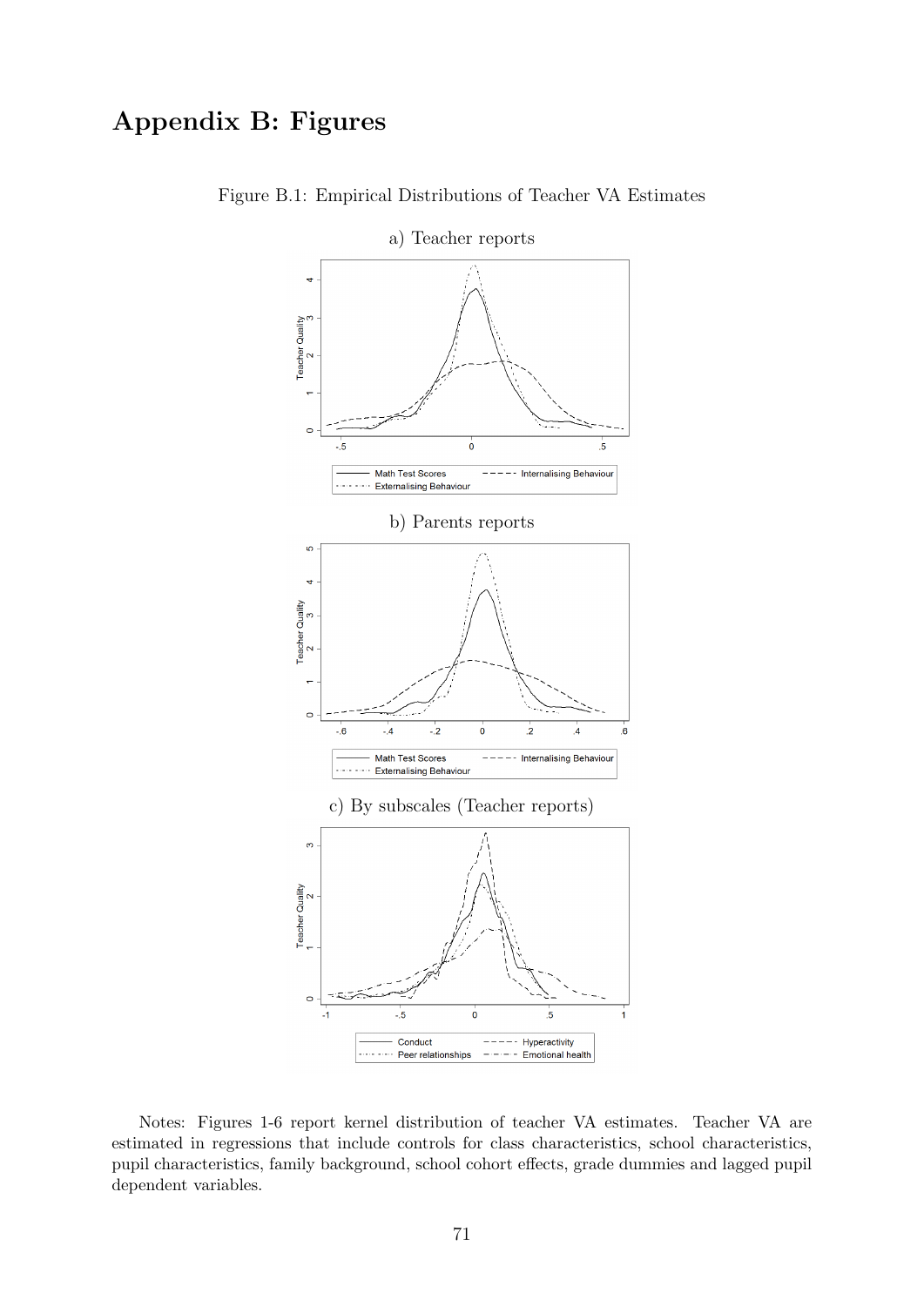# Appendix B: Figures

Figure B.1: Empirical Distributions of Teacher VA Estimates

a) Teacher reports

b) Parents reports

c) By subscales (Teacher reports)

Notes: Figures 1-6 report kernel distribution of teacher VA estimates. Teacher VA are estimated in regressions that include controls for class characteristics, school characteristics, pupil characteristics, family background, school cohort effects, grade dummies and lagged pupil dependent variables.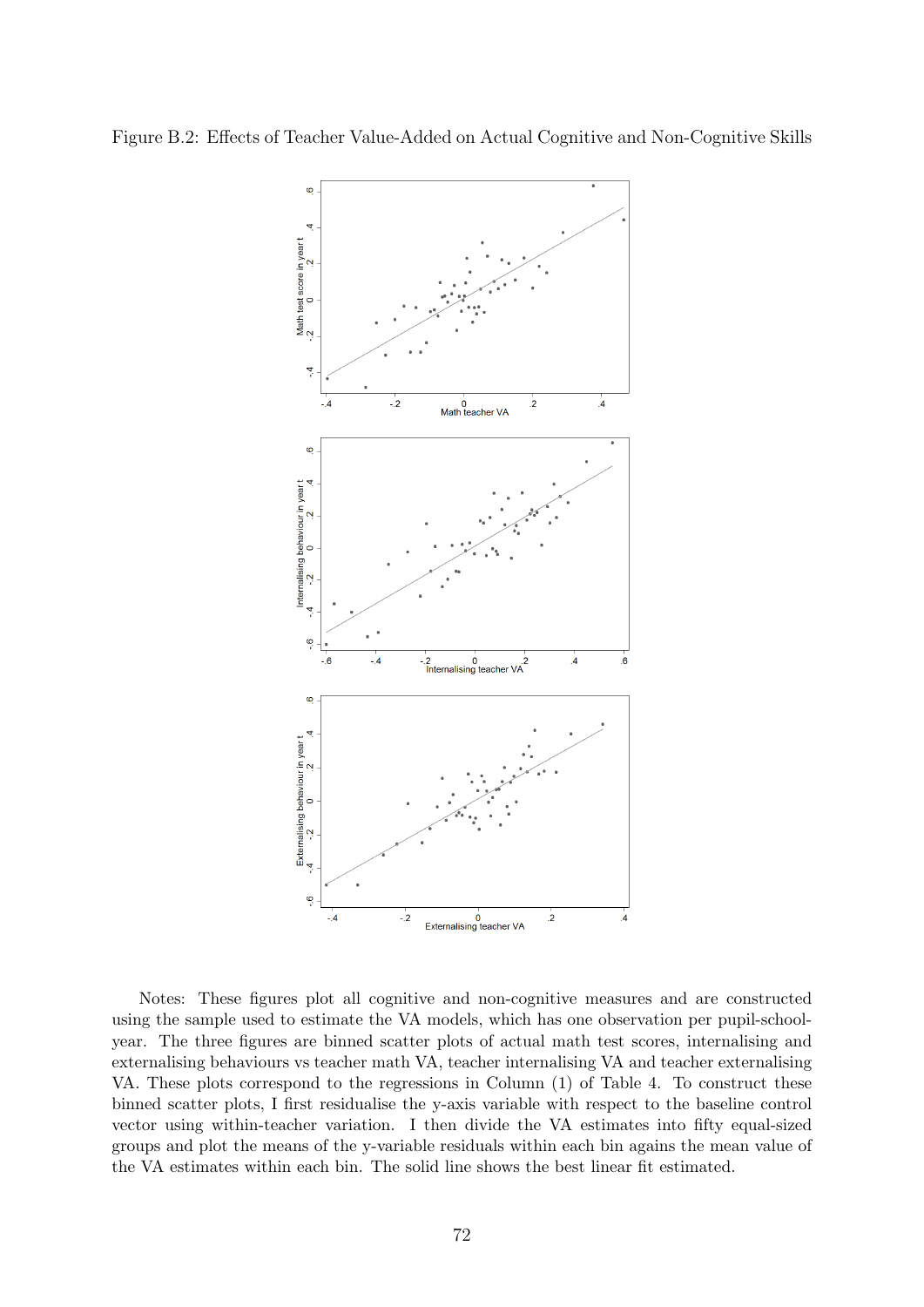Figure B.2: Effects of Teacher Value-Added on Actual Cognitive and Non-Cognitive Skills

Notes: These figures plot all cognitive and non-cognitive measures and are constructed using the sample used to estimate the VA models, which has one observation per pupil-school-year. The three figures are binned scatter plots of actual math test scores, internalising and externalising behaviours vs teacher math VA, teacher internalising VA and teacher externalising VA. These plots correspond to the regressions in Column (1) of Table 4. To construct these binned scatter plots, I first residualise the y-axis variable with respect to the baseline control vector using within-teacher variation. I then divide the VA estimates into fifty equal-sized groups and plot the means of the y-variable residuals within each bin agains the mean value of the VA estimates within each bin. The solid line shows the best linear fit estimated.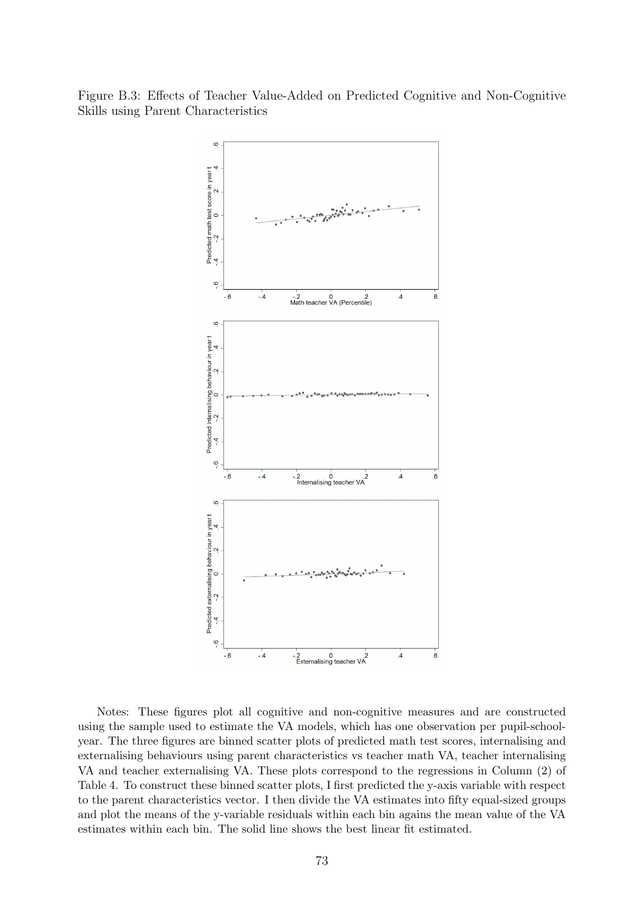Figure B.3: Effects of Teacher Value-Added on Predicted Cognitive and Non-Cognitive Skills using Parent Characteristics

Notes: These figures plot all cognitive and non-cognitive measures and are constructed using the sample used to estimate the VA models, which has one observation per pupil-school-year. The three figures are binned scatter plots of predicted math test scores, internalising and externalising behaviours using parent characteristics vs teacher math VA, teacher internalising VA and teacher externalising VA. These plots correspond to the regressions in Column (2) of Table 4. To construct these binned scatter plots, I first predicted the y-axis variable with respect to the parent characteristics vector. I then divide the VA estimates into fifty equal-sized groups and plot the means of the y-variable residuals within each bin agains the mean value of the VA estimates within each bin. The solid line shows the best linear fit estimated.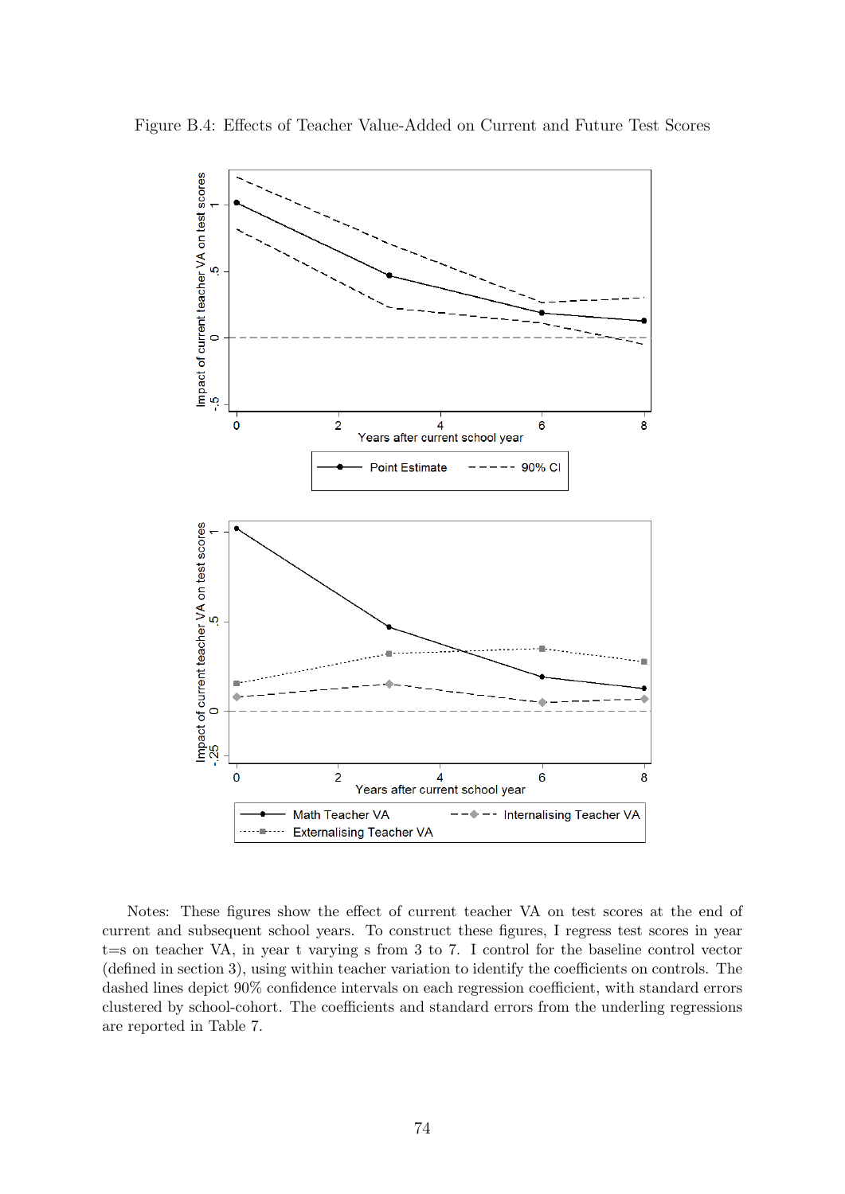Figure B.4: Effects of Teacher Value-Added on Current and Future Test Scores

Notes: These figures show the effect of current teacher VA on test scores at the end of current and subsequent school years. To construct these figures, I regress test scores in year t=s on teacher VA, in year t varying s from 3 to 7. I control for the baseline control vector (defined in section 3), using within teacher variation to identify the coefficients on controls. The dashed lines depict 90% confidence intervals on each regression coefficient, with standard errors clustered by school-cohort. The coefficients and standard errors from the underling regressions are reported in Table 7.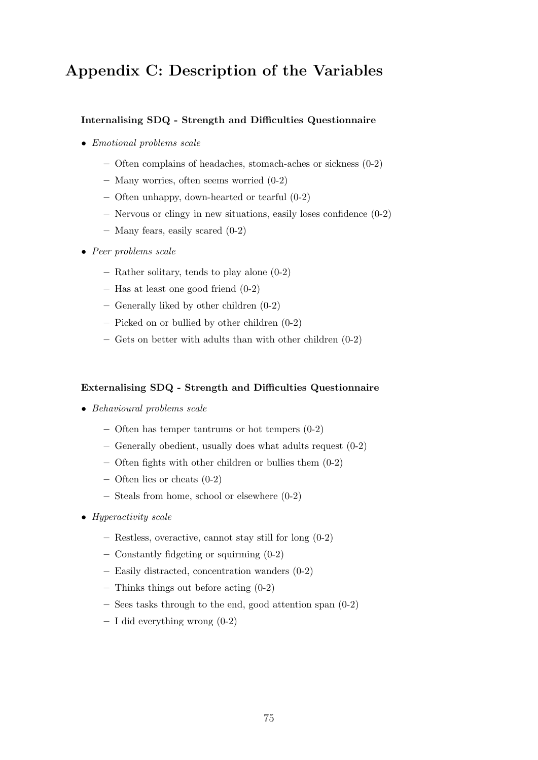# Appendix C: Description of the Variables

**Internalising SDQ - Strength and Difficulties Questionnaire**

- *Emotional problems scale*
  - Often complains of headaches, stomach-aches or sickness (0-2)
  - Many worries, often seems worried (0-2)
  - Often unhappy, down-hearted or tearful (0-2)
  - Nervous or clingy in new situations, easily loses confidence (0-2)
  - Many fears, easily scared (0-2)
- *Peer problems scale*
  - Rather solitary, tends to play alone (0-2)
  - Has at least one good friend (0-2)
  - Generally liked by other children (0-2)
  - Picked on or bullied by other children (0-2)
  - Gets on better with adults than with other children (0-2)

**Externalising SDQ - Strength and Difficulties Questionnaire**

- *Behavioural problems scale*
  - Often has temper tantrums or hot tempers (0-2)
  - Generally obedient, usually does what adults request (0-2)
  - Often fights with other children or bullies them (0-2)
  - Often lies or cheats (0-2)
  - Steals from home, school or elsewhere (0-2)
- *Hyperactivity scale*
  - Restless, overactive, cannot stay still for long (0-2)
  - Constantly fidgeting or squirming (0-2)
  - Easily distracted, concentration wanders (0-2)
  - Thinks things out before acting (0-2)
  - Sees tasks through to the end, good attention span (0-2)
  - I did everything wrong (0-2)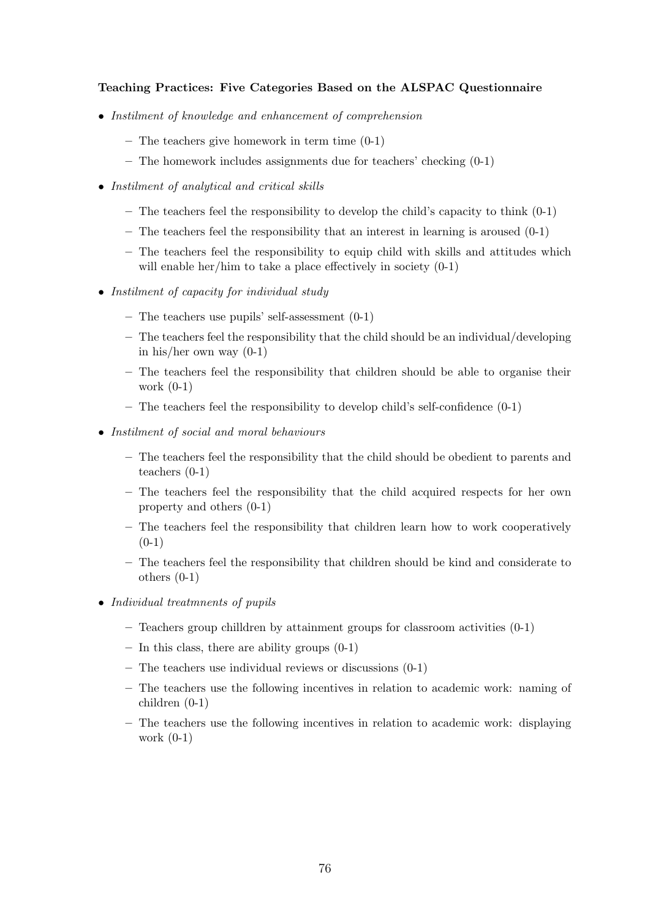**Teaching Practices: Five Categories Based on the ALSPAC Questionnaire**

- *Instilment of knowledge and enhancement of comprehension*
  - The teachers give homework in term time (0-1)
  - The homework includes assignments due for teachers' checking (0-1)
- *Instilment of analytical and critical skills*
  - The teachers feel the responsibility to develop the child's capacity to think (0-1)
  - The teachers feel the responsibility that an interest in learning is aroused (0-1)
  - The teachers feel the responsibility to equip child with skills and attitudes which will enable her/him to take a place effectively in society (0-1)
- *Instilment of capacity for individual study*
  - The teachers use pupils' self-assessment (0-1)
  - The teachers feel the responsibility that the child should be an individual/developing in his/her own way (0-1)
  - The teachers feel the responsibility that children should be able to organise their work (0-1)
  - The teachers feel the responsibility to develop child's self-confidence (0-1)
- *Instilment of social and moral behaviours*
  - The teachers feel the responsibility that the child should be obedient to parents and teachers (0-1)
  - The teachers feel the responsibility that the child acquired respects for her own property and others (0-1)
  - The teachers feel the responsibility that children learn how to work cooperatively (0-1)
  - The teachers feel the responsibility that children should be kind and considerate to others (0-1)
- *Individual treatmnents of pupils*
  - Teachers group chilldren by attainment groups for classroom activities (0-1)
  - In this class, there are ability groups (0-1)
  - The teachers use individual reviews or discussions (0-1)
  - The teachers use the following incentives in relation to academic work: naming of children (0-1)
  - The teachers use the following incentives in relation to academic work: displaying work (0-1)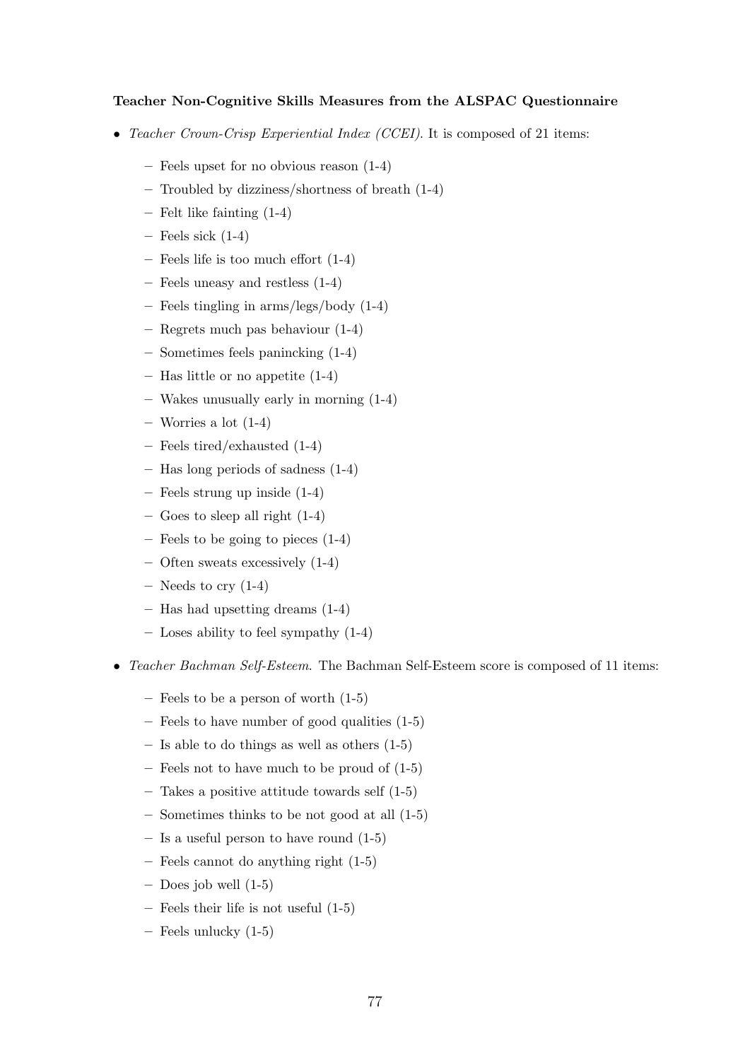**Teacher Non-Cognitive Skills Measures from the ALSPAC Questionnaire**

- *Teacher Crown-Crisp Experiential Index (CCEI).* It is composed of 21 items:
  - Feels upset for no obvious reason (1-4)
  - Troubled by dizziness/shortness of breath (1-4)
  - Felt like fainting (1-4)
  - Feels sick (1-4)
  - Feels life is too much effort (1-4)
  - Feels uneasy and restless (1-4)
  - Feels tingling in arms/legs/body (1-4)
  - Regrets much pas behaviour (1-4)
  - Sometimes feels panincking (1-4)
  - Has little or no appetite (1-4)
  - Wakes unusually early in morning (1-4)
  - Worries a lot (1-4)
  - Feels tired/exhausted (1-4)
  - Has long periods of sadness (1-4)
  - Feels strung up inside (1-4)
  - Goes to sleep all right (1-4)
  - Feels to be going to pieces (1-4)
  - Often sweats excessively (1-4)
  - Needs to cry (1-4)
  - Has had upsetting dreams (1-4)
  - Loses ability to feel sympathy (1-4)
- *Teacher Bachman Self-Esteem.* The Bachman Self-Esteem score is composed of 11 items:
  - Feels to be a person of worth (1-5)
  - Feels to have number of good qualities (1-5)
  - Is able to do things as well as others (1-5)
  - Feels not to have much to be proud of (1-5)
  - Takes a positive attitude towards self (1-5)
  - Sometimes thinks to be not good at all (1-5)
  - Is a useful person to have round (1-5)
  - Feels cannot do anything right (1-5)
  - Does job well (1-5)
  - Feels their life is not useful (1-5)
  - Feels unlucky (1-5)